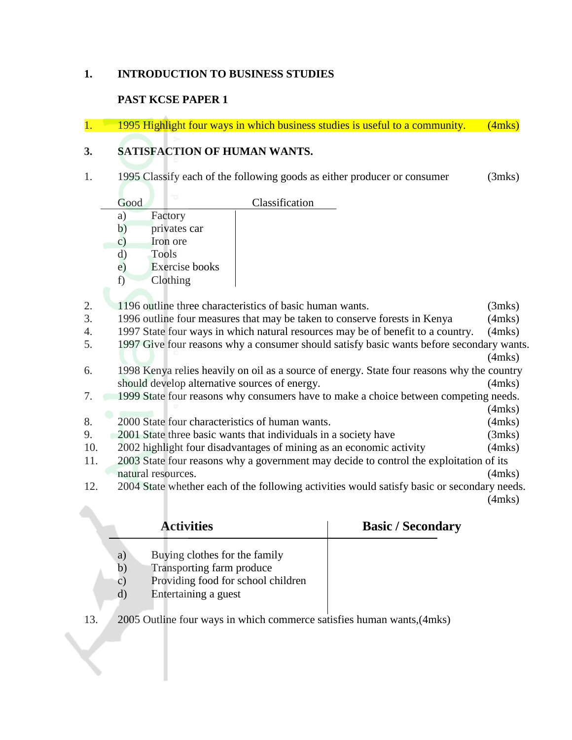## 1. INTRODUCTION TO BUSINESS STUDIES

### PAST KCSE PAPER 1

1. 1995 Highlight four ways in which business studies is useful to a community. (4mks)

## 3. SATISFACTION OF HUMAN WANTS.

1. 1995 Classify each of the following goods as either producer or consumer (3mks)

| Good | Classification |
|---|---|
| a) Factory | |
| b) privates car | |
| c) Iron ore | |
| d) Tools | |
| e) Exercise books | |
| f) Clothing | |

2. 1196 outline three characteristics of basic human wants. (3mks)
3. 1996 outline four measures that may be taken to conserve forests in Kenya (4mks)
4. 1997 State four ways in which natural resources may be of benefit to a country. (4mks)
5. 1997 Give four reasons why a consumer should satisfy basic wants before secondary wants. (4mks)
6. 1998 Kenya relies heavily on oil as a source of energy. State four reasons why the country should develop alternative sources of energy. (4mks)
7. 1999 State four reasons why consumers have to make a choice between competing needs. (4mks)
8. 2000 State four characteristics of human wants. (4mks)
9. 2001 State three basic wants that individuals in a society have (3mks)
10. 2002 highlight four disadvantages of mining as an economic activity (4mks)
11. 2003 State four reasons why a government may decide to control the exploitation of its natural resources. (4mks)
12. 2004 State whether each of the following activities would satisfy basic or secondary needs. (4mks)

| Activities | Basic / Secondary |
|---|---|
| a) Buying clothes for the family | |
| b) Transporting farm produce | |
| c) Providing food for school children | |
| d) Entertaining a guest | |

13. 2005 Outline four ways in which commerce satisfies human wants,(4mks)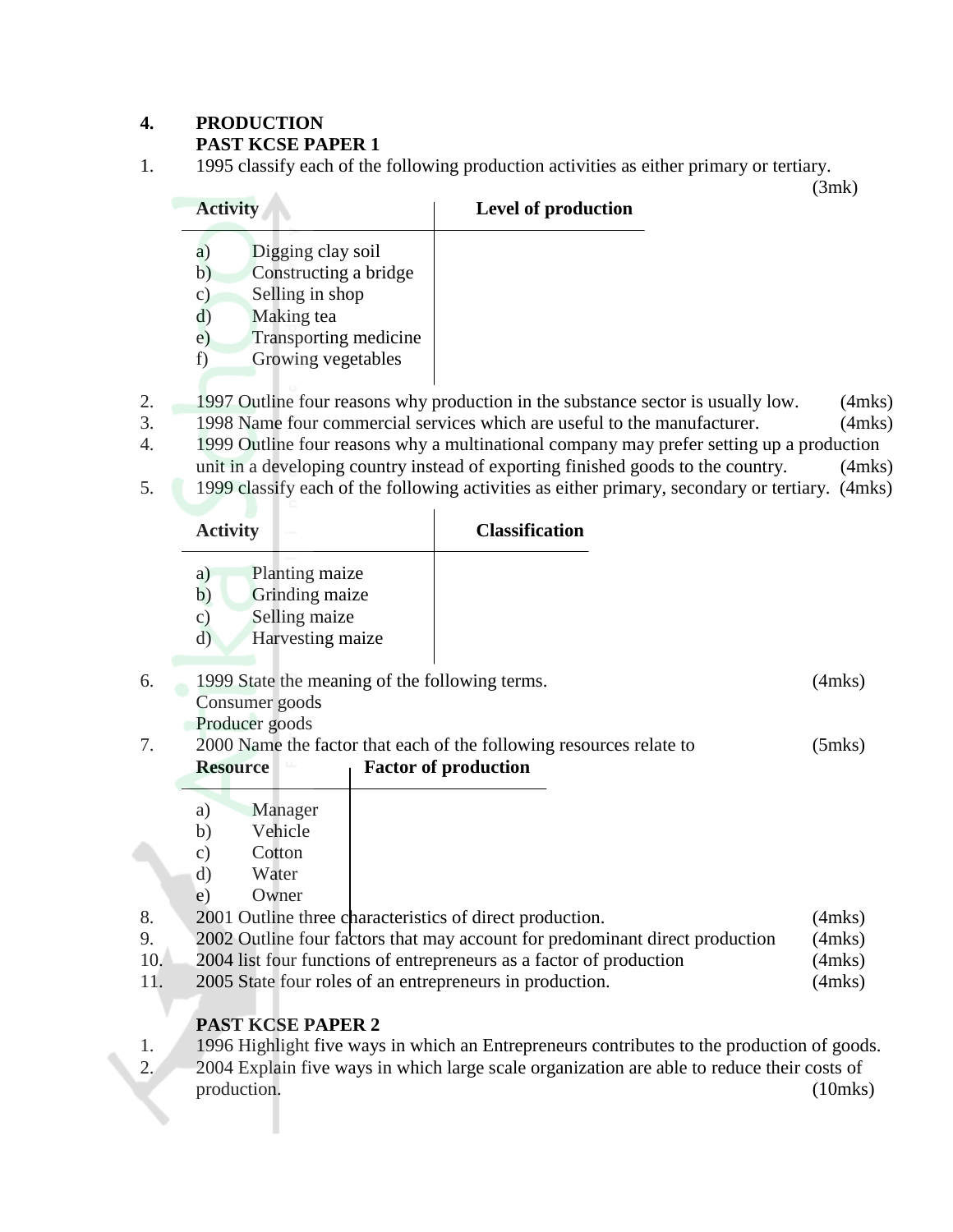## 4. PRODUCTION

### PAST KCSE PAPER 1

1. 1995 classify each of the following production activities as either primary or tertiary. (3mk)

| Activity | Level of production |
|---|---|
| a) Digging clay soil | |
| b) Constructing a bridge | |
| c) Selling in shop | |
| d) Making tea | |
| e) Transporting medicine | |
| f) Growing vegetables | |

2. 1997 Outline four reasons why production in the substance sector is usually low. (4mks)
3. 1998 Name four commercial services which are useful to the manufacturer. (4mks)
4. 1999 Outline four reasons why a multinational company may prefer setting up a production unit in a developing country instead of exporting finished goods to the country. (4mks)
5. 1999 classify each of the following activities as either primary, secondary or tertiary. (4mks)

| Activity | Classification |
|---|---|
| a) Planting maize | |
| b) Grinding maize | |
| c) Selling maize | |
| d) Harvesting maize | |

6. 1999 State the meaning of the following terms. (4mks)
   Consumer goods
   Producer goods
7. 2000 Name the factor that each of the following resources relate to (5mks)

| Resource | Factor of production |
|---|---|
| a) Manager | |
| b) Vehicle | |
| c) Cotton | |
| d) Water | |
| e) Owner | |

8. 2001 Outline three characteristics of direct production. (4mks)
9. 2002 Outline four factors that may account for predominant direct production (4mks)
10. 2004 list four functions of entrepreneurs as a factor of production (4mks)
11. 2005 State four roles of an entrepreneurs in production. (4mks)

### PAST KCSE PAPER 2

1. 1996 Highlight five ways in which an Entrepreneurs contributes to the production of goods.
2. 2004 Explain five ways in which large scale organization are able to reduce their costs of production. (10mks)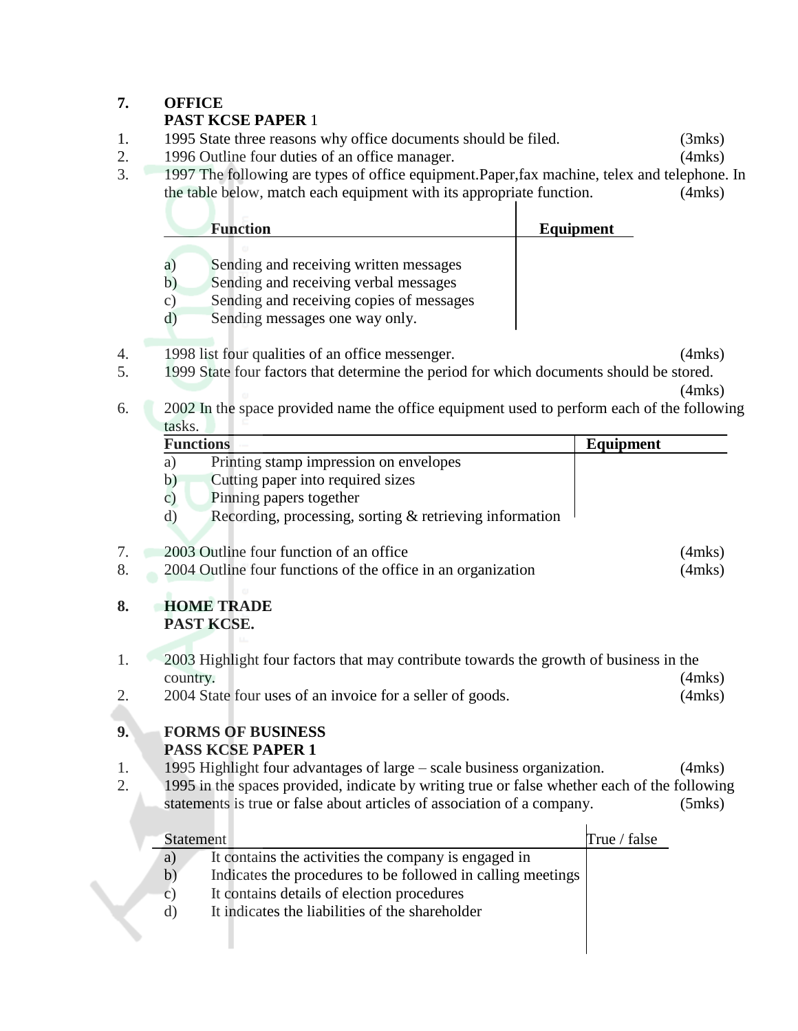## 7. OFFICE

**PAST KCSE PAPER** 1

1. 1995 State three reasons why office documents should be filed. (3mks)
2. 1996 Outline four duties of an office manager. (4mks)
3. 1997 The following are types of office equipment.Paper,fax machine, telex and telephone. In the table below, match each equipment with its appropriate function. (4mks)

| Function | Equipment |
|---|---|
| a) Sending and receiving written messages | |
| b) Sending and receiving verbal messages | |
| c) Sending and receiving copies of messages | |
| d) Sending messages one way only. | |

4. 1998 list four qualities of an office messenger. (4mks)
5. 1999 State four factors that determine the period for which documents should be stored. (4mks)
6. 2002 In the space provided name the office equipment used to perform each of the following tasks.

| Functions | Equipment |
|---|---|
| a) Printing stamp impression on envelopes | |
| b) Cutting paper into required sizes | |
| c) Pinning papers together | |
| d) Recording, processing, sorting & retrieving information | |

7. 2003 Outline four function of an office (4mks)
8. 2004 Outline four functions of the office in an organization (4mks)

## 8. HOME TRADE

**PAST KCSE.**

1. 2003 Highlight four factors that may contribute towards the growth of business in the country. (4mks)
2. 2004 State four uses of an invoice for a seller of goods. (4mks)

## 9. FORMS OF BUSINESS

**PASS KCSE PAPER 1**

1. 1995 Highlight four advantages of large – scale business organization. (4mks)
2. 1995 in the spaces provided, indicate by writing true or false whether each of the following statements is true or false about articles of association of a company. (5mks)

| Statement | True / false |
|---|---|
| a) It contains the activities the company is engaged in | |
| b) Indicates the procedures to be followed in calling meetings | |
| c) It contains details of election procedures | |
| d) It indicates the liabilities of the shareholder | |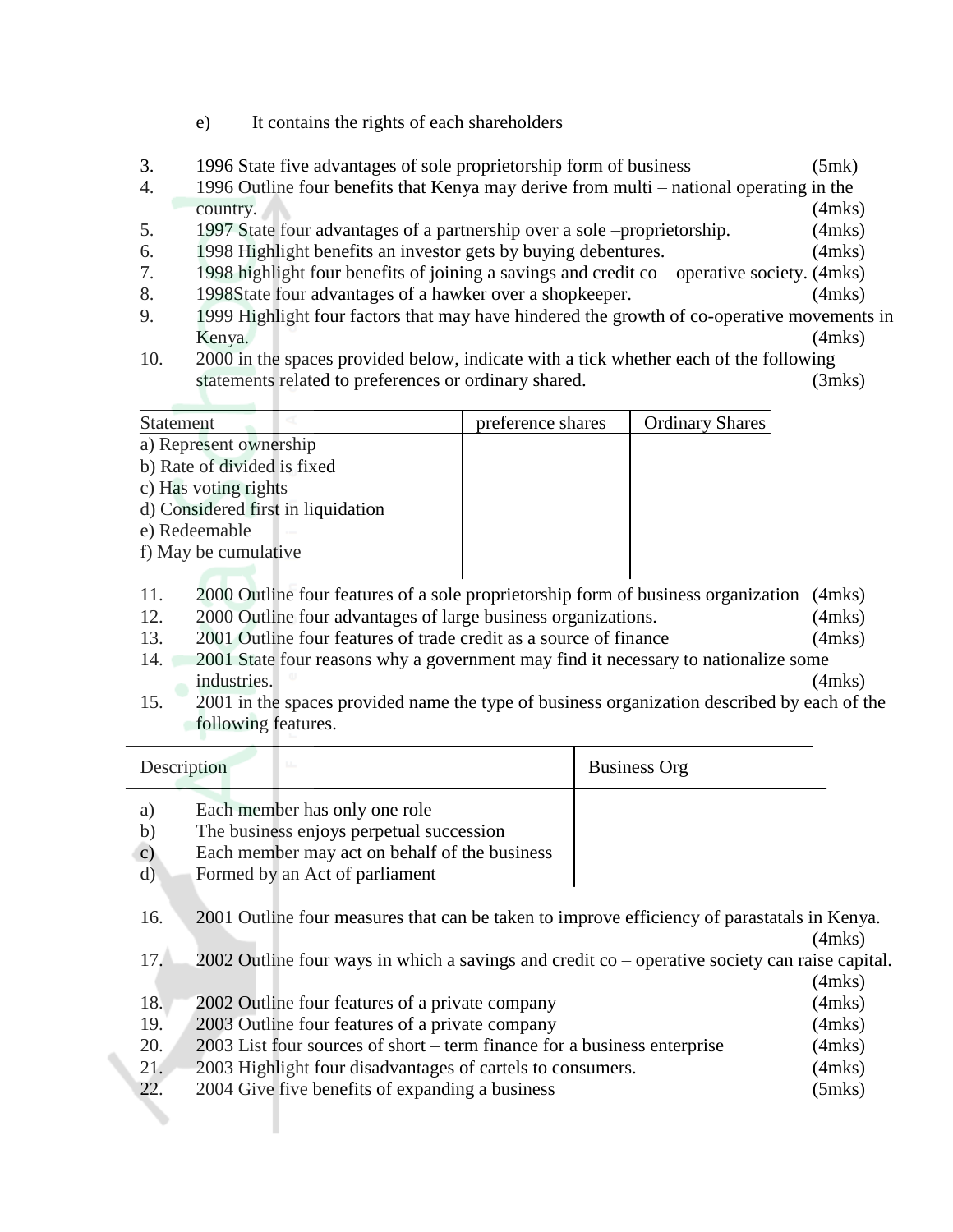e) It contains the rights of each shareholders

3. 1996 State five advantages of sole proprietorship form of business (5mk)
4. 1996 Outline four benefits that Kenya may derive from multi – national operating in the country. (4mks)
5. 1997 State four advantages of a partnership over a sole –proprietorship. (4mks)
6. 1998 Highlight benefits an investor gets by buying debentures. (4mks)
7. 1998 highlight four benefits of joining a savings and credit co – operative society. (4mks)
8. 1998State four advantages of a hawker over a shopkeeper. (4mks)
9. 1999 Highlight four factors that may have hindered the growth of co-operative movements in Kenya. (4mks)
10. 2000 in the spaces provided below, indicate with a tick whether each of the following statements related to preferences or ordinary shared. (3mks)

| Statement | preference shares | Ordinary Shares |
|---|---|---|
| a) Represent ownership | | |
| b) Rate of divided is fixed | | |
| c) Has voting rights | | |
| d) Considered first in liquidation | | |
| e) Redeemable | | |
| f) May be cumulative | | |

11. 2000 Outline four features of a sole proprietorship form of business organization (4mks)
12. 2000 Outline four advantages of large business organizations. (4mks)
13. 2001 Outline four features of trade credit as a source of finance (4mks)
14. 2001 State four reasons why a government may find it necessary to nationalize some industries. (4mks)
15. 2001 in the spaces provided name the type of business organization described by each of the following features.

| Description | Business Org |
|---|---|
| a) Each member has only one role | |
| b) The business enjoys perpetual succession | |
| c) Each member may act on behalf of the business | |
| d) Formed by an Act of parliament | |

16. 2001 Outline four measures that can be taken to improve efficiency of parastatals in Kenya. (4mks)
17. 2002 Outline four ways in which a savings and credit co – operative society can raise capital. (4mks)
18. 2002 Outline four features of a private company (4mks)
19. 2003 Outline four features of a private company (4mks)
20. 2003 List four sources of short – term finance for a business enterprise (4mks)
21. 2003 Highlight four disadvantages of cartels to consumers. (4mks)
22. 2004 Give five benefits of expanding a business (5mks)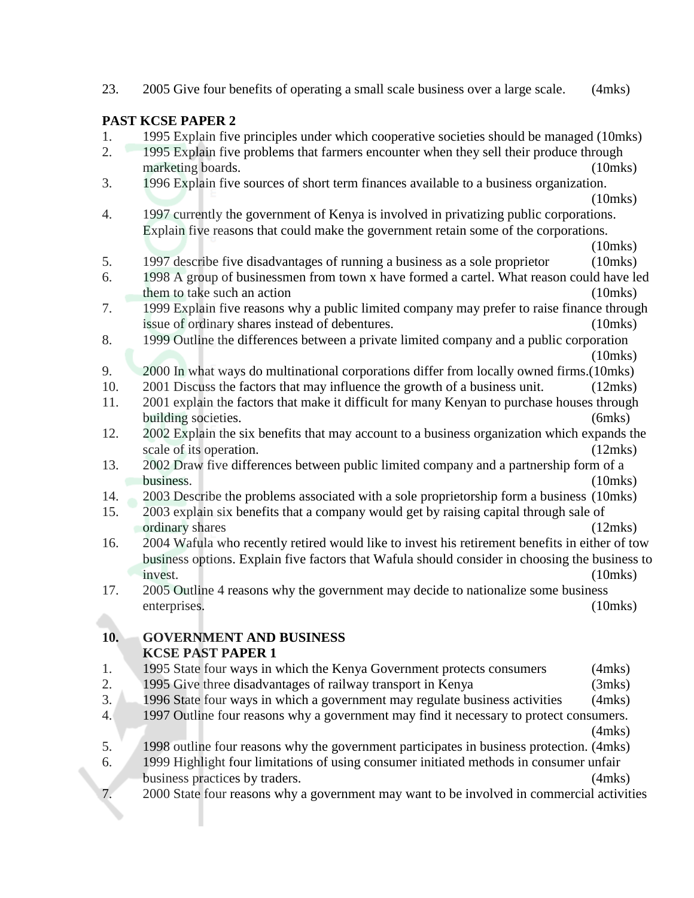23. 2005 Give four benefits of operating a small scale business over a large scale. (4mks)

**PAST KCSE PAPER 2**

1. 1995 Explain five principles under which cooperative societies should be managed (10mks)
2. 1995 Explain five problems that farmers encounter when they sell their produce through marketing boards. (10mks)
3. 1996 Explain five sources of short term finances available to a business organization. (10mks)
4. 1997 currently the government of Kenya is involved in privatizing public corporations. Explain five reasons that could make the government retain some of the corporations. (10mks)
5. 1997 describe five disadvantages of running a business as a sole proprietor (10mks)
6. 1998 A group of businessmen from town x have formed a cartel. What reason could have led them to take such an action (10mks)
7. 1999 Explain five reasons why a public limited company may prefer to raise finance through issue of ordinary shares instead of debentures. (10mks)
8. 1999 Outline the differences between a private limited company and a public corporation (10mks)
9. 2000 In what ways do multinational corporations differ from locally owned firms.(10mks)
10. 2001 Discuss the factors that may influence the growth of a business unit. (12mks)
11. 2001 explain the factors that make it difficult for many Kenyan to purchase houses through building societies. (6mks)
12. 2002 Explain the six benefits that may account to a business organization which expands the scale of its operation. (12mks)
13. 2002 Draw five differences between public limited company and a partnership form of a business. (10mks)
14. 2003 Describe the problems associated with a sole proprietorship form a business (10mks)
15. 2003 explain six benefits that a company would get by raising capital through sale of ordinary shares (12mks)
16. 2004 Wafula who recently retired would like to invest his retirement benefits in either of tow business options. Explain five factors that Wafula should consider in choosing the business to invest. (10mks)
17. 2005 Outline 4 reasons why the government may decide to nationalize some business enterprises. (10mks)

## 10. GOVERNMENT AND BUSINESS

**KCSE PAST PAPER 1**

1. 1995 State four ways in which the Kenya Government protects consumers (4mks)
2. 1995 Give three disadvantages of railway transport in Kenya (3mks)
3. 1996 State four ways in which a government may regulate business activities (4mks)
4. 1997 Outline four reasons why a government may find it necessary to protect consumers. (4mks)
5. 1998 outline four reasons why the government participates in business protection. (4mks)
6. 1999 Highlight four limitations of using consumer initiated methods in consumer unfair business practices by traders. (4mks)
7. 2000 State four reasons why a government may want to be involved in commercial activities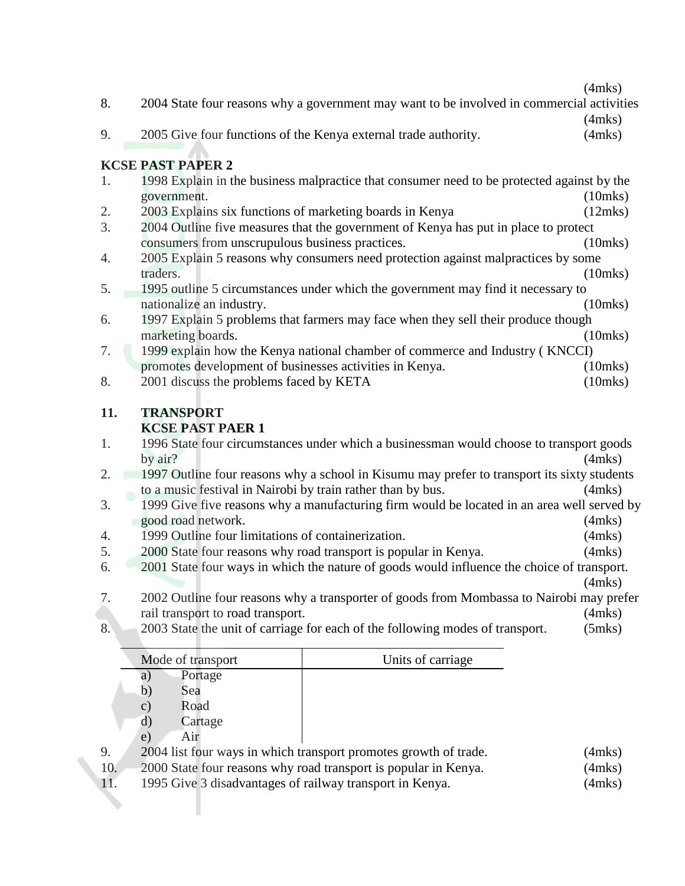(4mks)

8. 2004 State four reasons why a government may want to be involved in commercial activities (4mks)
9. 2005 Give four functions of the Kenya external trade authority. (4mks)

**KCSE PAST PAPER 2**

1. 1998 Explain in the business malpractice that consumer need to be protected against by the government. (10mks)
2. 2003 Explains six functions of marketing boards in Kenya (12mks)
3. 2004 Outline five measures that the government of Kenya has put in place to protect consumers from unscrupulous business practices. (10mks)
4. 2005 Explain 5 reasons why consumers need protection against malpractices by some traders. (10mks)
5. 1995 outline 5 circumstances under which the government may find it necessary to nationalize an industry. (10mks)
6. 1997 Explain 5 problems that farmers may face when they sell their produce though marketing boards. (10mks)
7. 1999 explain how the Kenya national chamber of commerce and Industry ( KNCCI) promotes development of businesses activities in Kenya. (10mks)
8. 2001 discuss the problems faced by KETA (10mks)

## 11. TRANSPORT

**KCSE PAST PAER 1**

1. 1996 State four circumstances under which a businessman would choose to transport goods by air? (4mks)
2. 1997 Outline four reasons why a school in Kisumu may prefer to transport its sixty students to a music festival in Nairobi by train rather than by bus. (4mks)
3. 1999 Give five reasons why a manufacturing firm would be located in an area well served by good road network. (4mks)
4. 1999 Outline four limitations of containerization. (4mks)
5. 2000 State four reasons why road transport is popular in Kenya. (4mks)
6. 2001 State four ways in which the nature of goods would influence the choice of transport. (4mks)
7. 2002 Outline four reasons why a transporter of goods from Mombassa to Nairobi may prefer rail transport to road transport. (4mks)
8. 2003 State the unit of carriage for each of the following modes of transport. (5mks)

| Mode of transport | Units of carriage |
|---|---|
| a) Portage | |
| b) Sea | |
| c) Road | |
| d) Cartage | |
| e) Air | |

9. 2004 list four ways in which transport promotes growth of trade. (4mks)
10. 2000 State four reasons why road transport is popular in Kenya. (4mks)
11. 1995 Give 3 disadvantages of railway transport in Kenya. (4mks)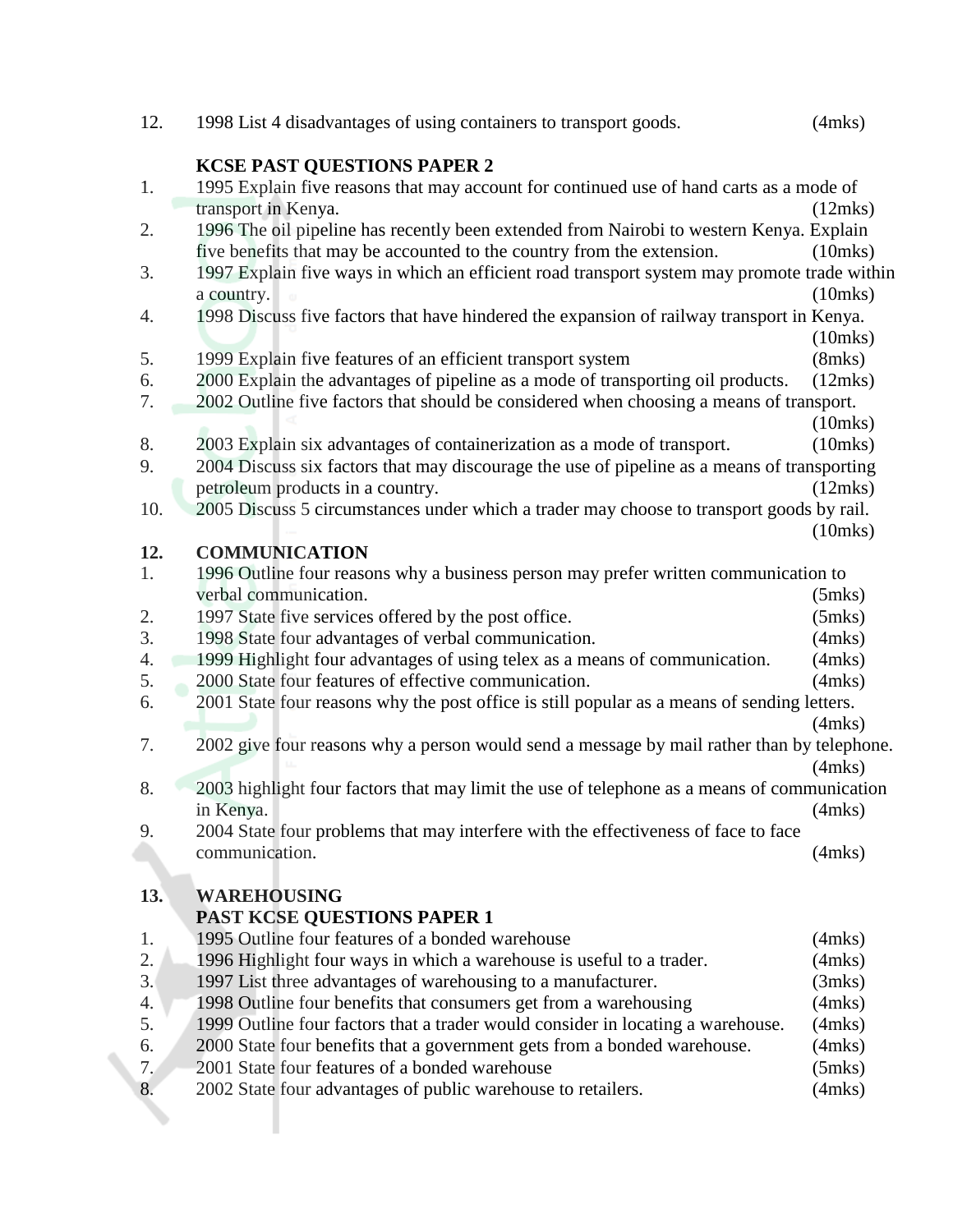12. 1998 List 4 disadvantages of using containers to transport goods. (4mks)

**KCSE PAST QUESTIONS PAPER 2**

1. 1995 Explain five reasons that may account for continued use of hand carts as a mode of transport in Kenya. (12mks)
2. 1996 The oil pipeline has recently been extended from Nairobi to western Kenya. Explain five benefits that may be accounted to the country from the extension. (10mks)
3. 1997 Explain five ways in which an efficient road transport system may promote trade within a country. (10mks)
4. 1998 Discuss five factors that have hindered the expansion of railway transport in Kenya. (10mks)
5. 1999 Explain five features of an efficient transport system (8mks)
6. 2000 Explain the advantages of pipeline as a mode of transporting oil products. (12mks)
7. 2002 Outline five factors that should be considered when choosing a means of transport. (10mks)
8. 2003 Explain six advantages of containerization as a mode of transport. (10mks)
9. 2004 Discuss six factors that may discourage the use of pipeline as a means of transporting petroleum products in a country. (12mks)
10. 2005 Discuss 5 circumstances under which a trader may choose to transport goods by rail. (10mks)

## 12. COMMUNICATION

1. 1996 Outline four reasons why a business person may prefer written communication to verbal communication. (5mks)
2. 1997 State five services offered by the post office. (5mks)
3. 1998 State four advantages of verbal communication. (4mks)
4. 1999 Highlight four advantages of using telex as a means of communication. (4mks)
5. 2000 State four features of effective communication. (4mks)
6. 2001 State four reasons why the post office is still popular as a means of sending letters. (4mks)
7. 2002 give four reasons why a person would send a message by mail rather than by telephone. (4mks)
8. 2003 highlight four factors that may limit the use of telephone as a means of communication in Kenya. (4mks)
9. 2004 State four problems that may interfere with the effectiveness of face to face communication. (4mks)

## 13. WAREHOUSING

**PAST KCSE QUESTIONS PAPER 1**

1. 1995 Outline four features of a bonded warehouse (4mks)
2. 1996 Highlight four ways in which a warehouse is useful to a trader. (4mks)
3. 1997 List three advantages of warehousing to a manufacturer. (3mks)
4. 1998 Outline four benefits that consumers get from a warehousing (4mks)
5. 1999 Outline four factors that a trader would consider in locating a warehouse. (4mks)
6. 2000 State four benefits that a government gets from a bonded warehouse. (4mks)
7. 2001 State four features of a bonded warehouse (5mks)
8. 2002 State four advantages of public warehouse to retailers. (4mks)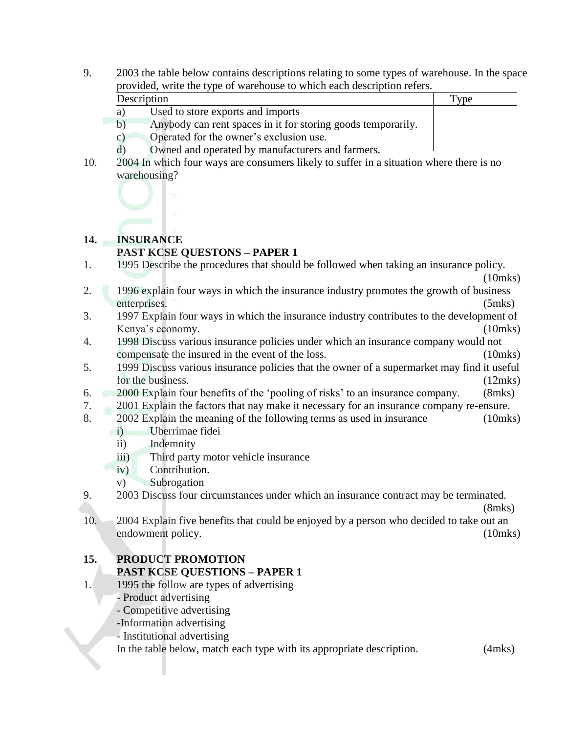9. 2003 the table below contains descriptions relating to some types of warehouse. In the space provided, write the type of warehouse to which each description refers.

| Description | Type |
|---|---|
| a) Used to store exports and imports | |
| b) Anybody can rent spaces in it for storing goods temporarily. | |
| c) Operated for the owner's exclusion use. | |
| d) Owned and operated by manufacturers and farmers. | |

10. 2004 In which four ways are consumers likely to suffer in a situation where there is no warehousing?

## 14. INSURANCE

### PAST KCSE QUESTONS – PAPER 1

1. 1995 Describe the procedures that should be followed when taking an insurance policy. (10mks)
2. 1996 explain four ways in which the insurance industry promotes the growth of business enterprises. (5mks)
3. 1997 Explain four ways in which the insurance industry contributes to the development of Kenya's economy. (10mks)
4. 1998 Discuss various insurance policies under which an insurance company would not compensate the insured in the event of the loss. (10mks)
5. 1999 Discuss various insurance policies that the owner of a supermarket may find it useful for the business. (12mks)
6. 2000 Explain four benefits of the 'pooling of risks' to an insurance company. (8mks)
7. 2001 Explain the factors that nay make it necessary for an insurance company re-ensure.
8. 2002 Explain the meaning of the following terms as used in insurance (10mks)
   - i) Uberrimae fidei
   - ii) Indemnity
   - iii) Third party motor vehicle insurance
   - iv) Contribution.
   - v) Subrogation
9. 2003 Discuss four circumstances under which an insurance contract may be terminated. (8mks)
10. 2004 Explain five benefits that could be enjoyed by a person who decided to take out an endowment policy. (10mks)

## 15. PRODUCT PROMOTION

### PAST KCSE QUESTIONS – PAPER 1

1. 1995 the follow are types of advertising
   - Product advertising
   - Competitive advertising
   - Information advertising
   - Institutional advertising

   In the table below, match each type with its appropriate description. (4mks)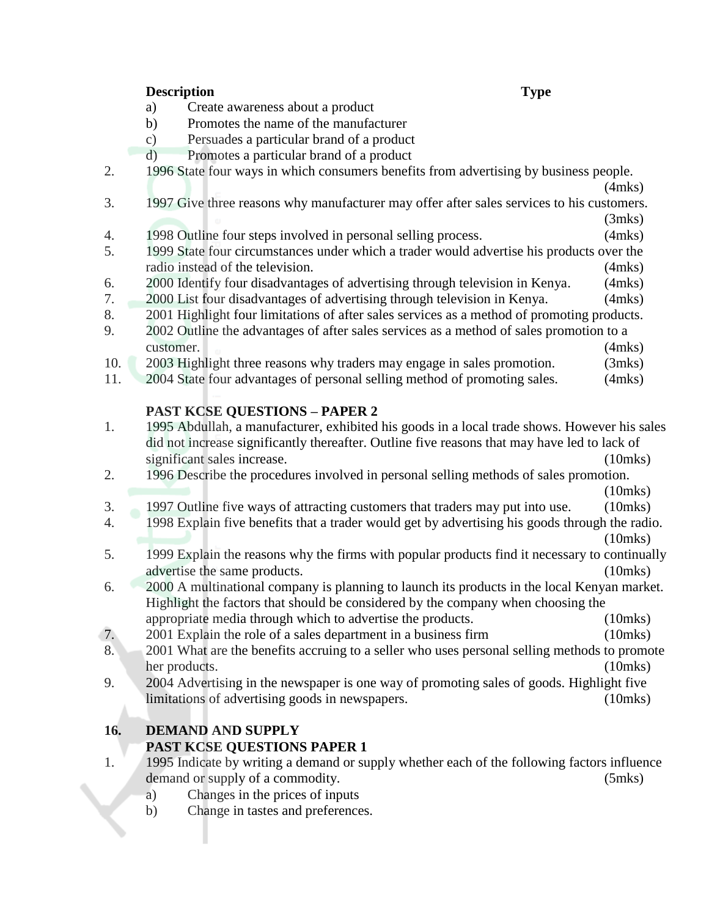| Description | Type |
|---|---|
| a) Create awareness about a product | |
| b) Promotes the name of the manufacturer | |
| c) Persuades a particular brand of a product | |
| d) Promotes a particular brand of a product | |

2. 1996 State four ways in which consumers benefits from advertising by business people. (4mks)
3. 1997 Give three reasons why manufacturer may offer after sales services to his customers. (3mks)
4. 1998 Outline four steps involved in personal selling process. (4mks)
5. 1999 State four circumstances under which a trader would advertise his products over the radio instead of the television. (4mks)
6. 2000 Identify four disadvantages of advertising through television in Kenya. (4mks)
7. 2000 List four disadvantages of advertising through television in Kenya. (4mks)
8. 2001 Highlight four limitations of after sales services as a method of promoting products.
9. 2002 Outline the advantages of after sales services as a method of sales promotion to a customer. (4mks)
10. 2003 Highlight three reasons why traders may engage in sales promotion. (3mks)
11. 2004 State four advantages of personal selling method of promoting sales. (4mks)

**PAST KCSE QUESTIONS – PAPER 2**

1. 1995 Abdullah, a manufacturer, exhibited his goods in a local trade shows. However his sales did not increase significantly thereafter. Outline five reasons that may have led to lack of significant sales increase. (10mks)
2. 1996 Describe the procedures involved in personal selling methods of sales promotion. (10mks)
3. 1997 Outline five ways of attracting customers that traders may put into use. (10mks)
4. 1998 Explain five benefits that a trader would get by advertising his goods through the radio. (10mks)
5. 1999 Explain the reasons why the firms with popular products find it necessary to continually advertise the same products. (10mks)
6. 2000 A multinational company is planning to launch its products in the local Kenyan market. Highlight the factors that should be considered by the company when choosing the appropriate media through which to advertise the products. (10mks)
7. 2001 Explain the role of a sales department in a business firm (10mks)
8. 2001 What are the benefits accruing to a seller who uses personal selling methods to promote her products. (10mks)
9. 2004 Advertising in the newspaper is one way of promoting sales of goods. Highlight five limitations of advertising goods in newspapers. (10mks)

## 16. DEMAND AND SUPPLY

**PAST KCSE QUESTIONS PAPER 1**

1. 1995 Indicate by writing a demand or supply whether each of the following factors influence demand or supply of a commodity. (5mks)
   a) Changes in the prices of inputs
   b) Change in tastes and preferences.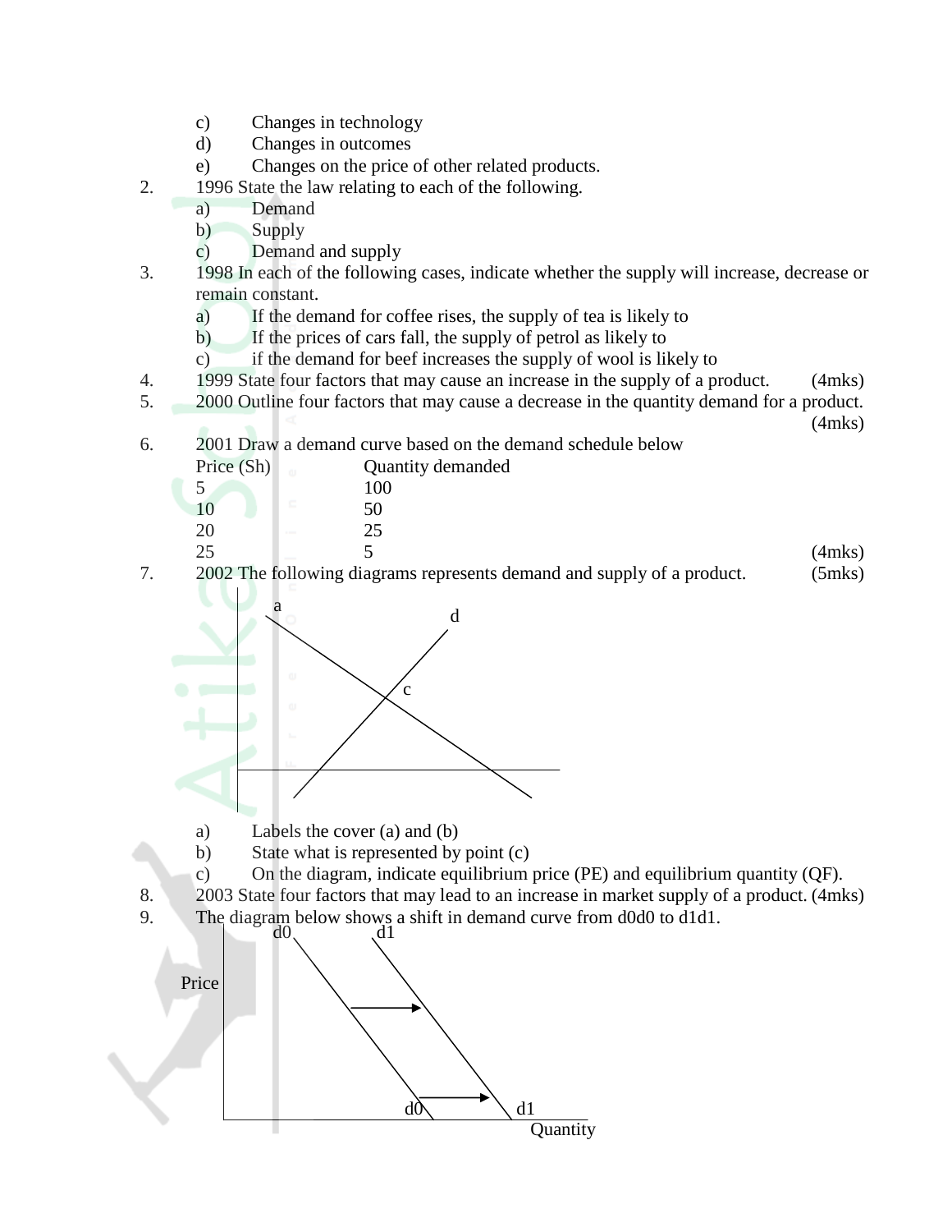c) Changes in technology
d) Changes in outcomes
e) Changes on the price of other related products.

2. 1996 State the law relating to each of the following.
   a) Demand
   b) Supply
   c) Demand and supply

3. 1998 In each of the following cases, indicate whether the supply will increase, decrease or remain constant.
   a) If the demand for coffee rises, the supply of tea is likely to
   b) If the prices of cars fall, the supply of petrol as likely to
   c) if the demand for beef increases the supply of wool is likely to

4. 1999 State four factors that may cause an increase in the supply of a product. (4mks)

5. 2000 Outline four factors that may cause a decrease in the quantity demand for a product. (4mks)

6. 2001 Draw a demand curve based on the demand schedule below

| Price (Sh) | Quantity demanded |
|---|---|
| 5 | 100 |
| 10 | 50 |
| 20 | 25 |
| 25 | 5 |

(4mks)

7. 2002 The following diagrams represents demand and supply of a product. (5mks)

a d c

   a) Labels the cover (a) and (b)
   b) State what is represented by point (c)
   c) On the diagram, indicate equilibrium price (PE) and equilibrium quantity (QF).

8. 2003 State four factors that may lead to an increase in market supply of a product. (4mks)

9. The diagram below shows a shift in demand curve from d0d0 to d1d1.

d0 d1 Price d0 d1 Quantity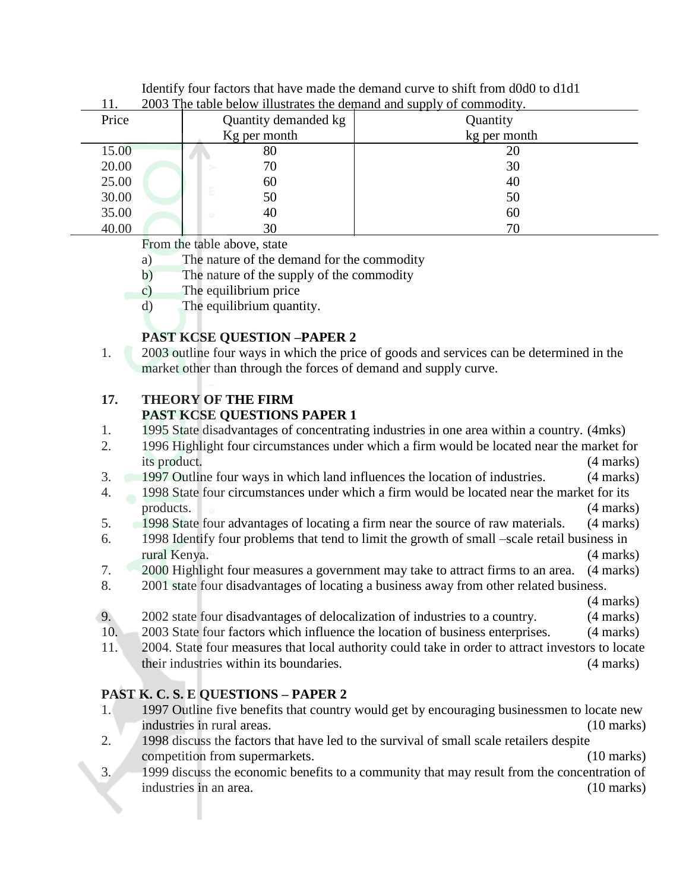Identify four factors that have made the demand curve to shift from d0d0 to d1d1

11. 2003 The table below illustrates the demand and supply of commodity.

| Price | Quantity demanded kg Kg per month | Quantity kg per month |
|---|---|---|
| 15.00 | 80 | 20 |
| 20.00 | 70 | 30 |
| 25.00 | 60 | 40 |
| 30.00 | 50 | 50 |
| 35.00 | 40 | 60 |
| 40.00 | 30 | 70 |

From the table above, state

a) The nature of the demand for the commodity
b) The nature of the supply of the commodity
c) The equilibrium price
d) The equilibrium quantity.

**PAST KCSE QUESTION –PAPER 2**

1. 2003 outline four ways in which the price of goods and services can be determined in the market other than through the forces of demand and supply curve.

## 17. THEORY OF THE FIRM

**PAST KCSE QUESTIONS PAPER 1**

1. 1995 State disadvantages of concentrating industries in one area within a country. (4mks)
2. 1996 Highlight four circumstances under which a firm would be located near the market for its product. (4 marks)
3. 1997 Outline four ways in which land influences the location of industries. (4 marks)
4. 1998 State four circumstances under which a firm would be located near the market for its products. (4 marks)
5. 1998 State four advantages of locating a firm near the source of raw materials. (4 marks)
6. 1998 Identify four problems that tend to limit the growth of small –scale retail business in rural Kenya. (4 marks)
7. 2000 Highlight four measures a government may take to attract firms to an area. (4 marks)
8. 2001 state four disadvantages of locating a business away from other related business. (4 marks)
9. 2002 state four disadvantages of delocalization of industries to a country. (4 marks)
10. 2003 State four factors which influence the location of business enterprises. (4 marks)
11. 2004. State four measures that local authority could take in order to attract investors to locate their industries within its boundaries. (4 marks)

**PAST K. C. S. E QUESTIONS – PAPER 2**

1. 1997 Outline five benefits that country would get by encouraging businessmen to locate new industries in rural areas. (10 marks)
2. 1998 discuss the factors that have led to the survival of small scale retailers despite competition from supermarkets. (10 marks)
3. 1999 discuss the economic benefits to a community that may result from the concentration of industries in an area. (10 marks)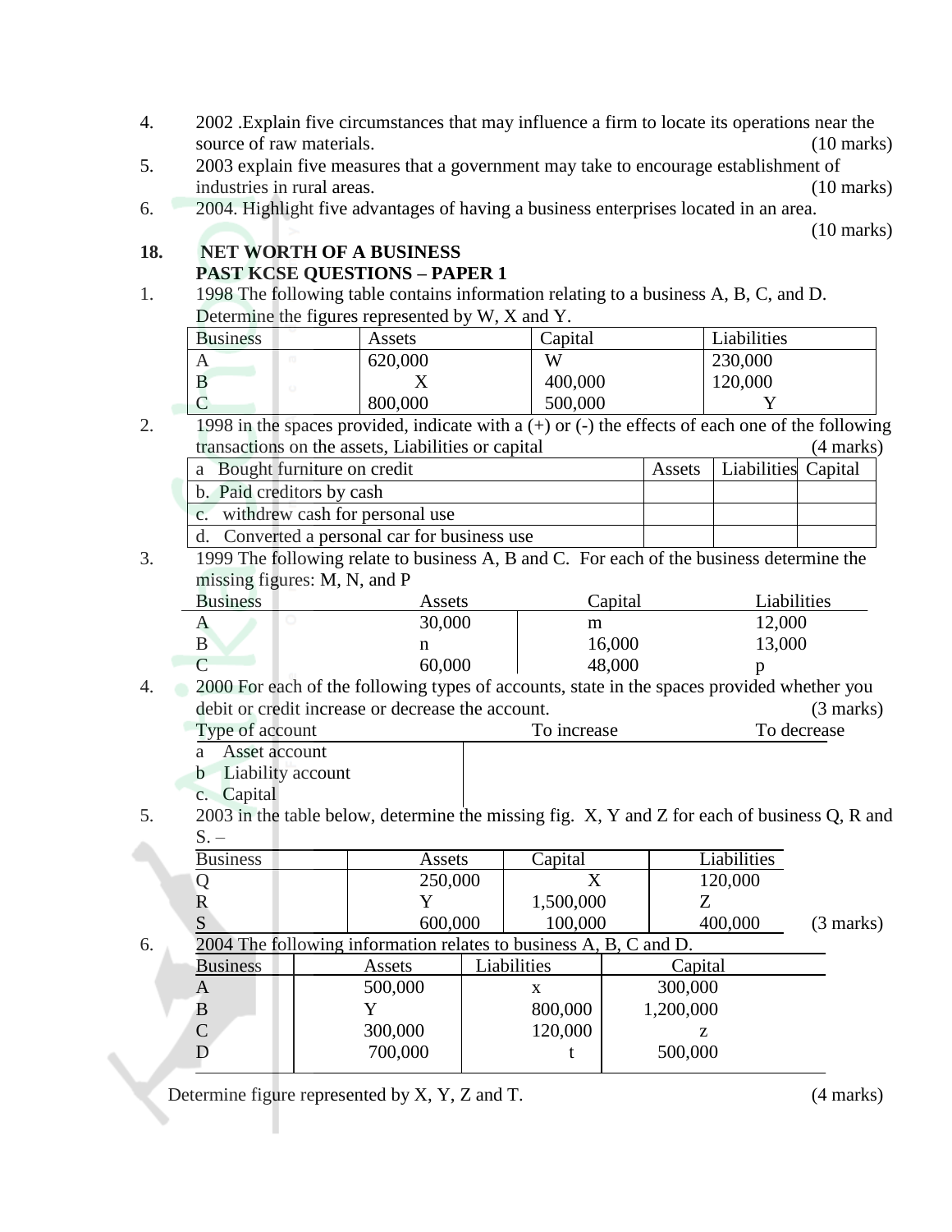4. 2002 .Explain five circumstances that may influence a firm to locate its operations near the source of raw materials. (10 marks)
5. 2003 explain five measures that a government may take to encourage establishment of industries in rural areas. (10 marks)
6. 2004. Highlight five advantages of having a business enterprises located in an area. (10 marks)

## 18. NET WORTH OF A BUSINESS
### PAST KCSE QUESTIONS – PAPER 1

1. 1998 The following table contains information relating to a business A, B, C, and D. Determine the figures represented by W, X and Y.

| Business | Assets | Capital | Liabilities |
|---|---|---|---|
| A | 620,000 | W | 230,000 |
| B | X | 400,000 | 120,000 |
| C | 800,000 | 500,000 | Y |

2. 1998 in the spaces provided, indicate with a (+) or (-) the effects of each one of the following transactions on the assets, Liabilities or capital (4 marks)

| | Assets | Liabilities | Capital |
|---|---|---|---|
| a Bought furniture on credit | | | |
| b. Paid creditors by cash | | | |
| c. withdrew cash for personal use | | | |
| d. Converted a personal car for business use | | | |

3. 1999 The following relate to business A, B and C. For each of the business determine the missing figures: M, N, and P

| Business | Assets | Capital | Liabilities |
|---|---|---|---|
| A | 30,000 | m | 12,000 |
| B | n | 16,000 | 13,000 |
| C | 60,000 | 48,000 | p |

4. 2000 For each of the following types of accounts, state in the spaces provided whether you debit or credit increase or decrease the account. (3 marks)

| Type of account | To increase | To decrease |
|---|---|---|
| a Asset account | | |
| b Liability account | | |
| c. Capital | | |

5. 2003 in the table below, determine the missing fig. X, Y and Z for each of business Q, R and S. – (3 marks)

| Business | Assets | Capital | Liabilities |
|---|---|---|---|
| Q | 250,000 | X | 120,000 |
| R | Y | 1,500,000 | Z |
| S | 600,000 | 100,000 | 400,000 |

6. 2004 The following information relates to business A, B, C and D.

| Business | Assets | Liabilities | Capital |
|---|---|---|---|
| A | 500,000 | x | 300,000 |
| B | Y | 800,000 | 1,200,000 |
| C | 300,000 | 120,000 | z |
| D | 700,000 | t | 500,000 |

Determine figure represented by X, Y, Z and T. (4 marks)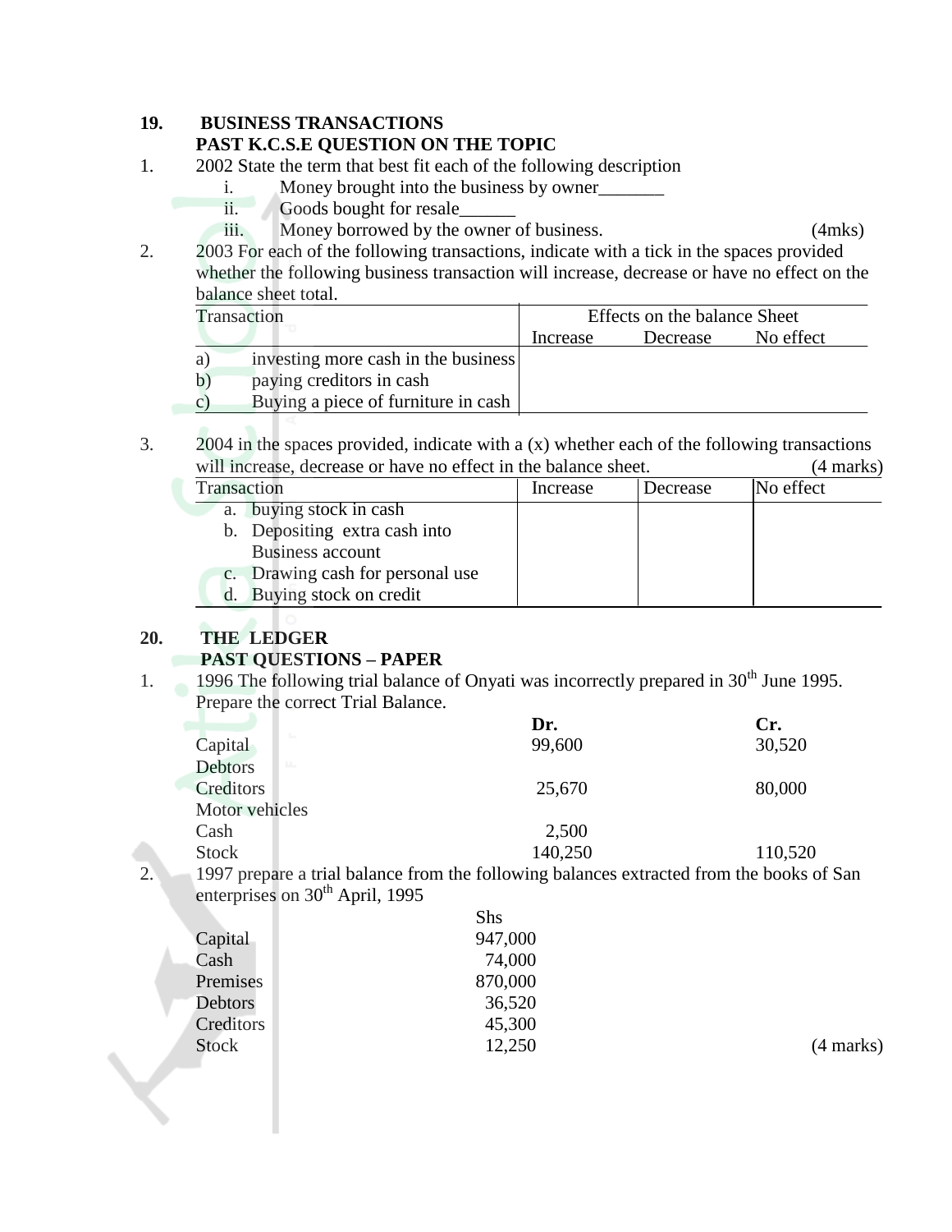## 19. BUSINESS TRANSACTIONS

### PAST K.C.S.E QUESTION ON THE TOPIC

1. 2002 State the term that best fit each of the following description
   i. Money brought into the business by owner_______
   ii. Goods bought for resale______
   iii. Money borrowed by the owner of business. (4mks)

2. 2003 For each of the following transactions, indicate with a tick in the spaces provided whether the following business transaction will increase, decrease or have no effect on the balance sheet total.

| Transaction | Effects on the balance Sheet | | |
|---|---|---|---|
| | Increase | Decrease | No effect |
| a) investing more cash in the business | | | |
| b) paying creditors in cash | | | |
| c) Buying a piece of furniture in cash | | | |

3. 2004 in the spaces provided, indicate with a (x) whether each of the following transactions will increase, decrease or have no effect in the balance sheet. (4 marks)

| Transaction | Increase | Decrease | No effect |
|---|---|---|---|
| a. buying stock in cash | | | |
| b. Depositing extra cash into Business account | | | |
| c. Drawing cash for personal use | | | |
| d. Buying stock on credit | | | |

## 20. THE LEDGER

### PAST QUESTIONS – PAPER

1. 1996 The following trial balance of Onyati was incorrectly prepared in 30th June 1995. Prepare the correct Trial Balance.

| | Dr. | Cr. |
|---|---|---|
| Capital | 99,600 | 30,520 |
| Debtors | | |
| Creditors | 25,670 | 80,000 |
| Motor vehicles | | |
| Cash | 2,500 | |
| Stock | 140,250 | 110,520 |

2. 1997 prepare a trial balance from the following balances extracted from the books of San enterprises on 30th April, 1995

| | Shs |
|---|---|
| Capital | 947,000 |
| Cash | 74,000 |
| Premises | 870,000 |
| Debtors | 36,520 |
| Creditors | 45,300 |
| Stock | 12,250 |

(4 marks)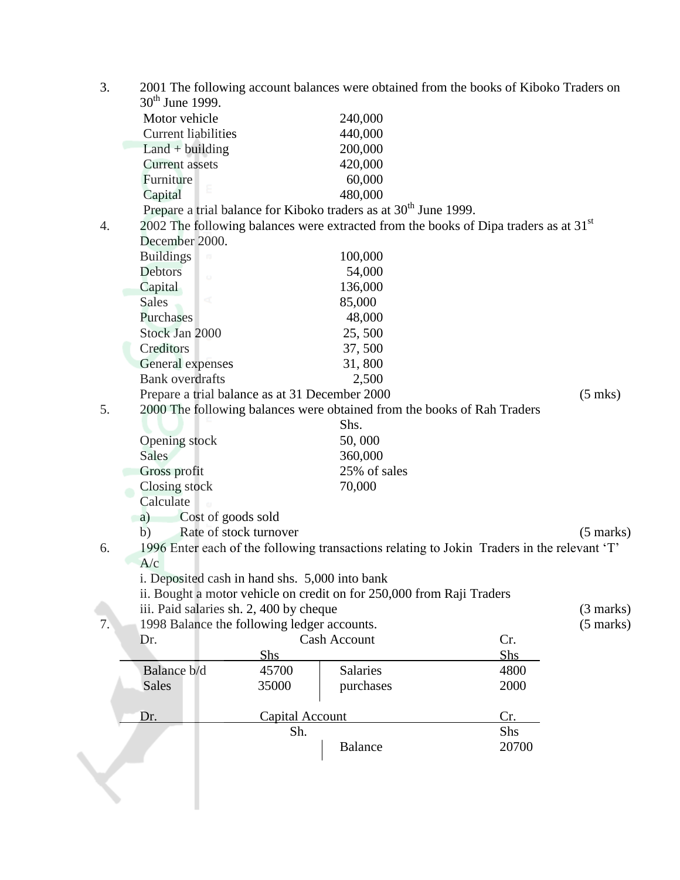3. 2001 The following account balances were obtained from the books of Kiboko Traders on 30th June 1999.

| | |
|---|---|
| Motor vehicle | 240,000 |
| Current liabilities | 440,000 |
| Land + building | 200,000 |
| Current assets | 420,000 |
| Furniture | 60,000 |
| Capital | 480,000 |

Prepare a trial balance for Kiboko traders as at 30th June 1999.

4. 2002 The following balances were extracted from the books of Dipa traders as at 31st December 2000.

| | |
|---|---|
| Buildings | 100,000 |
| Debtors | 54,000 |
| Capital | 136,000 |
| Sales | 85,000 |
| Purchases | 48,000 |
| Stock Jan 2000 | 25, 500 |
| Creditors | 37, 500 |
| General expenses | 31, 800 |
| Bank overdrafts | 2,500 |

Prepare a trial balance as at 31 December 2000 (5 mks)

5. 2000 The following balances were obtained from the books of Rah Traders

| | Shs. |
|---|---|
| Opening stock | 50, 000 |
| Sales | 360,000 |
| Gross profit | 25% of sales |
| Closing stock | 70,000 |

Calculate

a) Cost of goods sold

b) Rate of stock turnover (5 marks)

6. 1996 Enter each of the following transactions relating to Jokin Traders in the relevant 'T' A/c

i. Deposited cash in hand shs. 5,000 into bank

ii. Bought a motor vehicle on credit on for 250,000 from Raji Traders

iii. Paid salaries sh. 2, 400 by cheque (3 marks)

7. 1998 Balance the following ledger accounts. (5 marks)

**Cash Account**

| Dr. | Shs | | Cr. Shs |
|---|---|---|---|
| Balance b/d | 45700 | Salaries | 4800 |
| Sales | 35000 | purchases | 2000 |

**Capital Account**

| Dr. | Sh. | | Cr. Shs |
|---|---|---|---|
| | | Balance | 20700 |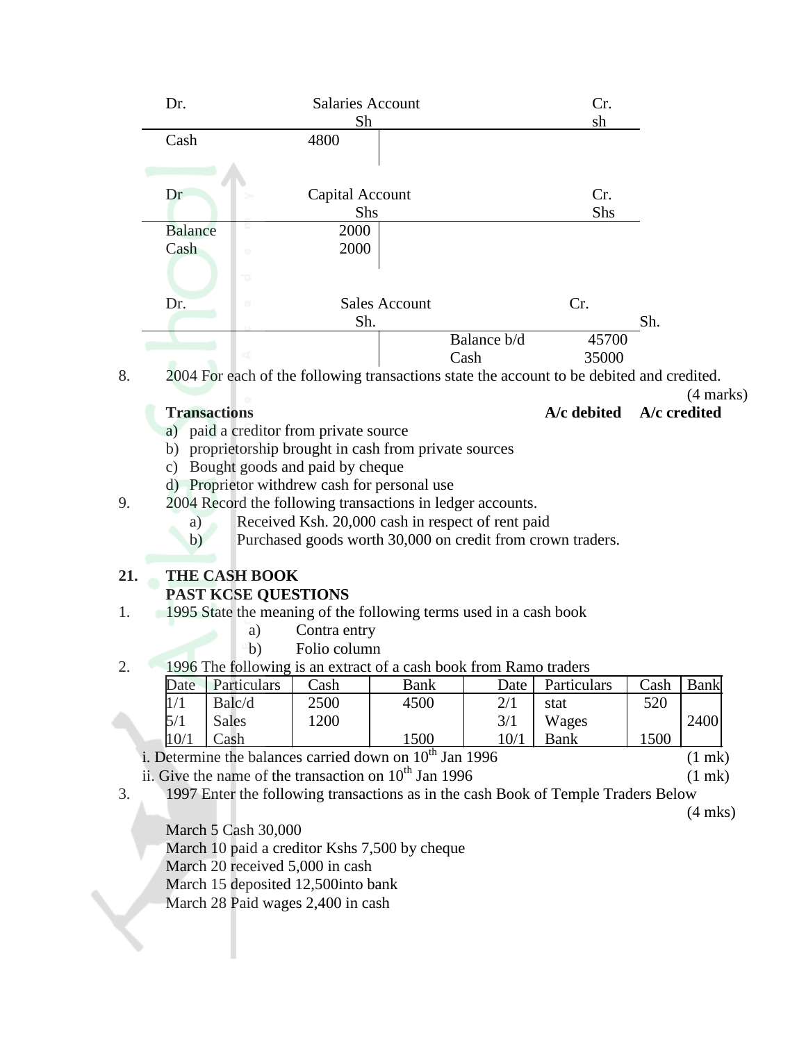| Dr. | Salaries Account | | Cr. |
|---|---|---|---|
| | Sh | | sh |
| Cash | 4800 | | |

| Dr | Capital Account | | Cr. |
|---|---|---|---|
| | Shs | | Shs |
| Balance | 2000 | | |
| Cash | 2000 | | |

| Dr. | Sales Account | | Cr. |
|---|---|---|---|
| | Sh. | | Sh. |
| | | Balance b/d | 45700 |
| | | Cash | 35000 |

8. 2004 For each of the following transactions state the account to be debited and credited. (4 marks)

| **Transactions** | **A/c debited** | **A/c credited** |
|---|---|---|
| a) paid a creditor from private source | | |
| b) proprietorship brought in cash from private sources | | |
| c) Bought goods and paid by cheque | | |
| d) Proprietor withdrew cash for personal use | | |

9. 2004 Record the following transactions in ledger accounts.
   a) Received Ksh. 20,000 cash in respect of rent paid
   b) Purchased goods worth 30,000 on credit from crown traders.

## 21. THE CASH BOOK

### PAST KCSE QUESTIONS

1. 1995 State the meaning of the following terms used in a cash book
   a) Contra entry
   b) Folio column

2. 1996 The following is an extract of a cash book from Ramo traders

| Date | Particulars | Cash | Bank | Date | Particulars | Cash | Bank |
|---|---|---|---|---|---|---|---|
| 1/1 | Balc/d | 2500 | 4500 | 2/1 | stat | 520 | |
| 5/1 | Sales | 1200 | | 3/1 | Wages | | 2400 |
| 10/1 | Cash | | 1500 | 10/1 | Bank | 1500 | |

i. Determine the balances carried down on 10th Jan 1996 (1 mk)

ii. Give the name of the transaction on 10th Jan 1996 (1 mk)

3. 1997 Enter the following transactions as in the cash Book of Temple Traders Below (4 mks)

March 5 Cash 30,000
March 10 paid a creditor Kshs 7,500 by cheque
March 20 received 5,000 in cash
March 15 deposited 12,500into bank
March 28 Paid wages 2,400 in cash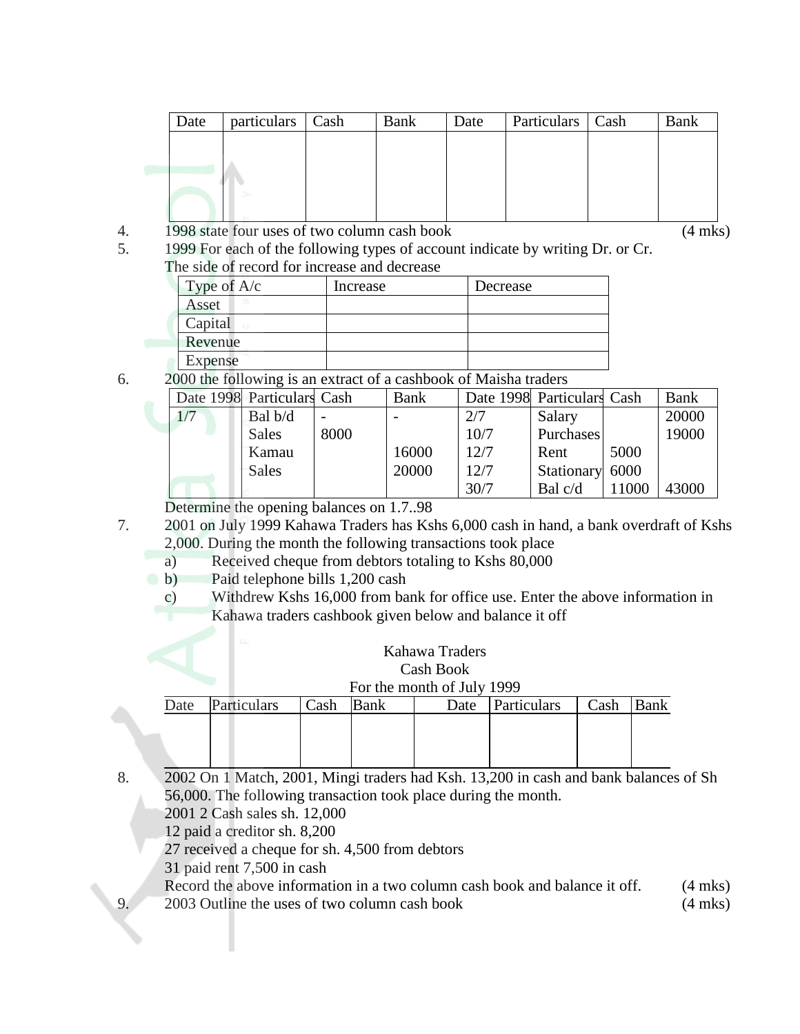| Date | particulars | Cash | Bank | Date | Particulars | Cash | Bank |
|---|---|---|---|---|---|---|---|
| | | | | | | | |

4. 1998 state four uses of two column cash book (4 mks)

5. 1999 For each of the following types of account indicate by writing Dr. or Cr. The side of record for increase and decrease

| Type of A/c | Increase | Decrease |
|---|---|---|
| Asset | | |
| Capital | | |
| Revenue | | |
| Expense | | |

6. 2000 the following is an extract of a cashbook of Maisha traders

| Date 1998 | Particulars | Cash | Bank | Date 1998 | Particulars | Cash | Bank |
|---|---|---|---|---|---|---|---|
| 1/7 | Bal b/d | - | - | 2/7 | Salary | | 20000 |
| | Sales | 8000 | | 10/7 | Purchases | | 19000 |
| | Kamau | | 16000 | 12/7 | Rent | 5000 | |
| | Sales | | 20000 | 12/7 | Stationary | 6000 | |
| | | | | 30/7 | Bal c/d | 11000 | 43000 |

Determine the opening balances on 1.7..98

7. 2001 on July 1999 Kahawa Traders has Kshs 6,000 cash in hand, a bank overdraft of Kshs 2,000. During the month the following transactions took place
   a) Received cheque from debtors totaling to Kshs 80,000
   b) Paid telephone bills 1,200 cash
   c) Withdrew Kshs 16,000 from bank for office use. Enter the above information in Kahawa traders cashbook given below and balance it off

Kahawa Traders
Cash Book
For the month of July 1999

| Date | Particulars | Cash | Bank | Date | Particulars | Cash | Bank |
|---|---|---|---|---|---|---|---|
| | | | | | | | |

8. 2002 On 1 Match, 2001, Mingi traders had Ksh. 13,200 in cash and bank balances of Sh 56,000. The following transaction took place during the month.
   2001 2 Cash sales sh. 12,000
   12 paid a creditor sh. 8,200
   27 received a cheque for sh. 4,500 from debtors
   31 paid rent 7,500 in cash
   Record the above information in a two column cash book and balance it off. (4 mks)

9. 2003 Outline the uses of two column cash book (4 mks)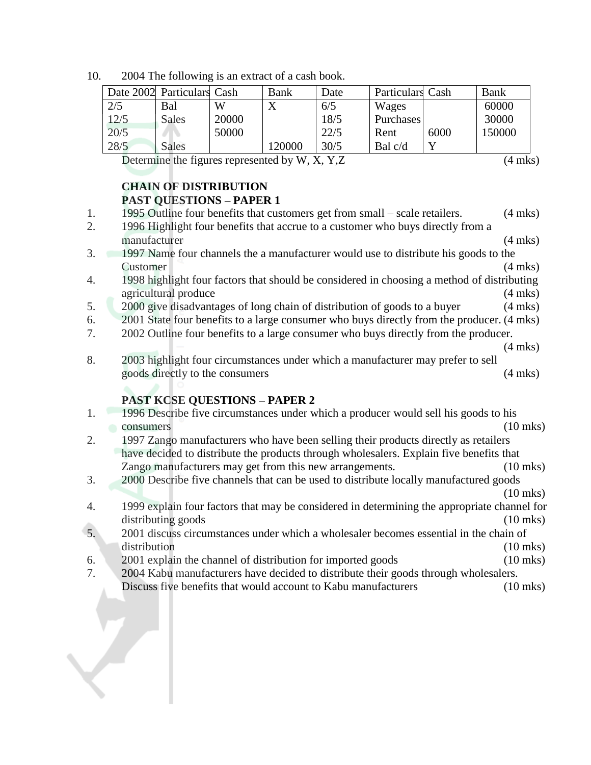10. 2004 The following is an extract of a cash book.

| Date 2002 | Particulars | Cash | Bank | Date | Particulars | Cash | Bank |
|---|---|---|---|---|---|---|---|
| 2/5 | Bal | W | X | 6/5 | Wages | | 60000 |
| 12/5 | Sales | 20000 | | 18/5 | Purchases | | 30000 |
| 20/5 | | 50000 | | 22/5 | Rent | 6000 | 150000 |
| 28/5 | Sales | | 120000 | 30/5 | Bal c/d | Y | |

Determine the figures represented by W, X, Y,Z (4 mks)

**CHAIN OF DISTRIBUTION**

**PAST QUESTIONS – PAPER 1**

1. 1995 Outline four benefits that customers get from small – scale retailers. (4 mks)
2. 1996 Highlight four benefits that accrue to a customer who buys directly from a manufacturer (4 mks)
3. 1997 Name four channels the a manufacturer would use to distribute his goods to the Customer (4 mks)
4. 1998 highlight four factors that should be considered in choosing a method of distributing agricultural produce (4 mks)
5. 2000 give disadvantages of long chain of distribution of goods to a buyer (4 mks)
6. 2001 State four benefits to a large consumer who buys directly from the producer. (4 mks)
7. 2002 Outline four benefits to a large consumer who buys directly from the producer. (4 mks)
8. 2003 highlight four circumstances under which a manufacturer may prefer to sell goods directly to the consumers (4 mks)

**PAST KCSE QUESTIONS – PAPER 2**

1. 1996 Describe five circumstances under which a producer would sell his goods to his consumers (10 mks)
2. 1997 Zango manufacturers who have been selling their products directly as retailers have decided to distribute the products through wholesalers. Explain five benefits that Zango manufacturers may get from this new arrangements. (10 mks)
3. 2000 Describe five channels that can be used to distribute locally manufactured goods (10 mks)
4. 1999 explain four factors that may be considered in determining the appropriate channel for distributing goods (10 mks)
5. 2001 discuss circumstances under which a wholesaler becomes essential in the chain of distribution (10 mks)
6. 2001 explain the channel of distribution for imported goods (10 mks)
7. 2004 Kabu manufacturers have decided to distribute their goods through wholesalers. Discuss five benefits that would account to Kabu manufacturers (10 mks)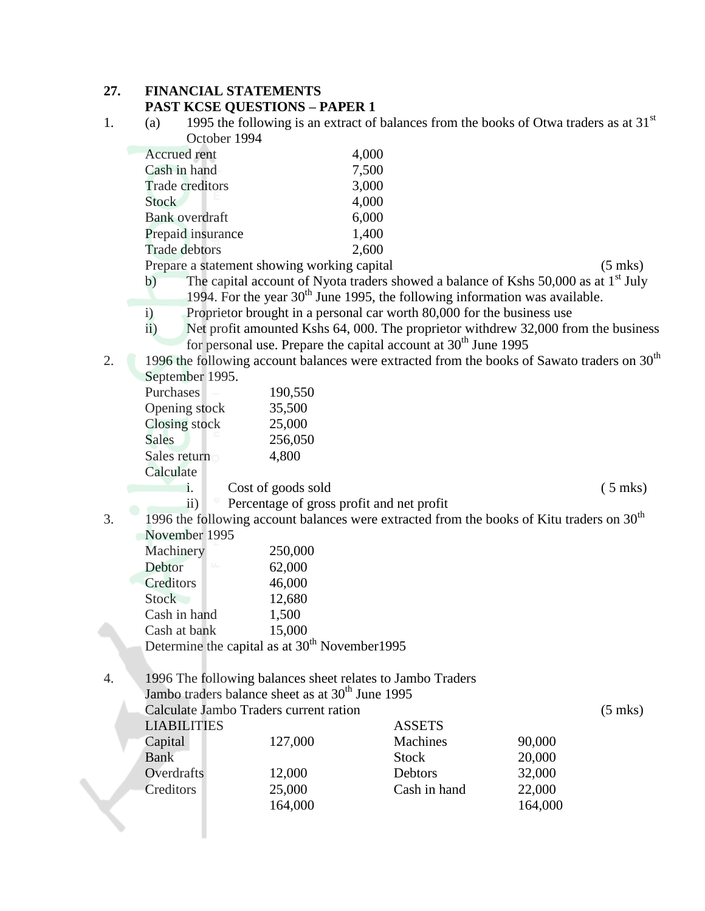**27. FINANCIAL STATEMENTS**
**PAST KCSE QUESTIONS – PAPER 1**

1. (a) 1995 the following is an extract of balances from the books of Otwa traders as at 31st October 1994

| | |
|---|---|
| Accrued rent | 4,000 |
| Cash in hand | 7,500 |
| Trade creditors | 3,000 |
| Stock | 4,000 |
| Bank overdraft | 6,000 |
| Prepaid insurance | 1,400 |
| Trade debtors | 2,600 |

Prepare a statement showing working capital (5 mks)

b) The capital account of Nyota traders showed a balance of Kshs 50,000 as at 1st July 1994. For the year 30th June 1995, the following information was available.

i) Proprietor brought in a personal car worth 80,000 for the business use

ii) Net profit amounted Kshs 64, 000. The proprietor withdrew 32,000 from the business for personal use. Prepare the capital account at 30th June 1995

2. 1996 the following account balances were extracted from the books of Sawato traders on 30th September 1995.

| | |
|---|---|
| Purchases | 190,550 |
| Opening stock | 35,500 |
| Closing stock | 25,000 |
| Sales | 256,050 |
| Sales return | 4,800 |

Calculate

i. Cost of goods sold ( 5 mks)

ii) Percentage of gross profit and net profit

3. 1996 the following account balances were extracted from the books of Kitu traders on 30th November 1995

| | |
|---|---|
| Machinery | 250,000 |
| Debtor | 62,000 |
| Creditors | 46,000 |
| Stock | 12,680 |
| Cash in hand | 1,500 |
| Cash at bank | 15,000 |

Determine the capital as at 30th November1995

4. 1996 The following balances sheet relates to Jambo Traders

Jambo traders balance sheet as at 30th June 1995

Calculate Jambo Traders current ration (5 mks)

| LIABILITIES | | ASSETS | |
|---|---|---|---|
| Capital | 127,000 | Machines | 90,000 |
| Bank | | Stock | 20,000 |
| Overdrafts | 12,000 | Debtors | 32,000 |
| Creditors | 25,000 | Cash in hand | 22,000 |
| | 164,000 | | 164,000 |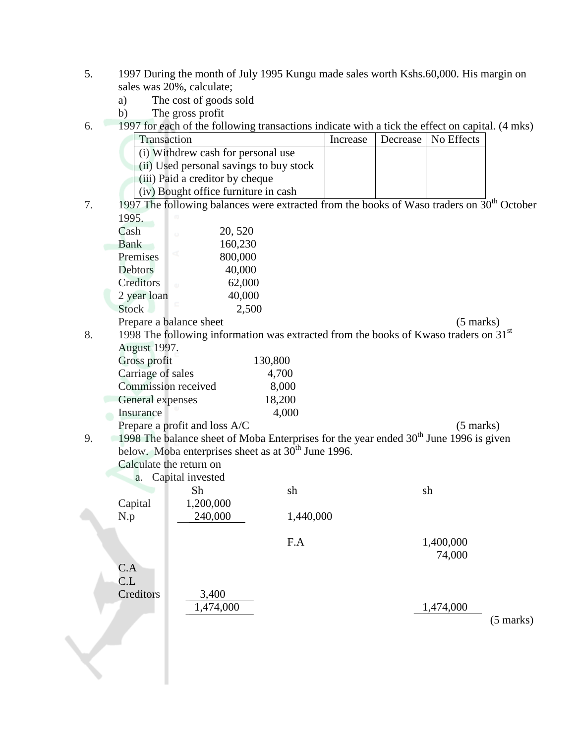5. 1997 During the month of July 1995 Kungu made sales worth Kshs.60,000. His margin on sales was 20%, calculate;
   a) The cost of goods sold
   b) The gross profit

6. 1997 for each of the following transactions indicate with a tick the effect on capital. (4 mks)

| Transaction | Increase | Decrease | No Effects |
|---|---|---|---|
| (i) Withdrew cash for personal use | | | |
| (ii) Used personal savings to buy stock | | | |
| (iii) Paid a creditor by cheque | | | |
| (iv) Bought office furniture in cash | | | |

7. 1997 The following balances were extracted from the books of Waso traders on 30th October 1995.

| | |
|---|---|
| Cash | 20, 520 |
| Bank | 160,230 |
| Premises | 800,000 |
| Debtors | 40,000 |
| Creditors | 62,000 |
| 2 year loan | 40,000 |
| Stock | 2,500 |

Prepare a balance sheet (5 marks)

8. 1998 The following information was extracted from the books of Kwaso traders on 31st August 1997.

| | |
|---|---|
| Gross profit | 130,800 |
| Carriage of sales | 4,700 |
| Commission received | 8,000 |
| General expenses | 18,200 |
| Insurance | 4,000 |

Prepare a profit and loss A/C (5 marks)

9. 1998 The balance sheet of Moba Enterprises for the year ended 30th June 1996 is given below. Moba enterprises sheet as at 30th June 1996.
   Calculate the return on
   a. Capital invested

| | Sh | sh | sh |
|---|---|---|---|
| Capital | 1,200,000 | | |
| N.p | 240,000 | 1,440,000 | |
| | | F.A | 1,400,000 |
| | | | 74,000 |
| C.A | | | |
| C.L | | | |
| Creditors | 3,400 | | |
| | 1,474,000 | | 1,474,000 |

(5 marks)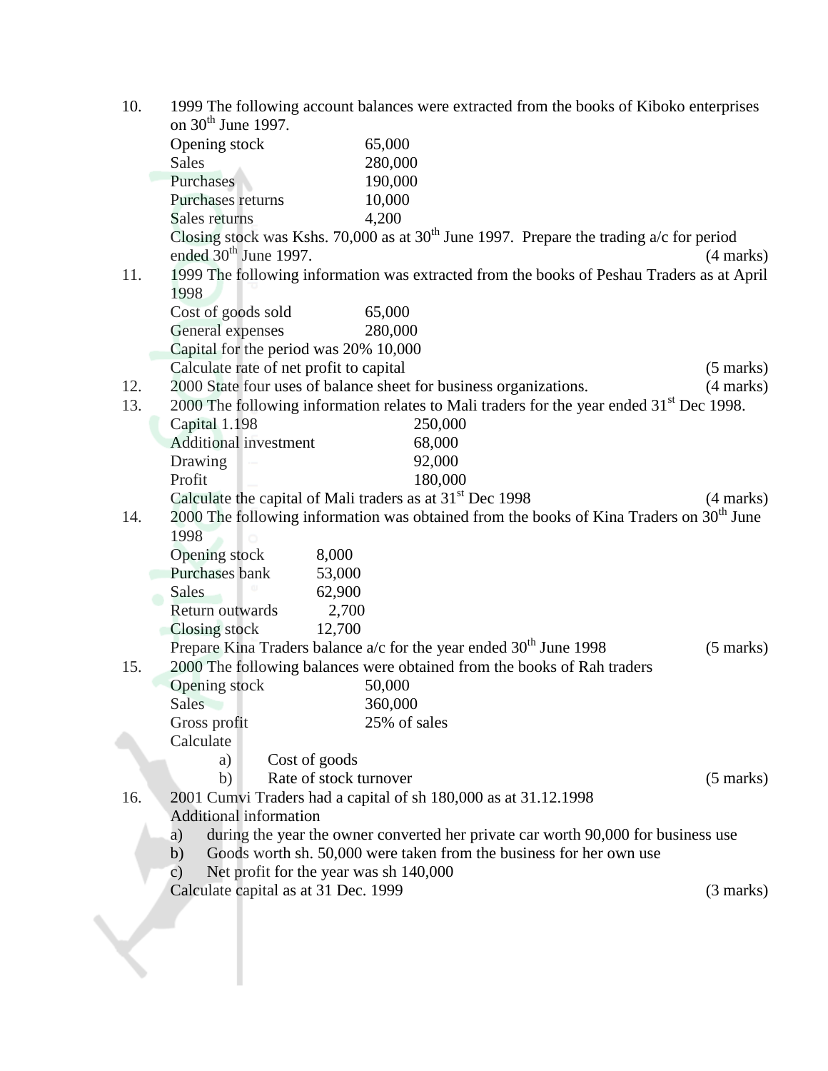10. 1999 The following account balances were extracted from the books of Kiboko enterprises on 30th June 1997.

| | |
|---|---|
| Opening stock | 65,000 |
| Sales | 280,000 |
| Purchases | 190,000 |
| Purchases returns | 10,000 |
| Sales returns | 4,200 |

Closing stock was Kshs. 70,000 as at 30th June 1997. Prepare the trading a/c for period ended 30th June 1997. (4 marks)

11. 1999 The following information was extracted from the books of Peshau Traders as at April 1998

| | |
|---|---|
| Cost of goods sold | 65,000 |
| General expenses | 280,000 |

Capital for the period was 20% 10,000

Calculate rate of net profit to capital (5 marks)

12. 2000 State four uses of balance sheet for business organizations. (4 marks)

13. 2000 The following information relates to Mali traders for the year ended 31st Dec 1998.

| | |
|---|---|
| Capital 1.198 | 250,000 |
| Additional investment | 68,000 |
| Drawing | 92,000 |
| Profit | 180,000 |

Calculate the capital of Mali traders as at 31st Dec 1998 (4 marks)

14. 2000 The following information was obtained from the books of Kina Traders on 30th June 1998

| | |
|---|---|
| Opening stock | 8,000 |
| Purchases bank | 53,000 |
| Sales | 62,900 |
| Return outwards | 2,700 |
| Closing stock | 12,700 |

Prepare Kina Traders balance a/c for the year ended 30th June 1998 (5 marks)

15. 2000 The following balances were obtained from the books of Rah traders

| | |
|---|---|
| Opening stock | 50,000 |
| Sales | 360,000 |
| Gross profit | 25% of sales |

Calculate

a) Cost of goods
b) Rate of stock turnover (5 marks)

16. 2001 Cumvi Traders had a capital of sh 180,000 as at 31.12.1998

Additional information

a) during the year the owner converted her private car worth 90,000 for business use
b) Goods worth sh. 50,000 were taken from the business for her own use
c) Net profit for the year was sh 140,000

Calculate capital as at 31 Dec. 1999 (3 marks)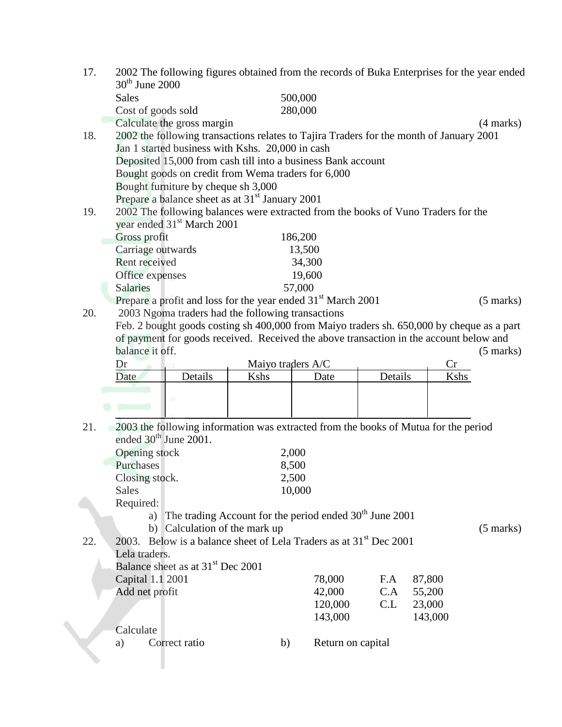17. 2002 The following figures obtained from the records of Buka Enterprises for the year ended 30th June 2000

| | |
|---|---|
| Sales | 500,000 |
| Cost of goods sold | 280,000 |

Calculate the gross margin (4 marks)

18. 2002 the following transactions relates to Tajira Traders for the month of January 2001
Jan 1 started business with Kshs. 20,000 in cash
Deposited 15,000 from cash till into a business Bank account
Bought goods on credit from Wema traders for 6,000
Bought furniture by cheque sh 3,000
Prepare a balance sheet as at 31st January 2001

19. 2002 The following balances were extracted from the books of Vuno Traders for the year ended 31st March 2001

| | |
|---|---|
| Gross profit | 186,200 |
| Carriage outwards | 13,500 |
| Rent received | 34,300 |
| Office expenses | 19,600 |
| Salaries | 57,000 |

Prepare a profit and loss for the year ended 31st March 2001 (5 marks)

20. 2003 Ngoma traders had the following transactions
Feb. 2 bought goods costing sh 400,000 from Maiyo traders sh. 650,000 by cheque as a part of payment for goods received. Received the above transaction in the account below and balance it off. (5 marks)

Dr Maiyo traders A/C Cr

| Date | Details | Kshs | Date | Details | Kshs |
|---|---|---|---|---|---|
| | | | | | |

21. 2003 the following information was extracted from the books of Mutua for the period ended 30th June 2001.

| | |
|---|---|
| Opening stock | 2,000 |
| Purchases | 8,500 |
| Closing stock. | 2,500 |
| Sales | 10,000 |

Required:

a) The trading Account for the period ended 30th June 2001
b) Calculation of the mark up (5 marks)

22. 2003. Below is a balance sheet of Lela Traders as at 31st Dec 2001
Lela traders.
Balance sheet as at 31st Dec 2001

| | | | |
|---|---|---|---|
| Capital 1.1 2001 | 78,000 | F.A | 87,800 |
| Add net profit | 42,000 | C.A | 55,200 |
| | 120,000 | C.L | 23,000 |
| | 143,000 | | 143,000 |

Calculate

a) Correct ratio b) Return on capital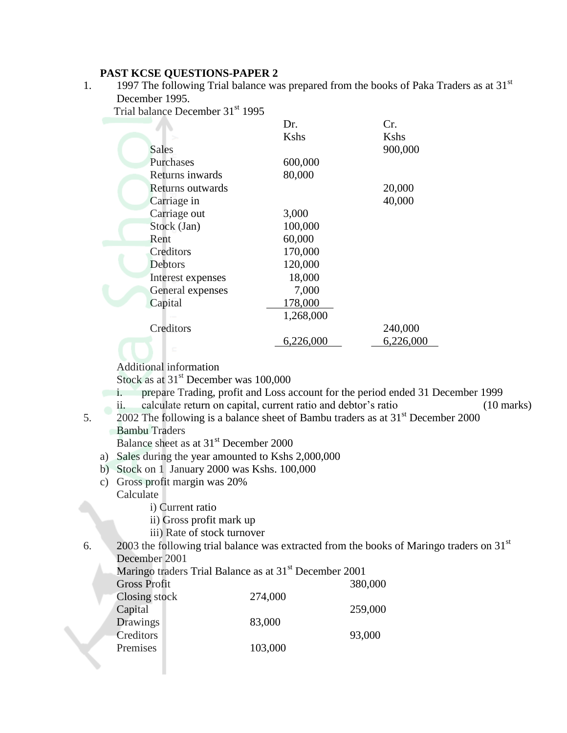**PAST KCSE QUESTIONS-PAPER 2**

1. 1997 The following Trial balance was prepared from the books of Paka Traders as at 31st December 1995.

   Trial balance December 31st 1995

| | Dr. | Cr. |
|---|---|---|
| | Kshs | Kshs |
| Sales | | 900,000 |
| Purchases | 600,000 | |
| Returns inwards | 80,000 | |
| Returns outwards | | 20,000 |
| Carriage in | | 40,000 |
| Carriage out | 3,000 | |
| Stock (Jan) | 100,000 | |
| Rent | 60,000 | |
| Creditors | 170,000 | |
| Debtors | 120,000 | |
| Interest expenses | 18,000 | |
| General expenses | 7,000 | |
| Capital | 178,000 | |
| | 1,268,000 | |
| Creditors | | 240,000 |
| | 6,226,000 | 6,226,000 |

   Additional information

   Stock as at 31st December was 100,000

   i. prepare Trading, profit and Loss account for the period ended 31 December 1999
   ii. calculate return on capital, current ratio and debtor's ratio (10 marks)

5. 2002 The following is a balance sheet of Bambu traders as at 31st December 2000

   Bambu Traders

   Balance sheet as at 31st December 2000

   a) Sales during the year amounted to Kshs 2,000,000
   b) Stock on 1 January 2000 was Kshs. 100,000
   c) Gross profit margin was 20%

   Calculate

   i) Current ratio
   ii) Gross profit mark up
   iii) Rate of stock turnover

6. 2003 the following trial balance was extracted from the books of Maringo traders on 31st December 2001

   Maringo traders Trial Balance as at 31st December 2001

| | | |
|---|---|---|
| Gross Profit | | 380,000 |
| Closing stock | 274,000 | |
| Capital | | 259,000 |
| Drawings | 83,000 | |
| Creditors | | 93,000 |
| Premises | 103,000 | |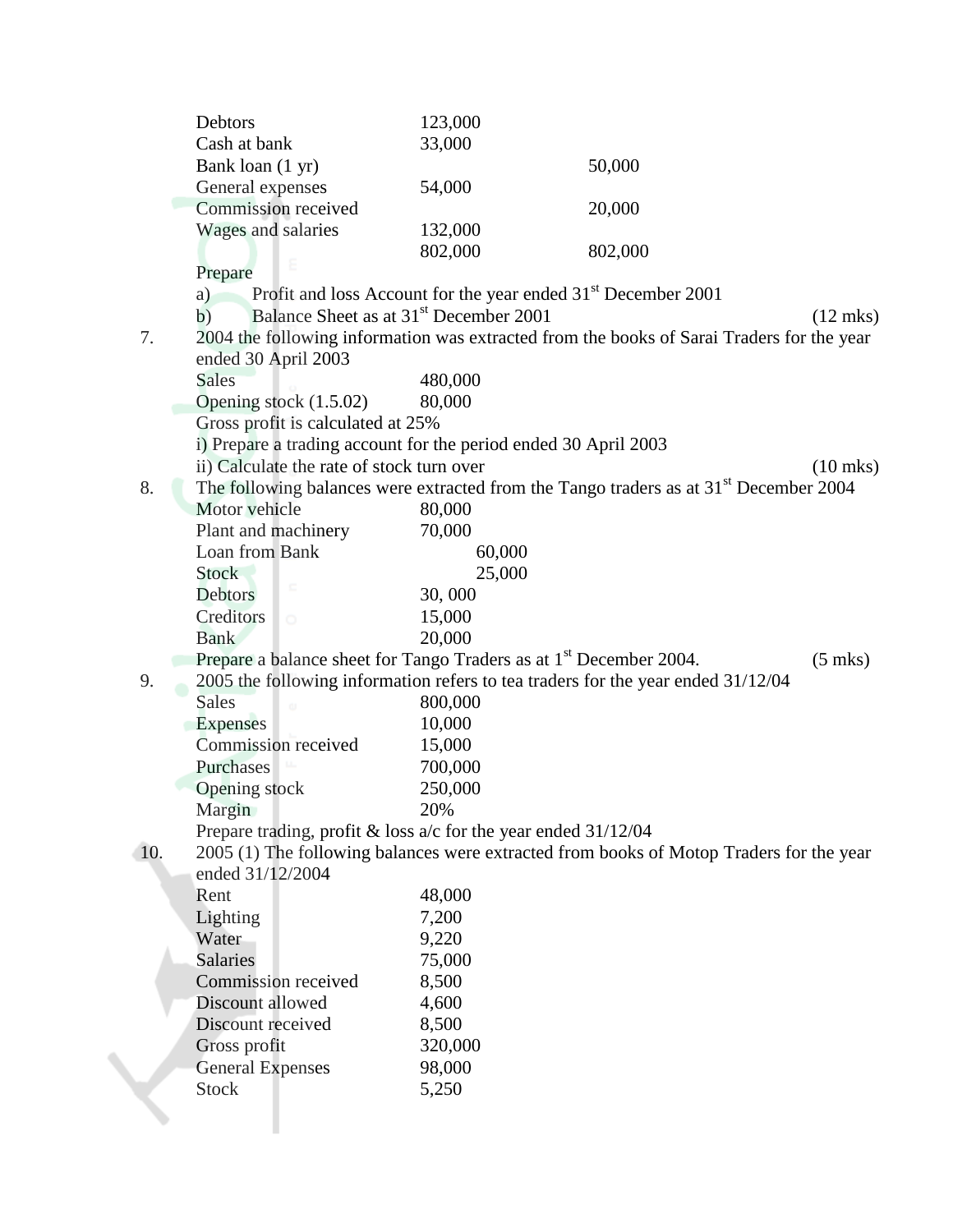| | | |
|---|---|---|
| Debtors | 123,000 | |
| Cash at bank | 33,000 | |
| Bank loan (1 yr) | | 50,000 |
| General expenses | 54,000 | |
| Commission received | | 20,000 |
| Wages and salaries | 132,000 | |
| | 802,000 | 802,000 |

Prepare

a) Profit and loss Account for the year ended 31st December 2001

b) Balance Sheet as at 31st December 2001 (12 mks)

7. 2004 the following information was extracted from the books of Sarai Traders for the year ended 30 April 2003

| | |
|---|---|
| Sales | 480,000 |
| Opening stock (1.5.02) | 80,000 |

Gross profit is calculated at 25%

i) Prepare a trading account for the period ended 30 April 2003

ii) Calculate the rate of stock turn over (10 mks)

8. The following balances were extracted from the Tango traders as at 31st December 2004

| | | |
|---|---|---|
| Motor vehicle | 80,000 | |
| Plant and machinery | 70,000 | |
| Loan from Bank | | 60,000 |
| Stock | | 25,000 |
| Debtors | 30, 000 | |
| Creditors | 15,000 | |
| Bank | 20,000 | |

Prepare a balance sheet for Tango Traders as at 1st December 2004. (5 mks)

9. 2005 the following information refers to tea traders for the year ended 31/12/04

| | |
|---|---|
| Sales | 800,000 |
| Expenses | 10,000 |
| Commission received | 15,000 |
| Purchases | 700,000 |
| Opening stock | 250,000 |
| Margin | 20% |

Prepare trading, profit & loss a/c for the year ended 31/12/04

10. 2005 (1) The following balances were extracted from books of Motop Traders for the year ended 31/12/2004

| | |
|---|---|
| Rent | 48,000 |
| Lighting | 7,200 |
| Water | 9,220 |
| Salaries | 75,000 |
| Commission received | 8,500 |
| Discount allowed | 4,600 |
| Discount received | 8,500 |
| Gross profit | 320,000 |
| General Expenses | 98,000 |
| Stock | 5,250 |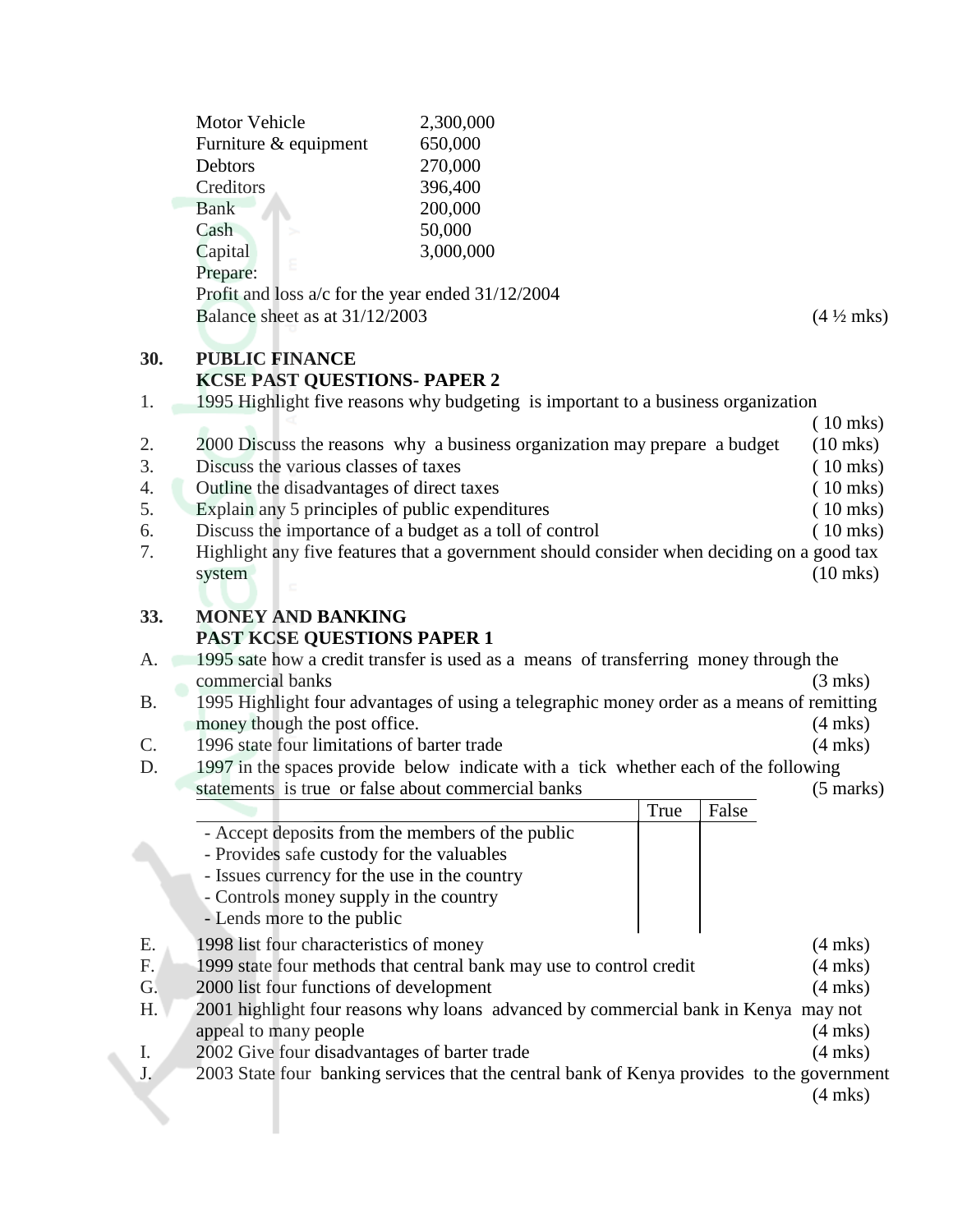| | |
|---|---|
| Motor Vehicle | 2,300,000 |
| Furniture & equipment | 650,000 |
| Debtors | 270,000 |
| Creditors | 396,400 |
| Bank | 200,000 |
| Cash | 50,000 |
| Capital | 3,000,000 |

Prepare:

Profit and loss a/c for the year ended 31/12/2004

Balance sheet as at 31/12/2003 (4 ½ mks)

## 30. PUBLIC FINANCE

### KCSE PAST QUESTIONS- PAPER 2

1. 1995 Highlight five reasons why budgeting is important to a business organization ( 10 mks)
2. 2000 Discuss the reasons why a business organization may prepare a budget (10 mks)
3. Discuss the various classes of taxes ( 10 mks)
4. Outline the disadvantages of direct taxes ( 10 mks)
5. Explain any 5 principles of public expenditures ( 10 mks)
6. Discuss the importance of a budget as a toll of control ( 10 mks)
7. Highlight any five features that a government should consider when deciding on a good tax system (10 mks)

## 33. MONEY AND BANKING

### PAST KCSE QUESTIONS PAPER 1

A. 1995 sate how a credit transfer is used as a means of transferring money through the commercial banks (3 mks)

B. 1995 Highlight four advantages of using a telegraphic money order as a means of remitting money though the post office. (4 mks)

C. 1996 state four limitations of barter trade (4 mks)

D. 1997 in the spaces provide below indicate with a tick whether each of the following statements is true or false about commercial banks (5 marks)

| | True | False |
|---|---|---|
| - Accept deposits from the members of the public | | |
| - Provides safe custody for the valuables | | |
| - Issues currency for the use in the country | | |
| - Controls money supply in the country | | |
| - Lends more to the public | | |

E. 1998 list four characteristics of money (4 mks)

F. 1999 state four methods that central bank may use to control credit (4 mks)

G. 2000 list four functions of development (4 mks)

H. 2001 highlight four reasons why loans advanced by commercial bank in Kenya may not appeal to many people (4 mks)

I. 2002 Give four disadvantages of barter trade (4 mks)

J. 2003 State four banking services that the central bank of Kenya provides to the government (4 mks)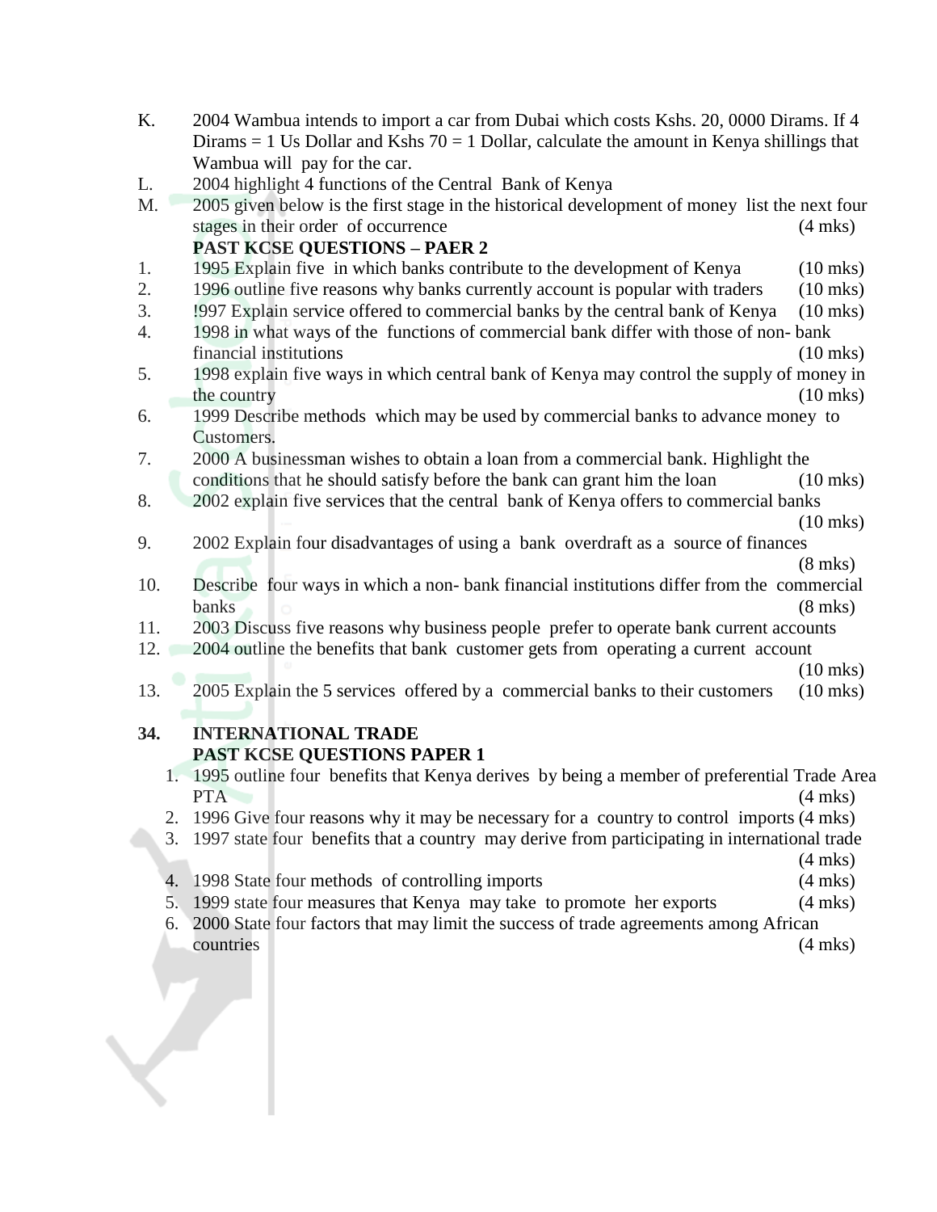K. 2004 Wambua intends to import a car from Dubai which costs Kshs. 20, 0000 Dirams. If 4 Dirams = 1 Us Dollar and Kshs 70 = 1 Dollar, calculate the amount in Kenya shillings that Wambua will pay for the car.

L. 2004 highlight 4 functions of the Central Bank of Kenya

M. 2005 given below is the first stage in the historical development of money list the next four stages in their order of occurrence (4 mks)

**PAST KCSE QUESTIONS – PAER 2**

1. 1995 Explain five in which banks contribute to the development of Kenya (10 mks)
2. 1996 outline five reasons why banks currently account is popular with traders (10 mks)
3. !997 Explain service offered to commercial banks by the central bank of Kenya (10 mks)
4. 1998 in what ways of the functions of commercial bank differ with those of non- bank financial institutions (10 mks)
5. 1998 explain five ways in which central bank of Kenya may control the supply of money in the country (10 mks)
6. 1999 Describe methods which may be used by commercial banks to advance money to Customers.
7. 2000 A businessman wishes to obtain a loan from a commercial bank. Highlight the conditions that he should satisfy before the bank can grant him the loan (10 mks)
8. 2002 explain five services that the central bank of Kenya offers to commercial banks (10 mks)
9. 2002 Explain four disadvantages of using a bank overdraft as a source of finances (8 mks)
10. Describe four ways in which a non- bank financial institutions differ from the commercial banks (8 mks)
11. 2003 Discuss five reasons why business people prefer to operate bank current accounts
12. 2004 outline the benefits that bank customer gets from operating a current account (10 mks)
13. 2005 Explain the 5 services offered by a commercial banks to their customers (10 mks)

**34. INTERNATIONAL TRADE**

**PAST KCSE QUESTIONS PAPER 1**

1. 1995 outline four benefits that Kenya derives by being a member of preferential Trade Area PTA (4 mks)
2. 1996 Give four reasons why it may be necessary for a country to control imports (4 mks)
3. 1997 state four benefits that a country may derive from participating in international trade (4 mks)
4. 1998 State four methods of controlling imports (4 mks)
5. 1999 state four measures that Kenya may take to promote her exports (4 mks)
6. 2000 State four factors that may limit the success of trade agreements among African countries (4 mks)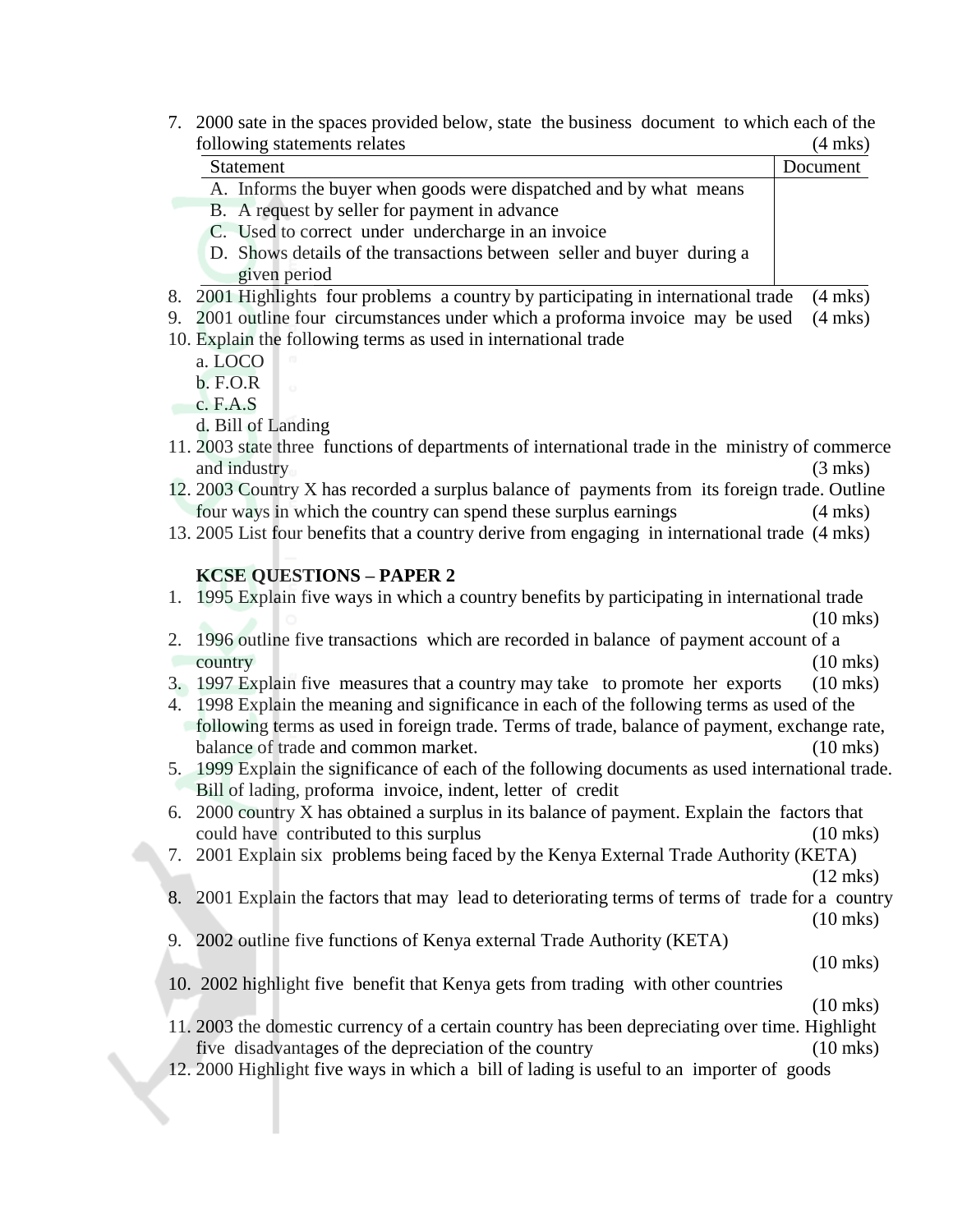7. 2000 sate in the spaces provided below, state the business document to which each of the following statements relates (4 mks)

| Statement | Document |
|---|---|
| A. Informs the buyer when goods were dispatched and by what means<br>B. A request by seller for payment in advance<br>C. Used to correct under undercharge in an invoice<br>D. Shows details of the transactions between seller and buyer during a given period | |

8. 2001 Highlights four problems a country by participating in international trade (4 mks)
9. 2001 outline four circumstances under which a proforma invoice may be used (4 mks)
10. Explain the following terms as used in international trade
    a. LOCO
    b. F.O.R
    c. F.A.S
    d. Bill of Landing
11. 2003 state three functions of departments of international trade in the ministry of commerce and industry (3 mks)
12. 2003 Country X has recorded a surplus balance of payments from its foreign trade. Outline four ways in which the country can spend these surplus earnings (4 mks)
13. 2005 List four benefits that a country derive from engaging in international trade (4 mks)

**KCSE QUESTIONS – PAPER 2**

1. 1995 Explain five ways in which a country benefits by participating in international trade (10 mks)
2. 1996 outline five transactions which are recorded in balance of payment account of a country (10 mks)
3. 1997 Explain five measures that a country may take to promote her exports (10 mks)
4. 1998 Explain the meaning and significance in each of the following terms as used of the following terms as used in foreign trade. Terms of trade, balance of payment, exchange rate, balance of trade and common market. (10 mks)
5. 1999 Explain the significance of each of the following documents as used international trade. Bill of lading, proforma invoice, indent, letter of credit
6. 2000 country X has obtained a surplus in its balance of payment. Explain the factors that could have contributed to this surplus (10 mks)
7. 2001 Explain six problems being faced by the Kenya External Trade Authority (KETA) (12 mks)
8. 2001 Explain the factors that may lead to deteriorating terms of terms of trade for a country (10 mks)
9. 2002 outline five functions of Kenya external Trade Authority (KETA) (10 mks)
10. 2002 highlight five benefit that Kenya gets from trading with other countries (10 mks)
11. 2003 the domestic currency of a certain country has been depreciating over time. Highlight five disadvantages of the depreciation of the country (10 mks)
12. 2000 Highlight five ways in which a bill of lading is useful to an importer of goods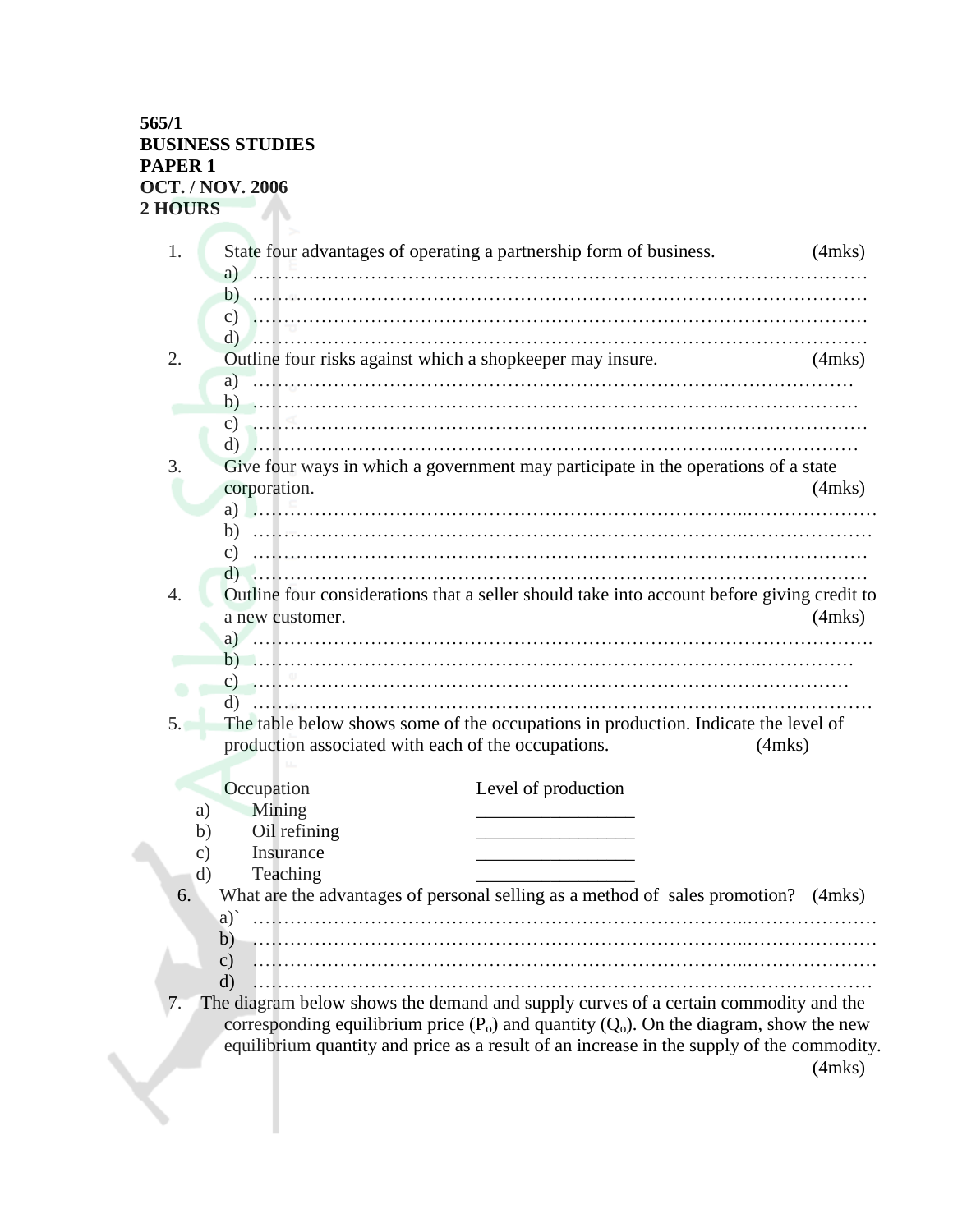**565/1**
**BUSINESS STUDIES**
**PAPER 1**
**OCT. / NOV. 2006**
**2 HOURS**

1. State four advantages of operating a partnership form of business. (4mks)
   a) ……………………………………………………………………………………
   b) ……………………………………………………………………………………
   c) ……………………………………………………………………………………
   d) ……………………………………………………………………………………

2. Outline four risks against which a shopkeeper may insure. (4mks)
   a) ……………………………………………………………………………………
   b) ……………………………………………………………………………………
   c) ……………………………………………………………………………………
   d) ……………………………………………………………………………………

3. Give four ways in which a government may participate in the operations of a state corporation. (4mks)
   a) ……………………………………………………………………………………
   b) ……………………………………………………………………………………
   c) ……………………………………………………………………………………
   d) ……………………………………………………………………………………

4. Outline four considerations that a seller should take into account before giving credit to a new customer. (4mks)
   a) ……………………………………………………………………………………
   b) ……………………………………………………………………………………
   c) ……………………………………………………………………………………
   d) ……………………………………………………………………………………

5. The table below shows some of the occupations in production. Indicate the level of production associated with each of the occupations. (4mks)

| | Occupation | Level of production |
|---|---|---|
| a) | Mining | ________________ |
| b) | Oil refining | ________________ |
| c) | Insurance | ________________ |
| d) | Teaching | ________________ |

6. What are the advantages of personal selling as a method of sales promotion? (4mks)
   a)` ……………………………………………………………………………………
   b) ……………………………………………………………………………………
   c) ……………………………………………………………………………………
   d) ……………………………………………………………………………………

7. The diagram below shows the demand and supply curves of a certain commodity and the corresponding equilibrium price ($P_o$) and quantity ($Q_o$). On the diagram, show the new equilibrium quantity and price as a result of an increase in the supply of the commodity. (4mks)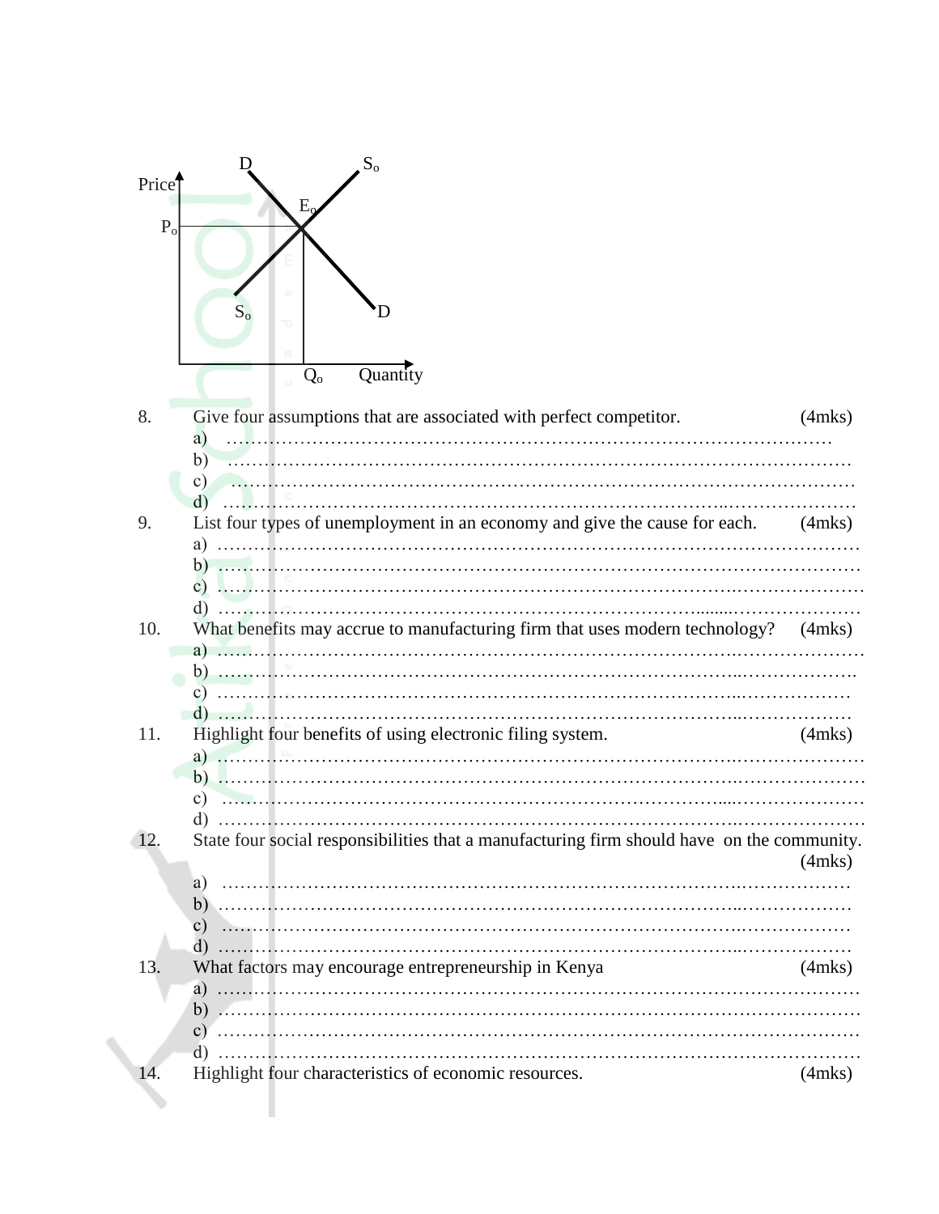Price

D $S_o$

$E_o$

$P_o$

$S_o$ D

$Q_o$ Quantity

8. Give four assumptions that are associated with perfect competitor. (4mks)

a) …………………………………………………………………………………………

b) …………………………………………………………………………………………

c) …………………………………………………………………………………………

d) …………………………………………………………………………………………

9. List four types of unemployment in an economy and give the cause for each. (4mks)

a) …………………………………………………………………………………………

b) …………………………………………………………………………………………

c) …………………………………………………………………………………………

d) …………………………………………………………………………………………

10. What benefits may accrue to manufacturing firm that uses modern technology? (4mks)

a) …………………………………………………………………………………………

b) …………………………………………………………………………………………

c) …………………………………………………………………………………………

d) …………………………………………………………………………………………

11. Highlight four benefits of using electronic filing system. (4mks)

a) …………………………………………………………………………………………

b) …………………………………………………………………………………………

c) …………………………………………………………………………………………

d) …………………………………………………………………………………………

12. State four social responsibilities that a manufacturing firm should have on the community. (4mks)

a) …………………………………………………………………………………………

b) …………………………………………………………………………………………

c) …………………………………………………………………………………………

d) …………………………………………………………………………………………

13. What factors may encourage entrepreneurship in Kenya (4mks)

a) …………………………………………………………………………………………

b) …………………………………………………………………………………………

c) …………………………………………………………………………………………

d) …………………………………………………………………………………………

14. Highlight four characteristics of economic resources. (4mks)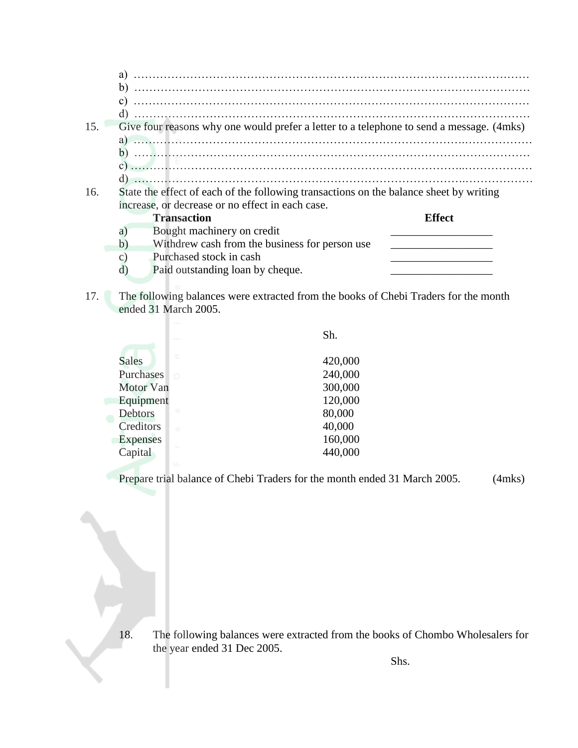a) …………………………………………………………………………………………………

b) …………………………………………………………………………………………………

c) …………………………………………………………………………………………………

d) …………………………………………………………………………………………………

15. Give four reasons why one would prefer a letter to a telephone to send a message. (4mks)

a) …………………………………………………………………………………………………

b) …………………………………………………………………………………………………

c) …………………………………………………………………………………………………

d) …………………………………………………………………………………………………

16. State the effect of each of the following transactions on the balance sheet by writing increase, or decrease or no effect in each case.

| | **Transaction** | **Effect** |
|---|---|---|
| a) | Bought machinery on credit | __________________ |
| b) | Withdrew cash from the business for person use | __________________ |
| c) | Purchased stock in cash | __________________ |
| d) | Paid outstanding loan by cheque. | __________________ |

17. The following balances were extracted from the books of Chebi Traders for the month ended 31 March 2005.

| | Sh. |
|---|---|
| Sales | 420,000 |
| Purchases | 240,000 |
| Motor Van | 300,000 |
| Equipment | 120,000 |
| Debtors | 80,000 |
| Creditors | 40,000 |
| Expenses | 160,000 |
| Capital | 440,000 |

Prepare trial balance of Chebi Traders for the month ended 31 March 2005. (4mks)

18. The following balances were extracted from the books of Chombo Wholesalers for the year ended 31 Dec 2005.

Shs.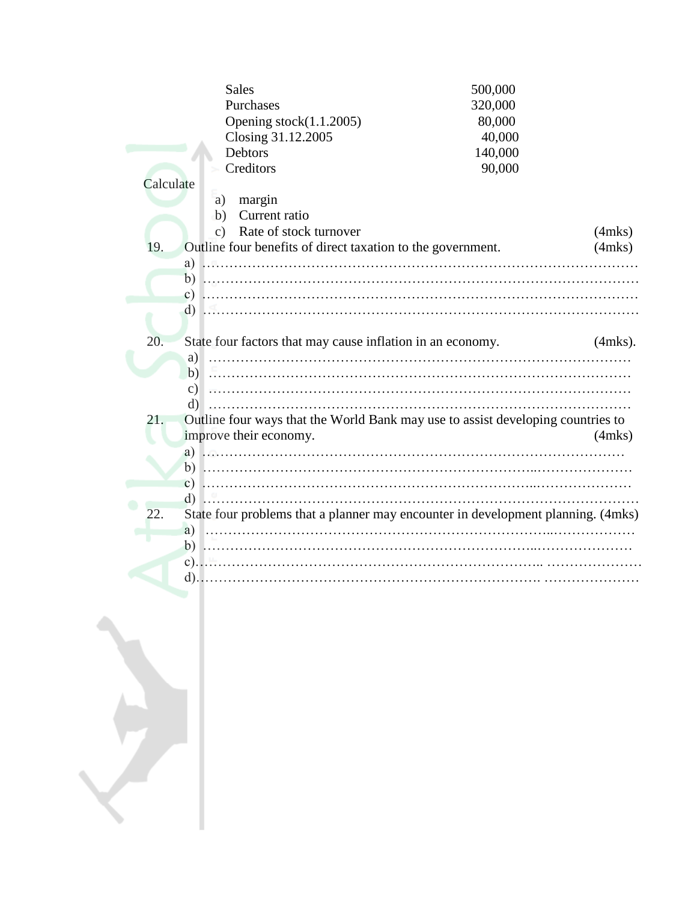| | |
|---|---|
| Sales | 500,000 |
| Purchases | 320,000 |
| Opening stock(1.1.2005) | 80,000 |
| Closing 31.12.2005 | 40,000 |
| Debtors | 140,000 |
| Creditors | 90,000 |

Calculate

a) margin
b) Current ratio
c) Rate of stock turnover (4mks)

19. Outline four benefits of direct taxation to the government. (4mks)

a) …………………………………………………………………………………
b) …………………………………………………………………………………
c) …………………………………………………………………………………
d) …………………………………………………………………………………

20. State four factors that may cause inflation in an economy. (4mks).

a) …………………………………………………………………………………
b) …………………………………………………………………………………
c) …………………………………………………………………………………
d) …………………………………………………………………………………

21. Outline four ways that the World Bank may use to assist developing countries to improve their economy. (4mks)

a) …………………………………………………………………………………
b) …………………………………………………………………………………
c) …………………………………………………………………………………
d) …………………………………………………………………………………

22. State four problems that a planner may encounter in development planning. (4mks)

a) …………………………………………………………………………………
b) …………………………………………………………………………………
c)…………………………………………………………………………………
d)…………………………………………………………………………………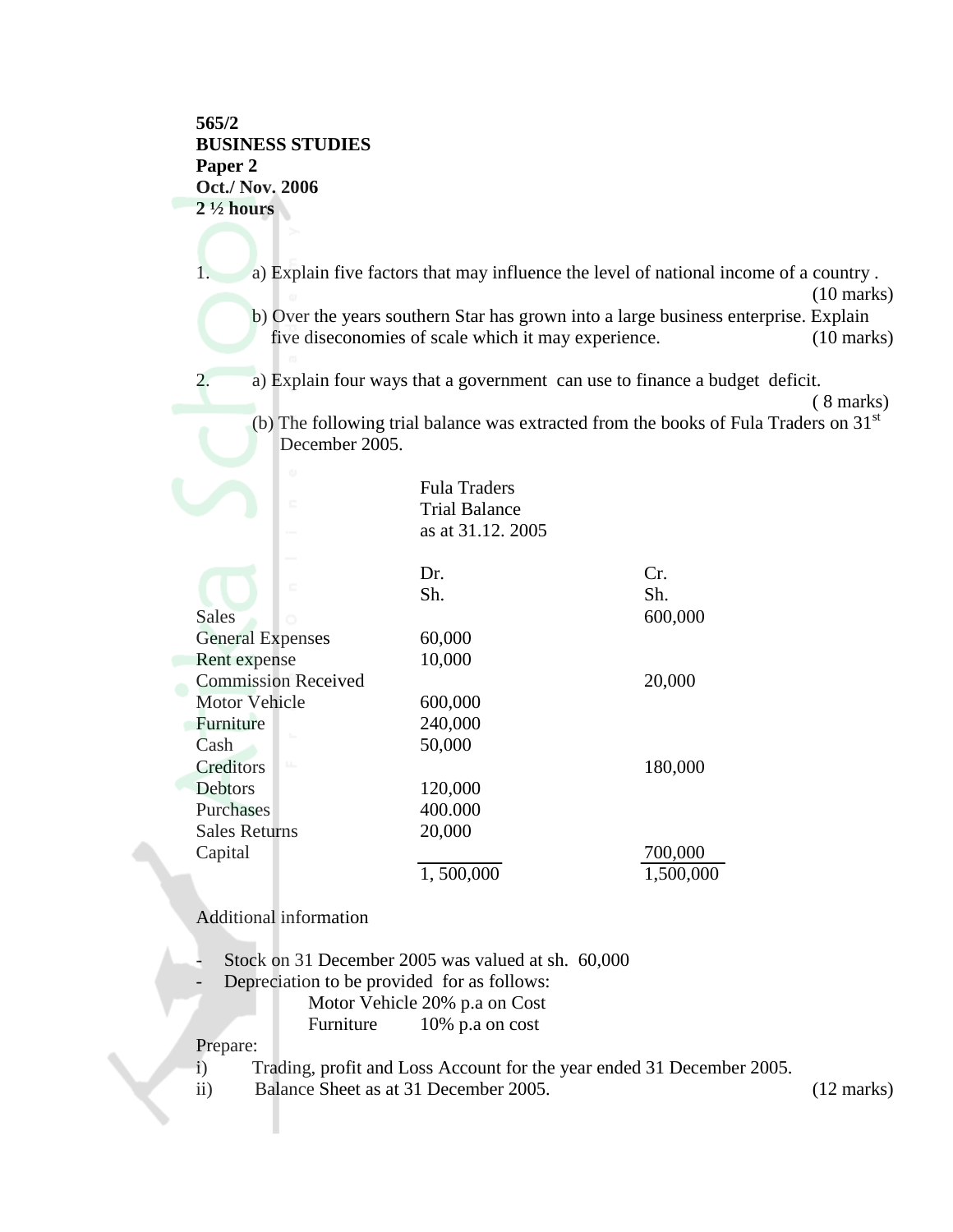**565/2**
**BUSINESS STUDIES**
**Paper 2**
**Oct./ Nov. 2006**
**2 ½ hours**

1. a) Explain five factors that may influence the level of national income of a country . (10 marks)

   b) Over the years southern Star has grown into a large business enterprise. Explain five diseconomies of scale which it may experience. (10 marks)

2. a) Explain four ways that a government can use to finance a budget deficit. ( 8 marks)

   (b) The following trial balance was extracted from the books of Fula Traders on 31st December 2005.

Fula Traders
Trial Balance
as at 31.12. 2005

| | Dr. Sh. | Cr. Sh. |
|---|---|---|
| Sales | | 600,000 |
| General Expenses | 60,000 | |
| Rent expense | 10,000 | |
| Commission Received | | 20,000 |
| Motor Vehicle | 600,000 | |
| Furniture | 240,000 | |
| Cash | 50,000 | |
| Creditors | | 180,000 |
| Debtors | 120,000 | |
| Purchases | 400.000 | |
| Sales Returns | 20,000 | |
| Capital | | 700,000 |
| | 1, 500,000 | 1,500,000 |

Additional information

- Stock on 31 December 2005 was valued at sh. 60,000
- Depreciation to be provided for as follows:
  - Motor Vehicle 20% p.a on Cost
  - Furniture 10% p.a on cost

Prepare:

i) Trading, profit and Loss Account for the year ended 31 December 2005.

ii) Balance Sheet as at 31 December 2005. (12 marks)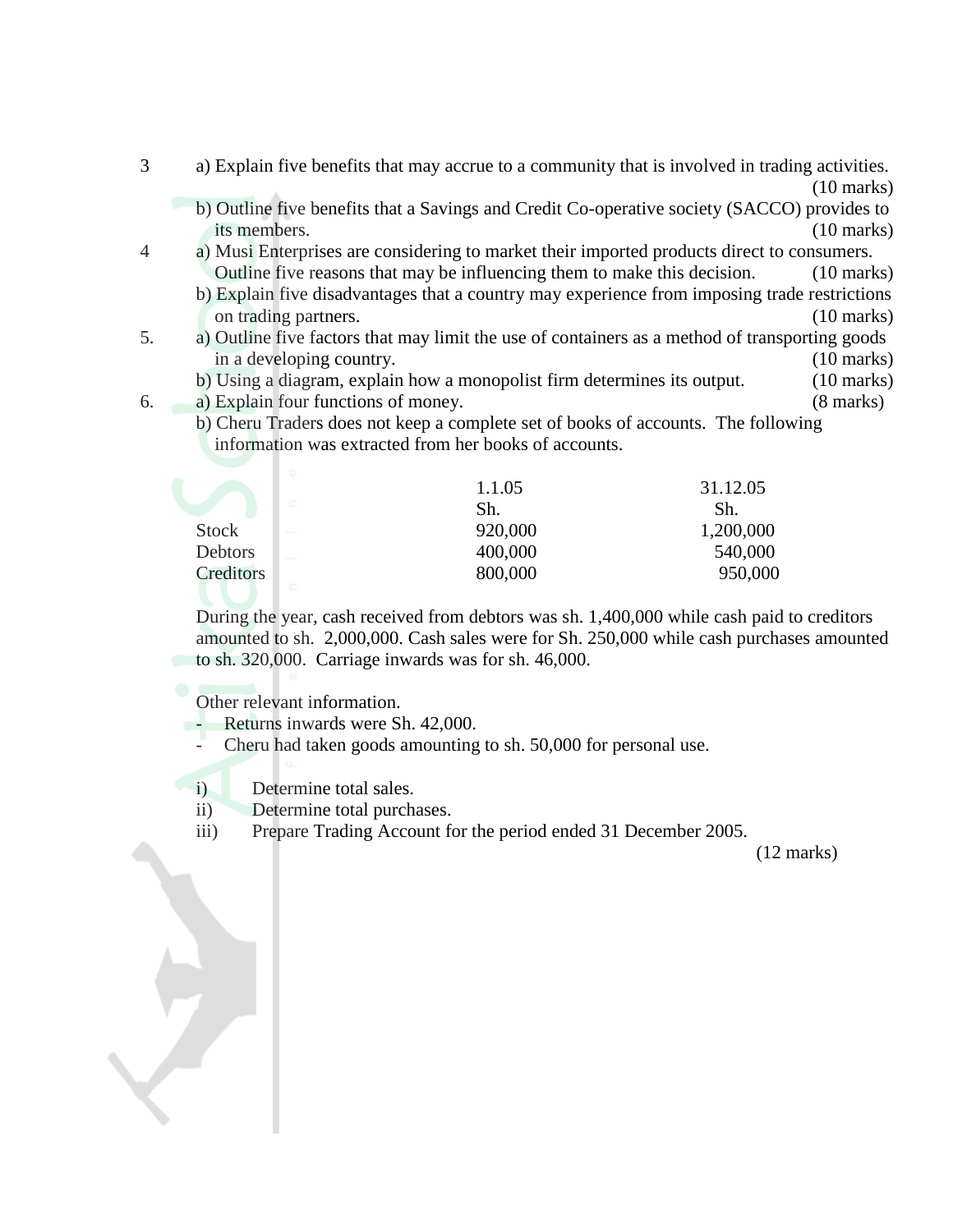3 a) Explain five benefits that may accrue to a community that is involved in trading activities. (10 marks)

b) Outline five benefits that a Savings and Credit Co-operative society (SACCO) provides to its members. (10 marks)

4 a) Musi Enterprises are considering to market their imported products direct to consumers. Outline five reasons that may be influencing them to make this decision. (10 marks)

b) Explain five disadvantages that a country may experience from imposing trade restrictions on trading partners. (10 marks)

5. a) Outline five factors that may limit the use of containers as a method of transporting goods in a developing country. (10 marks)

b) Using a diagram, explain how a monopolist firm determines its output. (10 marks)

6. a) Explain four functions of money. (8 marks)

b) Cheru Traders does not keep a complete set of books of accounts. The following information was extracted from her books of accounts.

| | 1.1.05 | 31.12.05 |
|---|---|---|
| | Sh. | Sh. |
| Stock | 920,000 | 1,200,000 |
| Debtors | 400,000 | 540,000 |
| Creditors | 800,000 | 950,000 |

During the year, cash received from debtors was sh. 1,400,000 while cash paid to creditors amounted to sh. 2,000,000. Cash sales were for Sh. 250,000 while cash purchases amounted to sh. 320,000. Carriage inwards was for sh. 46,000.

Other relevant information.

- Returns inwards were Sh. 42,000.
- Cheru had taken goods amounting to sh. 50,000 for personal use.

i) Determine total sales.

ii) Determine total purchases.

iii) Prepare Trading Account for the period ended 31 December 2005.

(12 marks)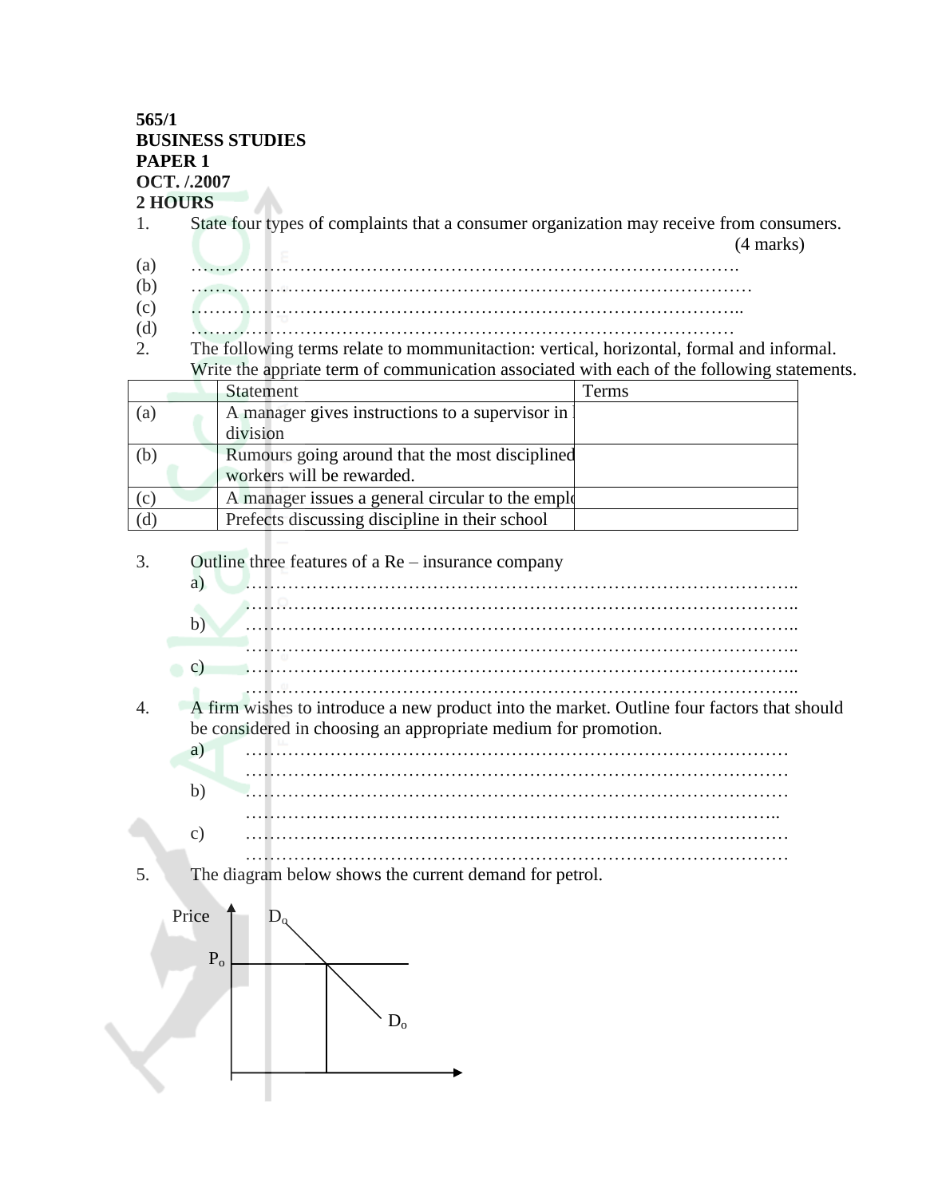**565/1**
**BUSINESS STUDIES**
**PAPER 1**
**OCT. /.2007**
**2 HOURS**

1. State four types of complaints that a consumer organization may receive from consumers. (4 marks)

(a) ……………………………………………………………………………….
(b) ………………………………………………………………………………
(c) ……………………………………………………………………………..
(d) ……………………………………………………………………………

2. The following terms relate to mommunitaction: vertical, horizontal, formal and informal. Write the appriate term of communication associated with each of the following statements.

| | Statement | Terms |
|---|---|---|
| (a) | A manager gives instructions to a supervisor in division | |
| (b) | Rumours going around that the most disciplined workers will be rewarded. | |
| (c) | A manager issues a general circular to the empl | |
| (d) | Prefects discussing discipline in their school | |

3. Outline three features of a Re – insurance company

a) ……………………………………………………………………………..
……………………………………………………………………………..
b) ……………………………………………………………………………..
……………………………………………………………………………..
c) ……………………………………………………………………………..
……………………………………………………………………………..

4. A firm wishes to introduce a new product into the market. Outline four factors that should be considered in choosing an appropriate medium for promotion.

a) ……………………………………………………………………………
……………………………………………………………………………
b) ……………………………………………………………………………
……………………………………………………………………………..
c) ……………………………………………………………………………
……………………………………………………………………………

5. The diagram below shows the current demand for petrol.

Price, $P_o$, $D_o$, $D_o$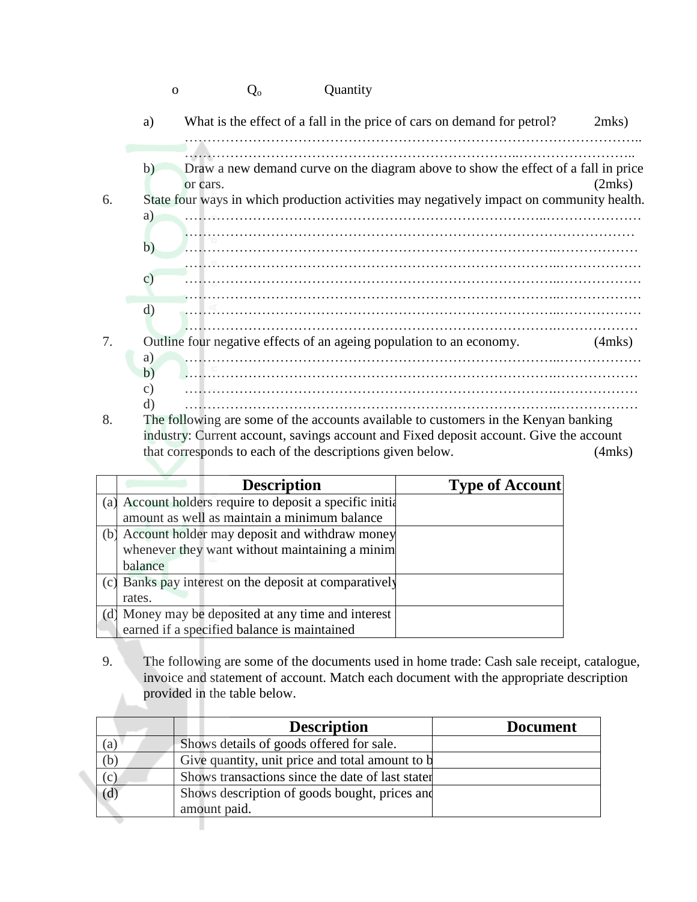o $Q_o$ Quantity

a) What is the effect of a fall in the price of cars on demand for petrol? (2mks)

……………………………………………………………………………………………..

……………………………………………………………………………………………..

b) Draw a new demand curve on the diagram above to show the effect of a fall in price or cars. (2mks)

6. State four ways in which production activities may negatively impact on community health.

a) ……………………………………………………………………………………………

……………………………………………………………………………………………

b) ……………………………………………………………………………………………

……………………………………………………………………………………………

c) ……………………………………………………………………………………………

……………………………………………………………………………………………

d) ……………………………………………………………………………………………

……………………………………………………………………………………………

7. Outline four negative effects of an ageing population to an economy. (4mks)

a) ……………………………………………………………………………………………

b) ……………………………………………………………………………………………

c) ……………………………………………………………………………………………

d) ……………………………………………………………………………………………

8. The following are some of the accounts available to customers in the Kenyan banking industry: Current account, savings account and Fixed deposit account. Give the account that corresponds to each of the descriptions given below. (4mks)

| | Description | Type of Account |
|---|---|---|
| (a) | Account holders require to deposit a specific initia amount as well as maintain a minimum balance | |
| (b) | Account holder may deposit and withdraw money whenever they want without maintaining a minim balance | |
| (c) | Banks pay interest on the deposit at comparatively rates. | |
| (d) | Money may be deposited at any time and interest earned if a specified balance is maintained | |

9. The following are some of the documents used in home trade: Cash sale receipt, catalogue, invoice and statement of account. Match each document with the appropriate description provided in the table below.

| | Description | Document |
|---|---|---|
| (a) | Shows details of goods offered for sale. | |
| (b) | Give quantity, unit price and total amount to b | |
| (c) | Shows transactions since the date of last stater | |
| (d) | Shows description of goods bought, prices anc amount paid. | |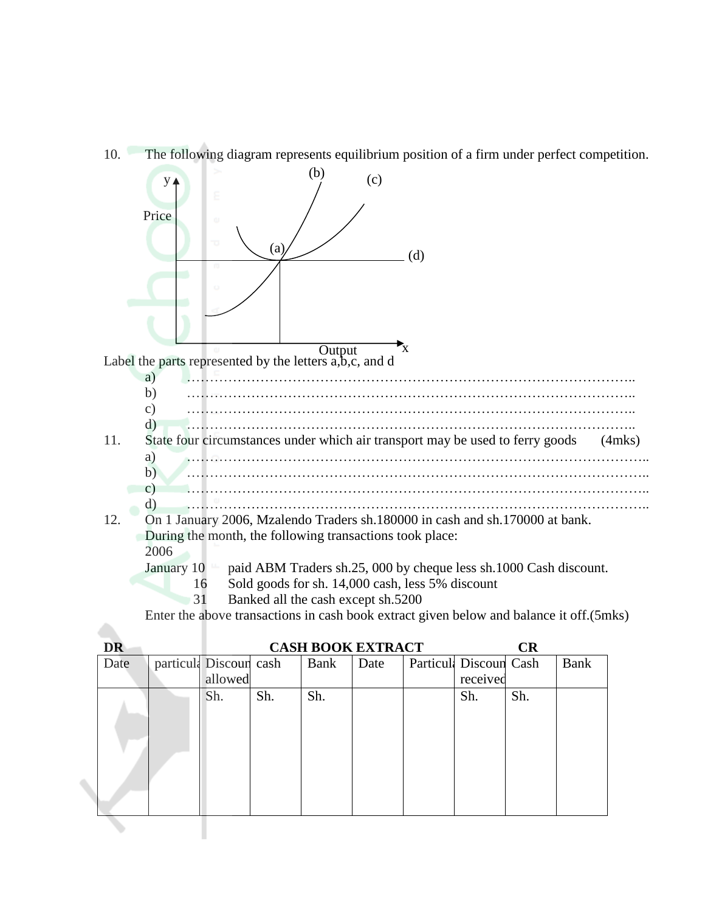10. The following diagram represents equilibrium position of a firm under perfect competition.

Label the parts represented by the letters a,b,c, and d

a) ……………………………………………………………………………………..

b) ……………………………………………………………………………………..

c) ……………………………………………………………………………………..

d) ……………………………………………………………………………………..

11. State four circumstances under which air transport may be used to ferry goods (4mks)

a) ……………………………………………………………………………………..

b) ……………………………………………………………………………………..

c) ……………………………………………………………………………………..

d) ……………………………………………………………………………………..

12. On 1 January 2006, Mzalendo Traders sh.180000 in cash and sh.170000 at bank.
During the month, the following transactions took place:

2006

January 10 paid ABM Traders sh.25, 000 by cheque less sh.1000 Cash discount.

16 Sold goods for sh. 14,000 cash, less 5% discount

31 Banked all the cash except sh.5200

Enter the above transactions in cash book extract given below and balance it off.(5mks)

**DR** **CASH BOOK EXTRACT** **CR**

| Date | particula | Discoun allowed | cash | Bank | Date | Particula | Discoun received | Cash | Bank |
|---|---|---|---|---|---|---|---|---|---|
| | | Sh. | Sh. | Sh. | | | Sh. | Sh. | |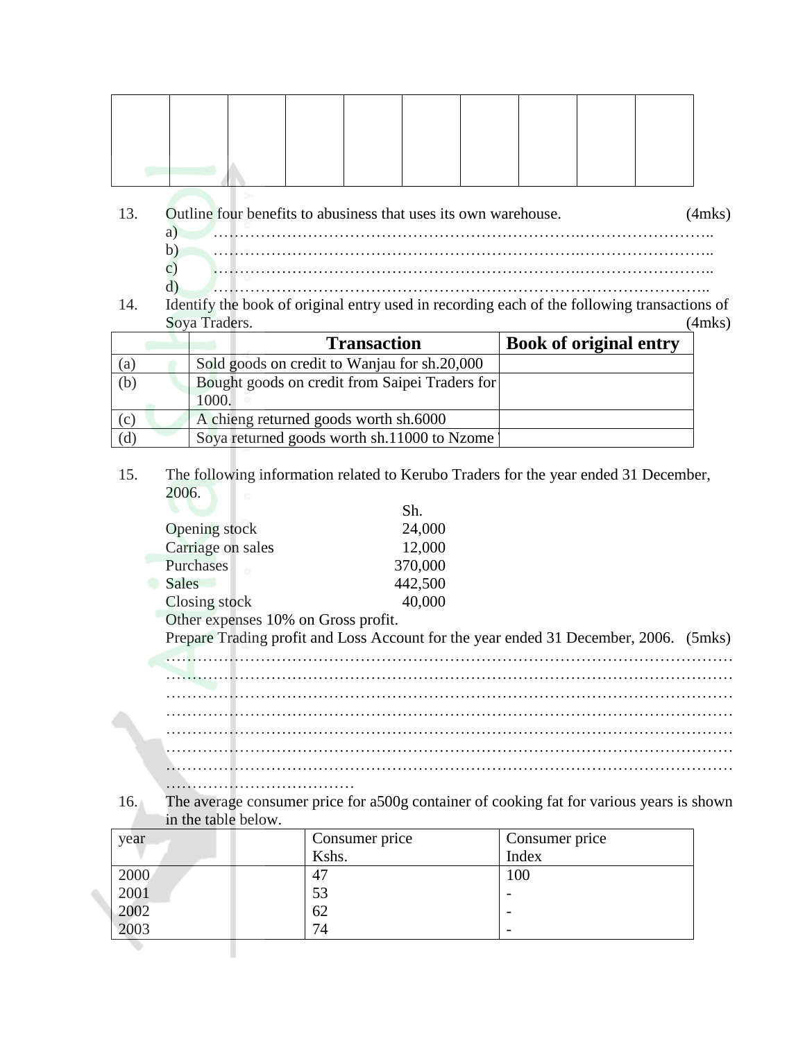| | | | | | | | | | |
|---|---|---|---|---|---|---|---|---|---|
| | | | | | | | | | |

13. Outline four benefits to abusiness that uses its own warehouse. (4mks)

   a) ……………………………………………………………………………………..
   b) ……………………………………………………………………………………..
   c) ……………………………………………………………………………………..
   d) ……………………………………………………………………………………..

14. Identify the book of original entry used in recording each of the following transactions of Soya Traders. (4mks)

| | Transaction | Book of original entry |
|---|---|---|
| (a) | Sold goods on credit to Wanjau for sh.20,000 | |
| (b) | Bought goods on credit from Saipei Traders for 1000. | |
| (c) | A chieng returned goods worth sh.6000 | |
| (d) | Soya returned goods worth sh.11000 to Nzome | |

15. The following information related to Kerubo Traders for the year ended 31 December, 2006.

| | Sh. |
|---|---|
| Opening stock | 24,000 |
| Carriage on sales | 12,000 |
| Purchases | 370,000 |
| Sales | 442,500 |
| Closing stock | 40,000 |

Other expenses 10% on Gross profit.

Prepare Trading profit and Loss Account for the year ended 31 December, 2006. (5mks)

……………………………………………………………………………………………
……………………………………………………………………………………………
……………………………………………………………………………………………
……………………………………………………………………………………………
……………………………………………………………………………………………
……………………………………………………………………………………………
……………………………………………………………………………………………
………………………………

16. The average consumer price for a500g container of cooking fat for various years is shown in the table below.

| year | Consumer price Kshs. | Consumer price Index |
|---|---|---|
| 2000 | 47 | 100 |
| 2001 | 53 | - |
| 2002 | 62 | - |
| 2003 | 74 | - |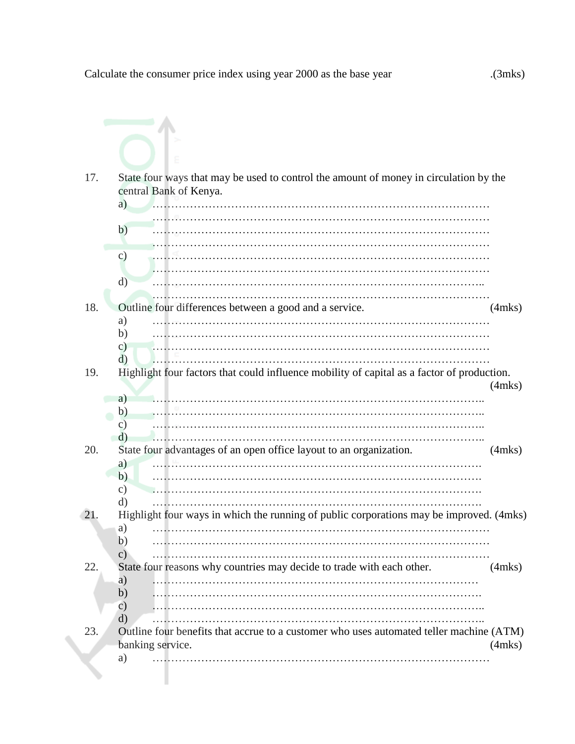Calculate the consumer price index using year 2000 as the base year .(3mks)

17. State four ways that may be used to control the amount of money in circulation by the central Bank of Kenya.
   a) ……………………………………………………………………………… ………………………………………………………………………………
   b) ……………………………………………………………………………… ………………………………………………………………………………
   c) ……………………………………………………………………………… ………………………………………………………………………………
   d) …………………………………………………………………………….. ………………………………………………………………………………

18. Outline four differences between a good and a service. (4mks)
   a) ………………………………………………………………………………
   b) ………………………………………………………………………………
   c) ………………………………………………………………………………
   d) ………………………………………………………………………………

19. Highlight four factors that could influence mobility of capital as a factor of production. (4mks)
   a) ……………………………………………………………………………..
   b) ……………………………………………………………………………..
   c) ……………………………………………………………………………..
   d) ……………………………………………………………………………..

20. State four advantages of an open office layout to an organization. (4mks)
   a) …………………………………………………………………………….
   b) …………………………………………………………………………….
   c) …………………………………………………………………………….
   d) …………………………………………………………………………….

21. Highlight four ways in which the running of public corporations may be improved. (4mks)
   a) ………………………………………………………………………………
   b) ………………………………………………………………………………
   c) ………………………………………………………………………………

22. State four reasons why countries may decide to trade with each other. (4mks)
   a) ……………………………………………………………………………
   b) …………………………………………………………………………….
   c) ……………………………………………………………………………..
   d) ……………………………………………………………………………..

23. Outline four benefits that accrue to a customer who uses automated teller machine (ATM) banking service. (4mks)
   a) ………………………………………………………………………………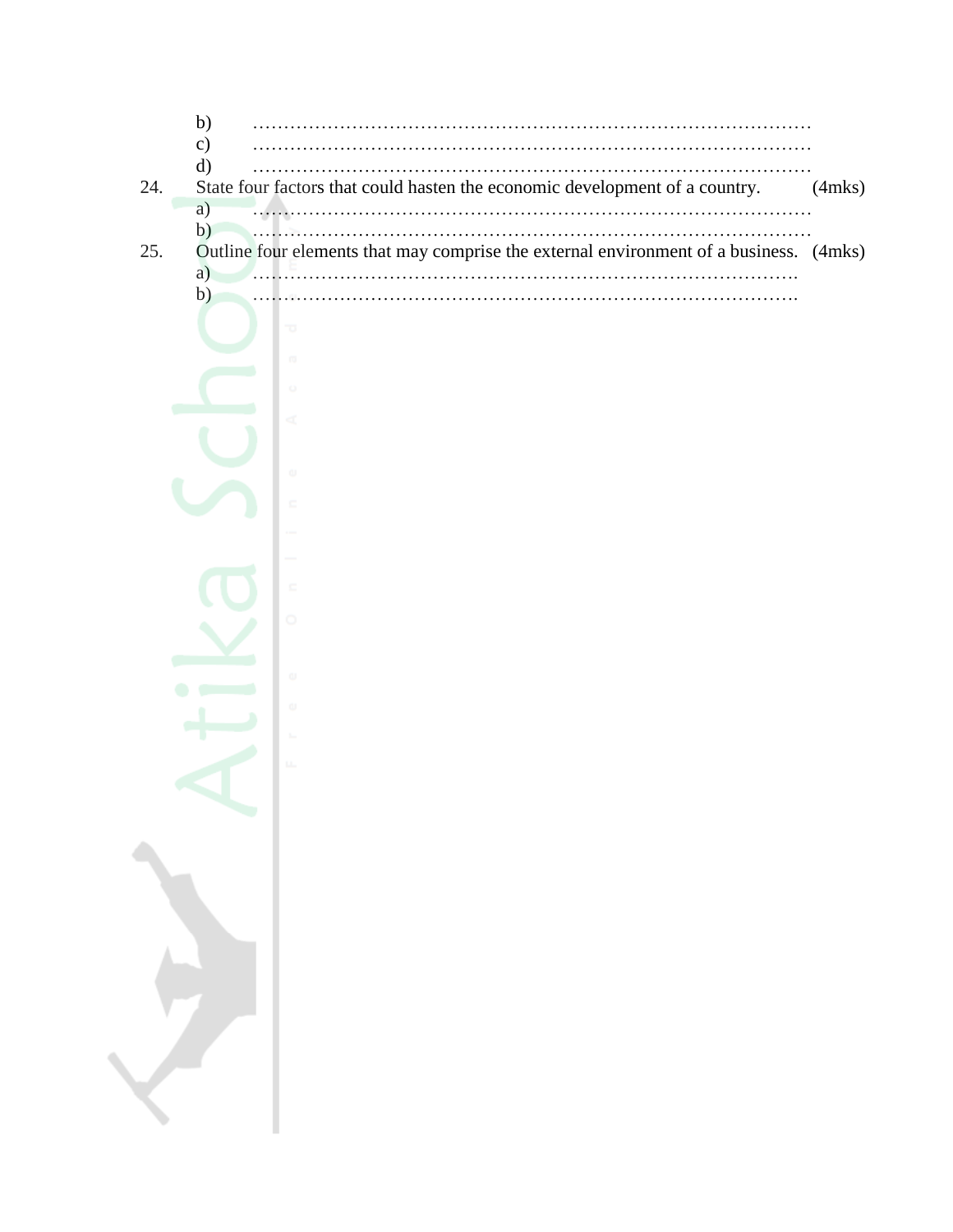b) ………………………………………………………………………………
c) ………………………………………………………………………………
d) ………………………………………………………………………………

24. State four factors that could hasten the economic development of a country. (4mks)

a) ………………………………………………………………………………
b) ………………………………………………………………………………

25. Outline four elements that may comprise the external environment of a business. (4mks)

a) ……………………………………………………………………………….
b) ……………………………………………………………………………….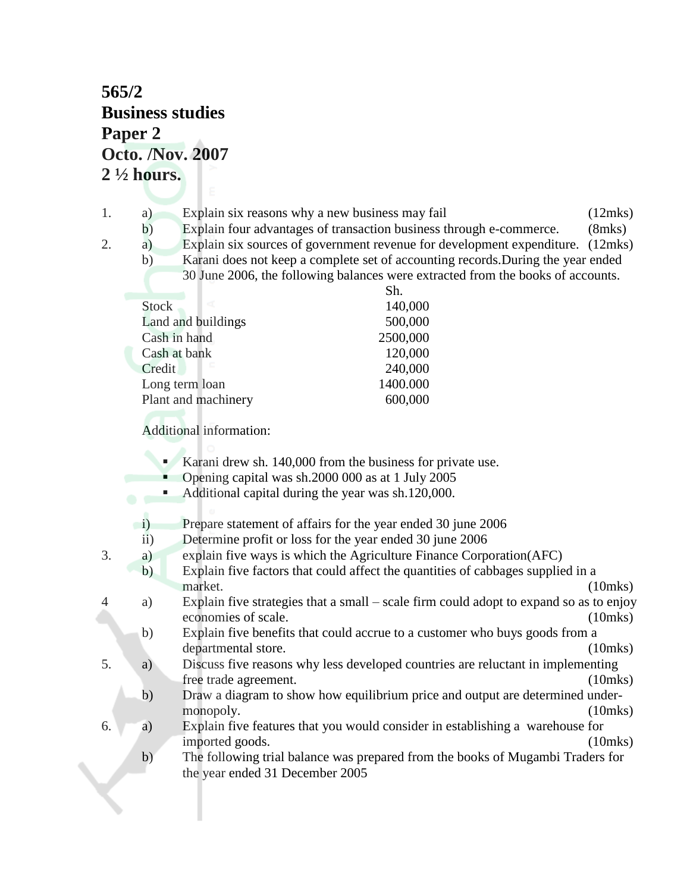**565/2**
**Business studies**
**Paper 2**
**Octo. /Nov. 2007**
**2 ½ hours.**

1. a) Explain six reasons why a new business may fail (12mks)
   b) Explain four advantages of transaction business through e-commerce. (8mks)
2. a) Explain six sources of government revenue for development expenditure. (12mks)
   b) Karani does not keep a complete set of accounting records.During the year ended 30 June 2006, the following balances were extracted from the books of accounts.

| | Sh. |
|---|---|
| Stock | 140,000 |
| Land and buildings | 500,000 |
| Cash in hand | 2500,000 |
| Cash at bank | 120,000 |
| Credit | 240,000 |
| Long term loan | 1400.000 |
| Plant and machinery | 600,000 |

Additional information:

- Karani drew sh. 140,000 from the business for private use.
- Opening capital was sh.2000 000 as at 1 July 2005
- Additional capital during the year was sh.120,000.

   i) Prepare statement of affairs for the year ended 30 june 2006
   ii) Determine profit or loss for the year ended 30 june 2006
3. a) explain five ways is which the Agriculture Finance Corporation(AFC)
   b) Explain five factors that could affect the quantities of cabbages supplied in a market. (10mks)
4 a) Explain five strategies that a small – scale firm could adopt to expand so as to enjoy economies of scale. (10mks)
   b) Explain five benefits that could accrue to a customer who buys goods from a departmental store. (10mks)
5. a) Discuss five reasons why less developed countries are reluctant in implementing free trade agreement. (10mks)
   b) Draw a diagram to show how equilibrium price and output are determined under-monopoly. (10mks)
6. a) Explain five features that you would consider in establishing a warehouse for imported goods. (10mks)
   b) The following trial balance was prepared from the books of Mugambi Traders for the year ended 31 December 2005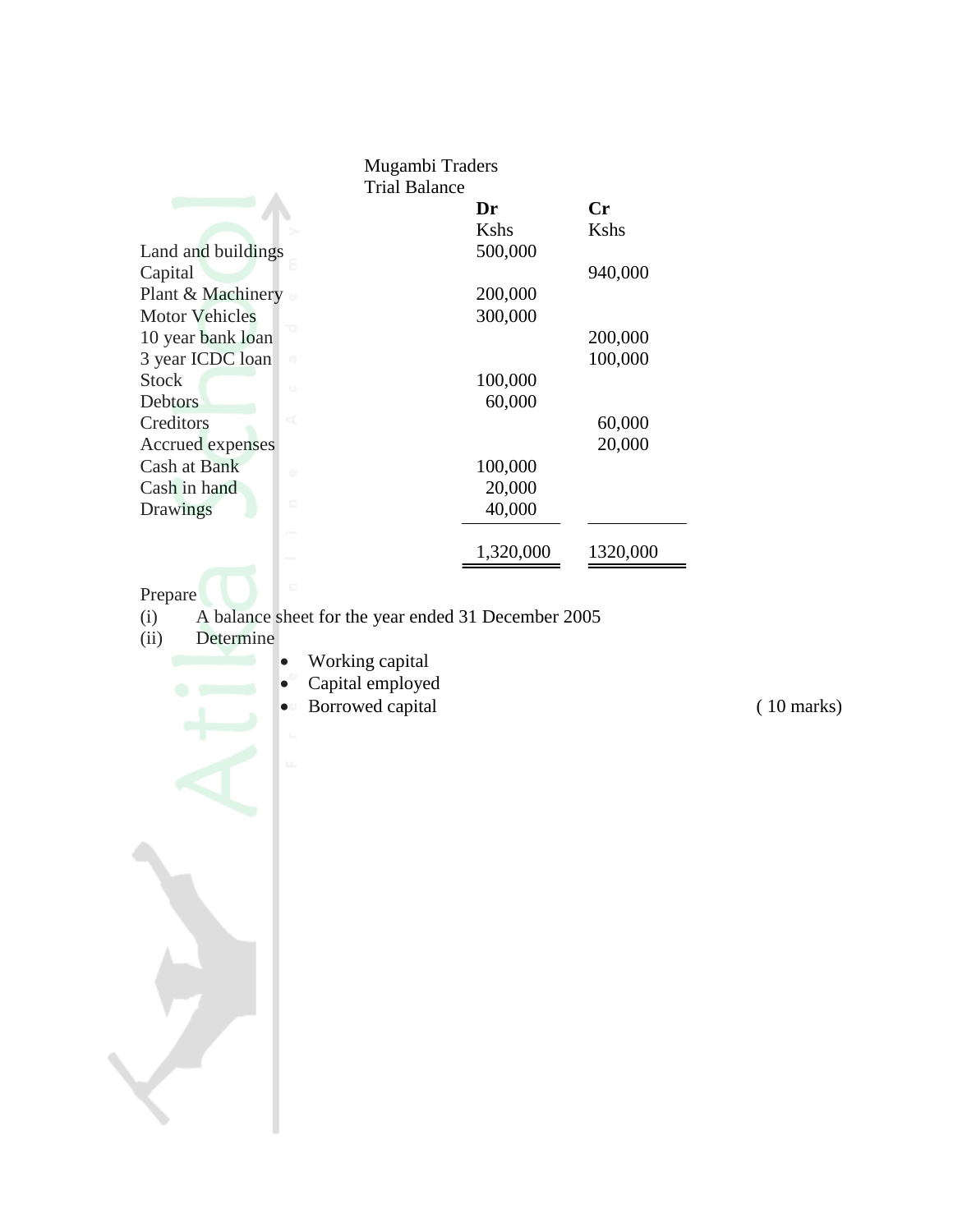Mugambi Traders
Trial Balance

| | Dr | Cr |
|---|---|---|
| | Kshs | Kshs |
| Land and buildings | 500,000 | |
| Capital | | 940,000 |
| Plant & Machinery | 200,000 | |
| Motor Vehicles | 300,000 | |
| 10 year bank loan | | 200,000 |
| 3 year ICDC loan | | 100,000 |
| Stock | 100,000 | |
| Debtors | 60,000 | |
| Creditors | | 60,000 |
| Accrued expenses | | 20,000 |
| Cash at Bank | 100,000 | |
| Cash in hand | 20,000 | |
| Drawings | 40,000 | |
| | 1,320,000 | 1320,000 |

Prepare

(i) A balance sheet for the year ended 31 December 2005

(ii) Determine

- Working capital
- Capital employed
- Borrowed capital

( 10 marks)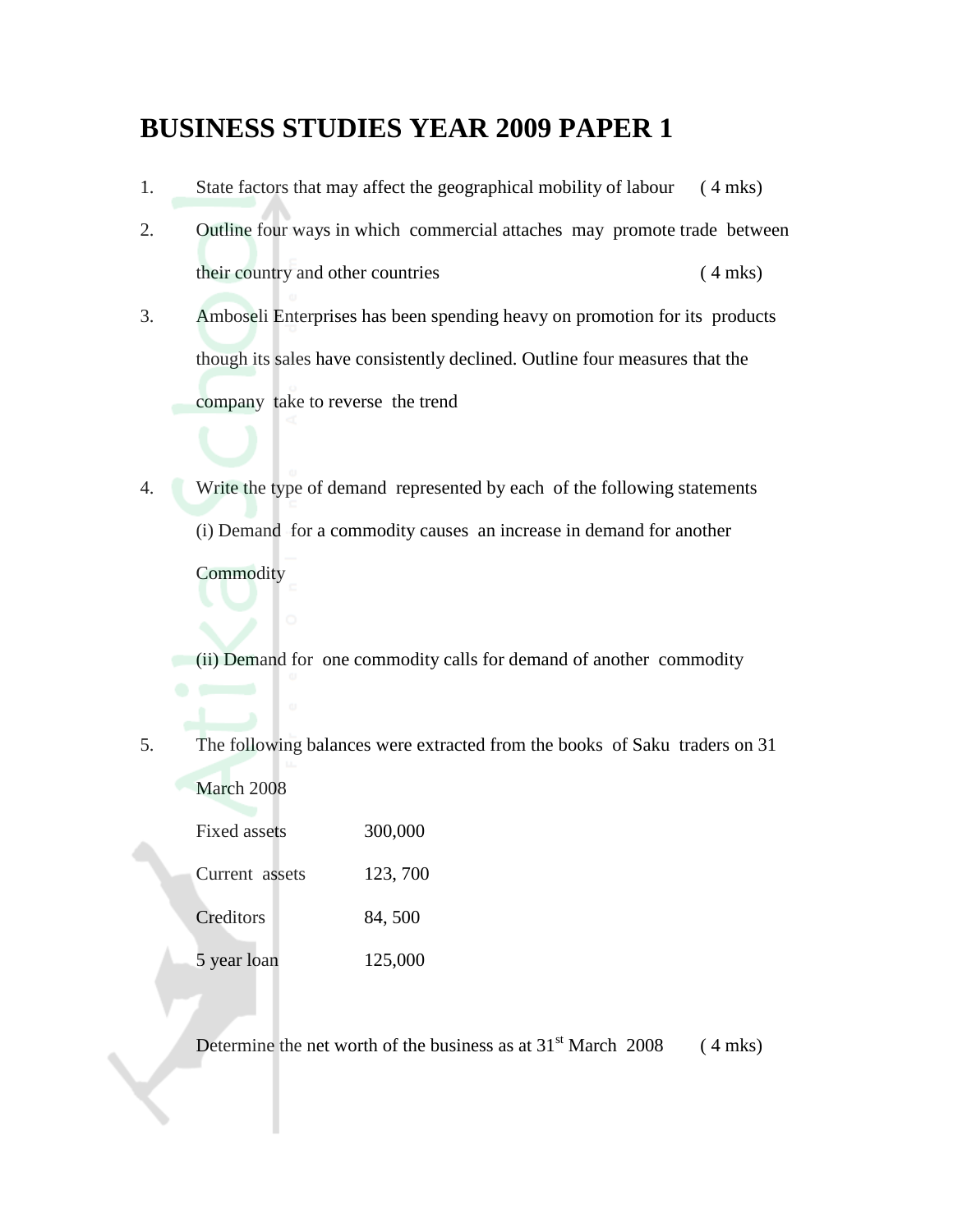# BUSINESS STUDIES YEAR 2009 PAPER 1

1. State factors that may affect the geographical mobility of labour ( 4 mks)

2. Outline four ways in which commercial attaches may promote trade between their country and other countries ( 4 mks)

3. Amboseli Enterprises has been spending heavy on promotion for its products though its sales have consistently declined. Outline four measures that the company take to reverse the trend

4. Write the type of demand represented by each of the following statements

   (i) Demand for a commodity causes an increase in demand for another Commodity

   (ii) Demand for one commodity calls for demand of another commodity

5. The following balances were extracted from the books of Saku traders on 31 March 2008

| | |
|---|---|
| Fixed assets | 300,000 |
| Current assets | 123, 700 |
| Creditors | 84, 500 |
| 5 year loan | 125,000 |

Determine the net worth of the business as at 31st March 2008 ( 4 mks)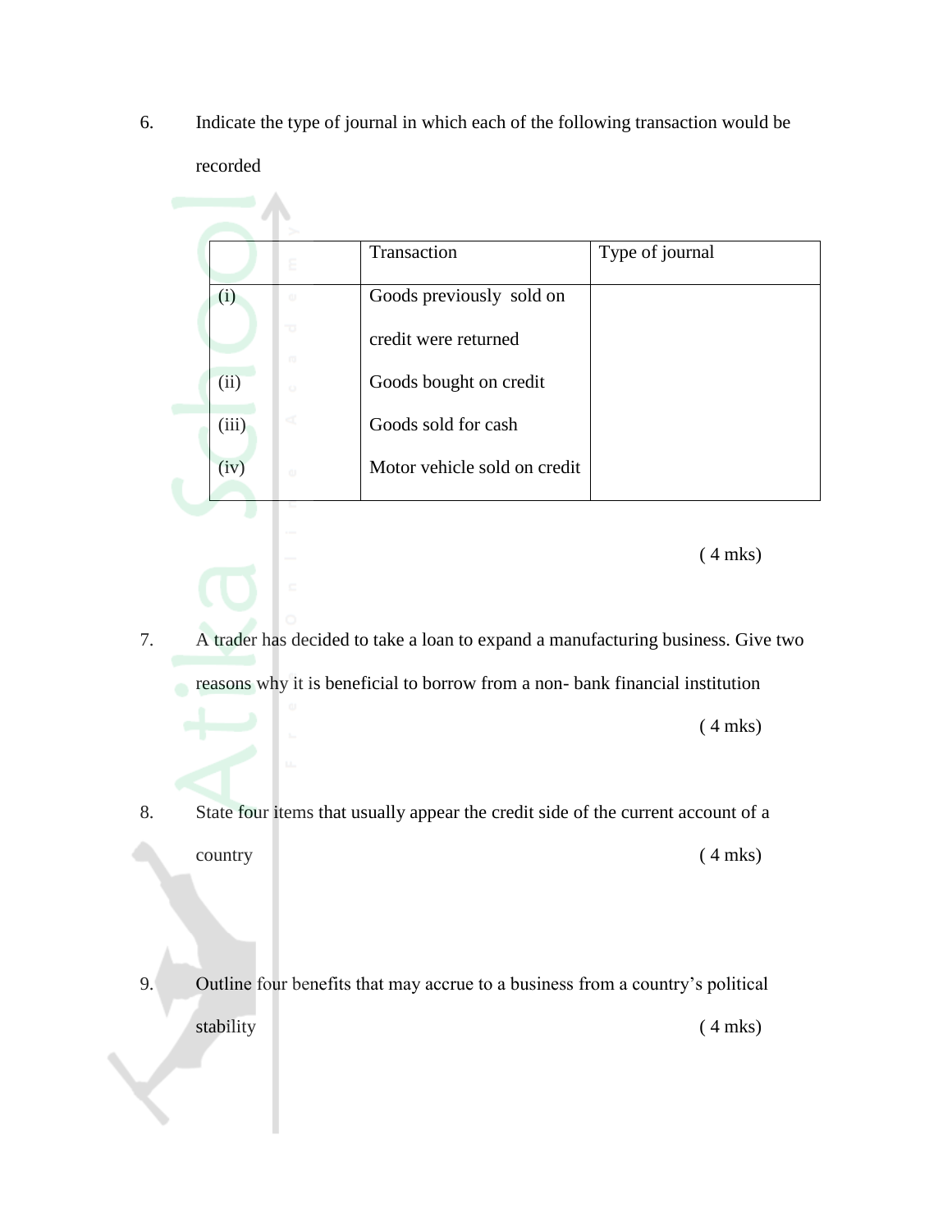6. Indicate the type of journal in which each of the following transaction would be recorded

| | Transaction | Type of journal |
|---|---|---|
| (i) | Goods previously sold on credit were returned | |
| (ii) | Goods bought on credit | |
| (iii) | Goods sold for cash | |
| (iv) | Motor vehicle sold on credit | |

( 4 mks)

7. A trader has decided to take a loan to expand a manufacturing business. Give two reasons why it is beneficial to borrow from a non- bank financial institution

( 4 mks)

8. State four items that usually appear the credit side of the current account of a country ( 4 mks)

9. Outline four benefits that may accrue to a business from a country's political stability ( 4 mks)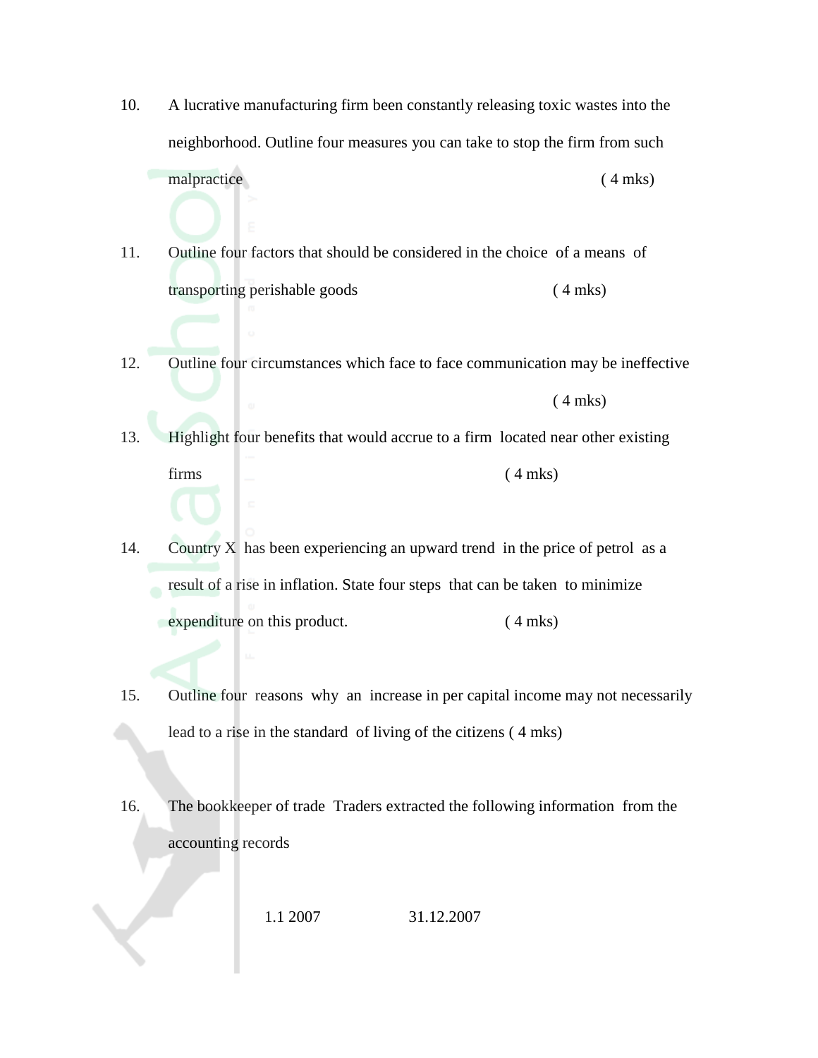10. A lucrative manufacturing firm been constantly releasing toxic wastes into the neighborhood. Outline four measures you can take to stop the firm from such malpractice ( 4 mks)

11. Outline four factors that should be considered in the choice of a means of transporting perishable goods ( 4 mks)

12. Outline four circumstances which face to face communication may be ineffective ( 4 mks)

13. Highlight four benefits that would accrue to a firm located near other existing firms ( 4 mks)

14. Country X has been experiencing an upward trend in the price of petrol as a result of a rise in inflation. State four steps that can be taken to minimize expenditure on this product. ( 4 mks)

15. Outline four reasons why an increase in per capital income may not necessarily lead to a rise in the standard of living of the citizens ( 4 mks)

16. The bookkeeper of trade Traders extracted the following information from the accounting records

| | 1.1 2007 | 31.12.2007 |
|---|---|---|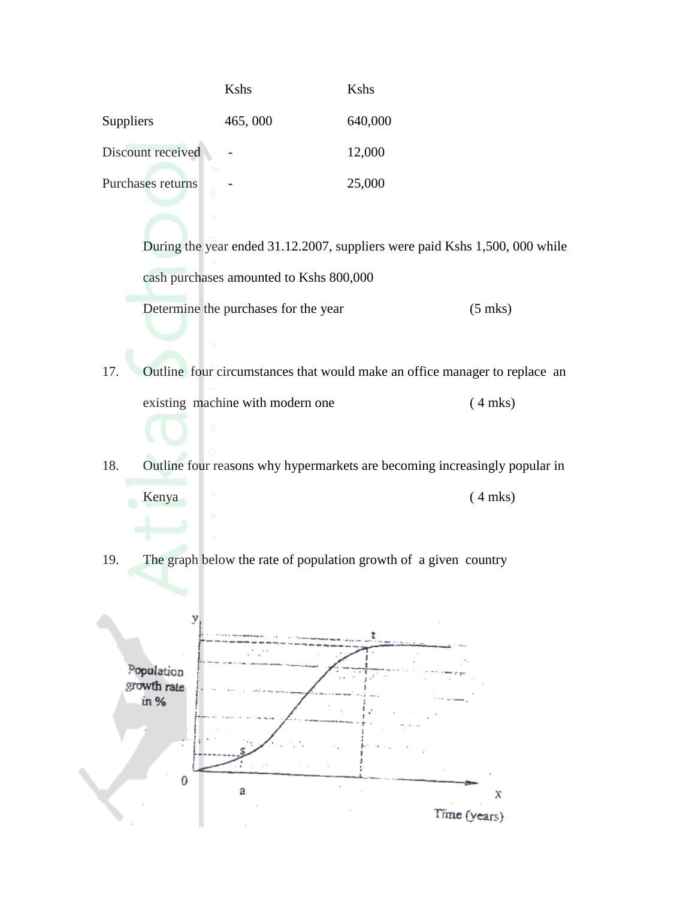| | Kshs | Kshs |
|---|---|---|
| Suppliers | 465, 000 | 640,000 |
| Discount received | - | 12,000 |
| Purchases returns | - | 25,000 |

During the year ended 31.12.2007, suppliers were paid Kshs 1,500, 000 while cash purchases amounted to Kshs 800,000

Determine the purchases for the year (5 mks)

17. Outline four circumstances that would make an office manager to replace an existing machine with modern one ( 4 mks)

18. Outline four reasons why hypermarkets are becoming increasingly popular in Kenya ( 4 mks)

19. The graph below the rate of population growth of a given country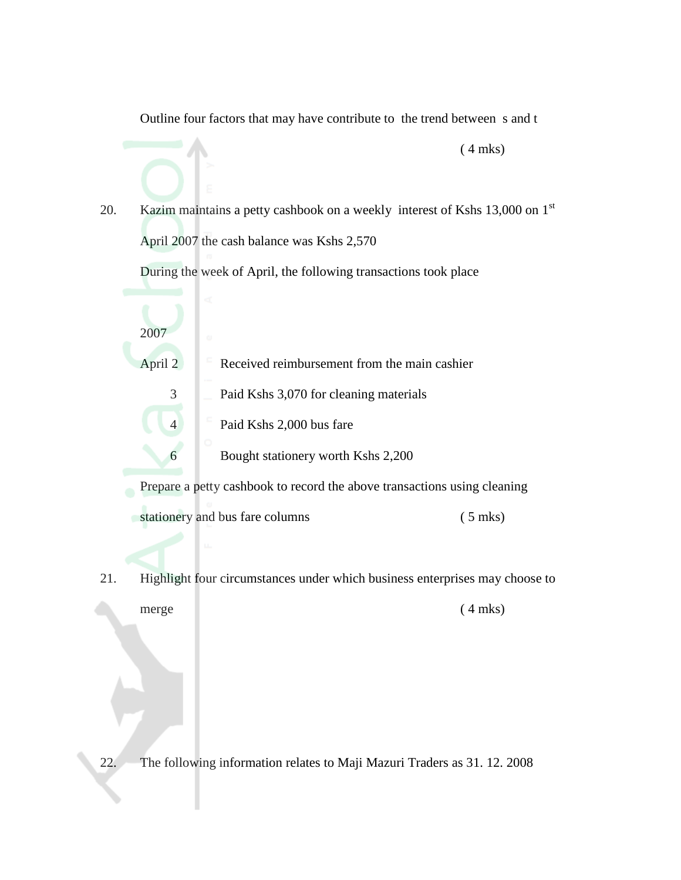Outline four factors that may have contribute to the trend between s and t

( 4 mks)

20. Kazim maintains a petty cashbook on a weekly interest of Kshs 13,000 on 1st April 2007 the cash balance was Kshs 2,570

During the week of April, the following transactions took place

| 2007 | |
|---|---|
| April 2 | Received reimbursement from the main cashier |
| 3 | Paid Kshs 3,070 for cleaning materials |
| 4 | Paid Kshs 2,000 bus fare |
| 6 | Bought stationery worth Kshs 2,200 |

Prepare a petty cashbook to record the above transactions using cleaning stationery and bus fare columns ( 5 mks)

21. Highlight four circumstances under which business enterprises may choose to merge ( 4 mks)

22. The following information relates to Maji Mazuri Traders as 31. 12. 2008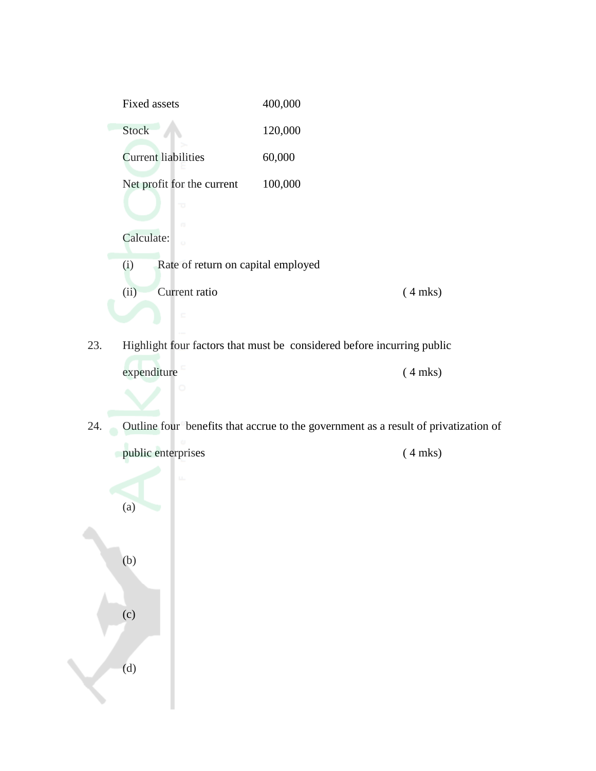| | |
|---|---|
| Fixed assets | 400,000 |
| Stock | 120,000 |
| Current liabilities | 60,000 |
| Net profit for the current | 100,000 |

Calculate:

(i) Rate of return on capital employed

(ii) Current ratio ( 4 mks)

23. Highlight four factors that must be considered before incurring public expenditure ( 4 mks)

24. Outline four benefits that accrue to the government as a result of privatization of public enterprises ( 4 mks)

(a)

(b)

(c)

(d)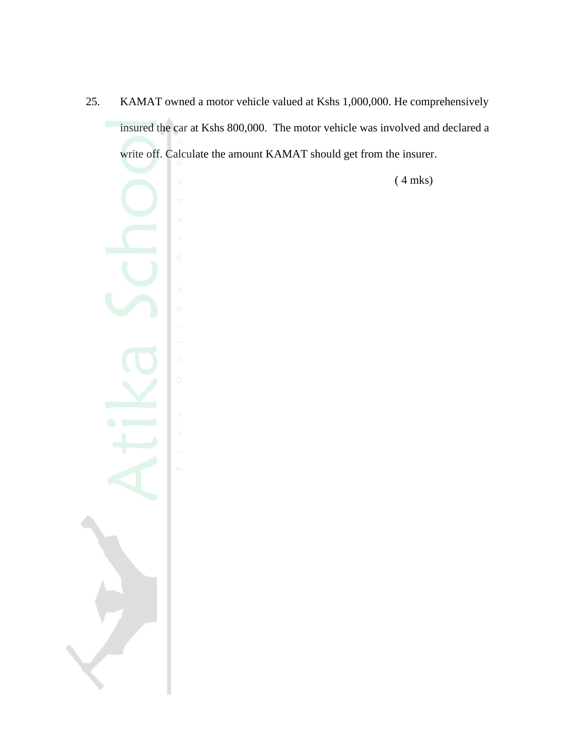25. KAMAT owned a motor vehicle valued at Kshs 1,000,000. He comprehensively insured the car at Kshs 800,000. The motor vehicle was involved and declared a write off. Calculate the amount KAMAT should get from the insurer.

( 4 mks)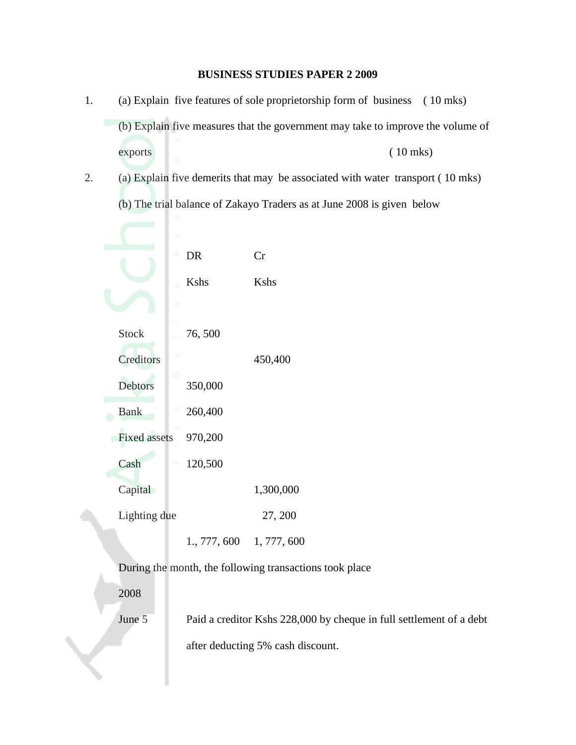**BUSINESS STUDIES PAPER 2 2009**

1. (a) Explain five features of sole proprietorship form of business ( 10 mks)

   (b) Explain five measures that the government may take to improve the volume of exports ( 10 mks)

2. (a) Explain five demerits that may be associated with water transport ( 10 mks)

   (b) The trial balance of Zakayo Traders as at June 2008 is given below

| | DR | Cr |
|---|---|---|
| | Kshs | Kshs |
| Stock | 76, 500 | |
| Creditors | | 450,400 |
| Debtors | 350,000 | |
| Bank | 260,400 | |
| Fixed assets | 970,200 | |
| Cash | 120,500 | |
| Capital | | 1,300,000 |
| Lighting due | | 27, 200 |
| | 1., 777, 600 | 1, 777, 600 |

During the month, the following transactions took place

2008

June 5 Paid a creditor Kshs 228,000 by cheque in full settlement of a debt after deducting 5% cash discount.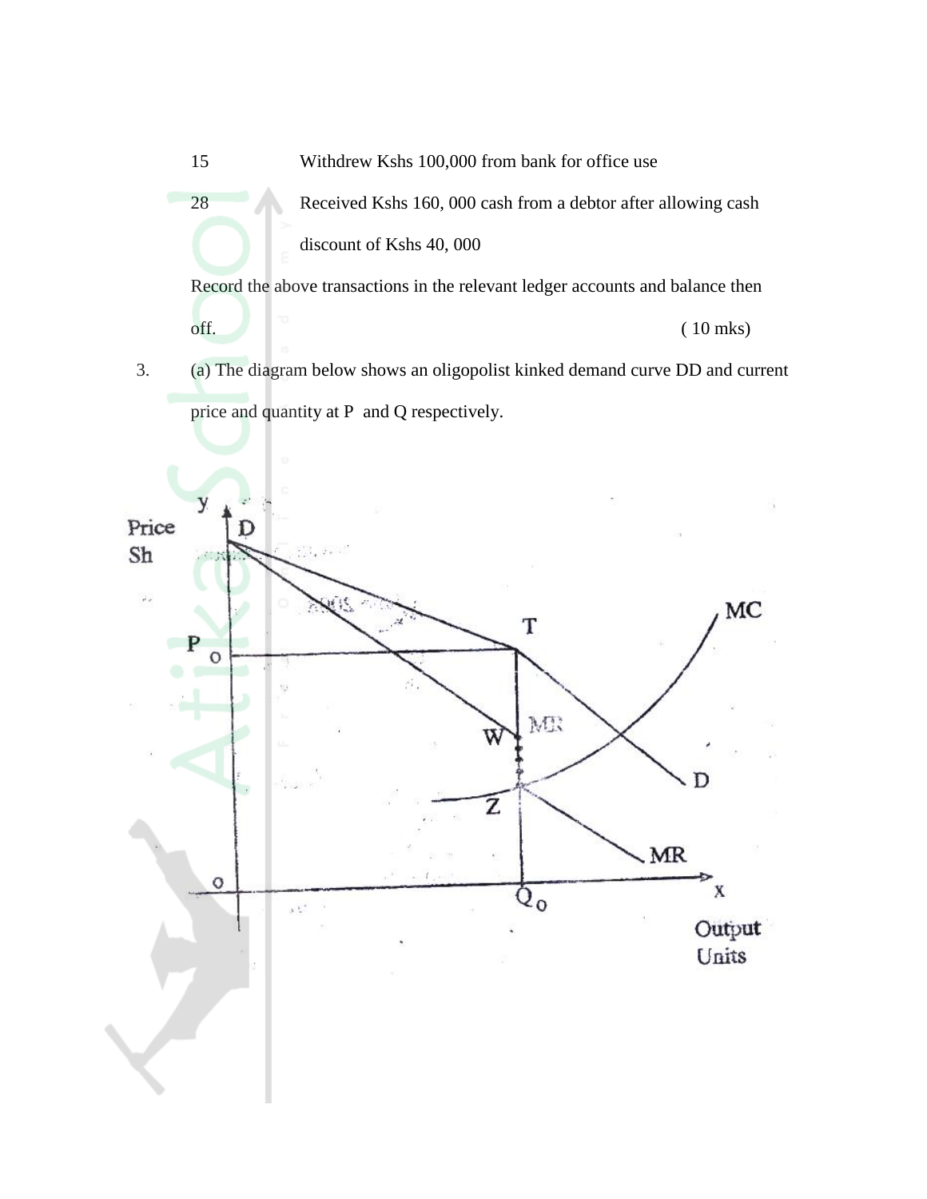15 Withdrew Kshs 100,000 from bank for office use

28 Received Kshs 160, 000 cash from a debtor after allowing cash discount of Kshs 40, 000

Record the above transactions in the relevant ledger accounts and balance then off. ( 10 mks)

3. (a) The diagram below shows an oligopolist kinked demand curve DD and current price and quantity at P and Q respectively.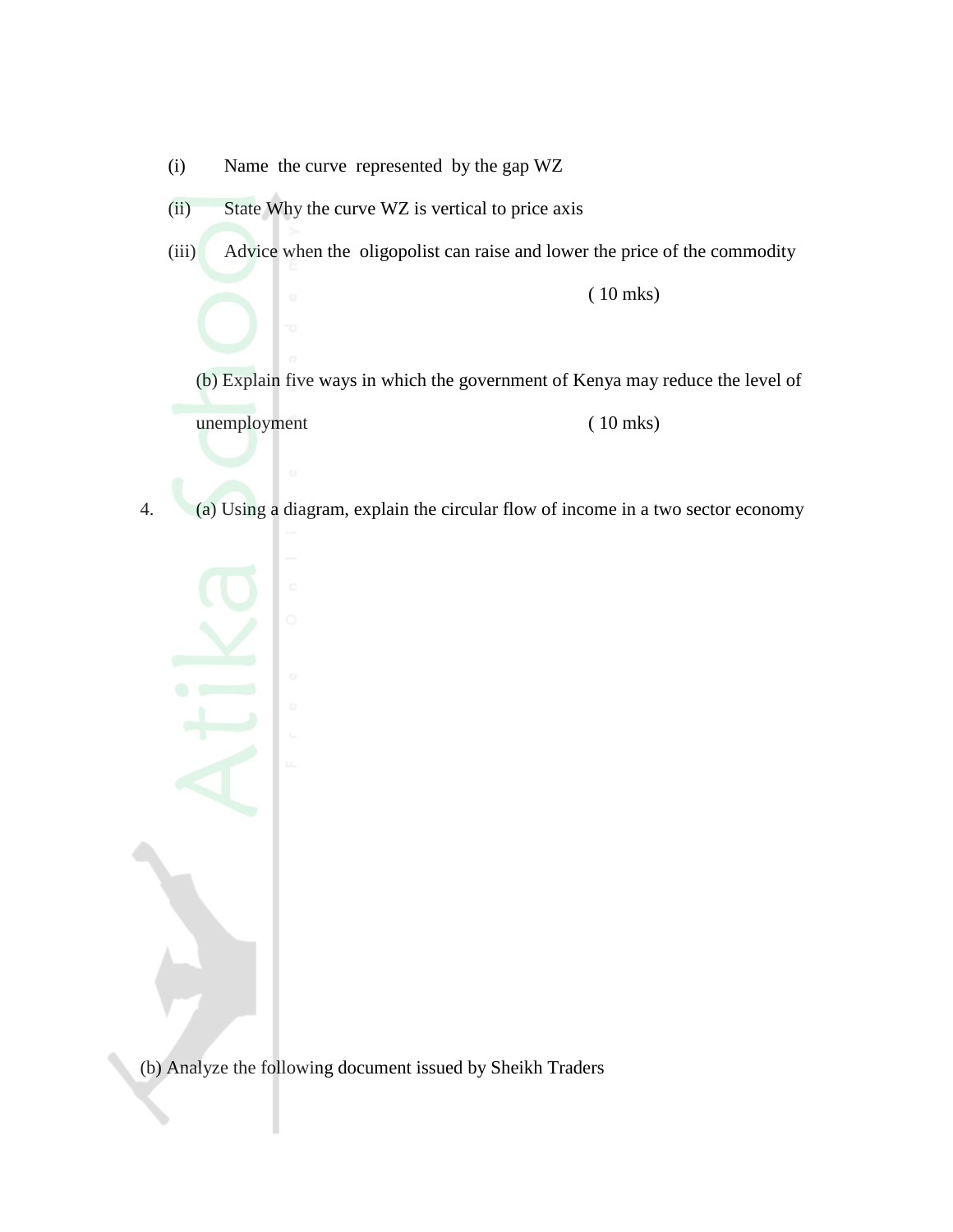(i) Name the curve represented by the gap WZ

(ii) State Why the curve WZ is vertical to price axis

(iii) Advice when the oligopolist can raise and lower the price of the commodity

( 10 mks)

(b) Explain five ways in which the government of Kenya may reduce the level of unemployment ( 10 mks)

4. (a) Using a diagram, explain the circular flow of income in a two sector economy

(b) Analyze the following document issued by Sheikh Traders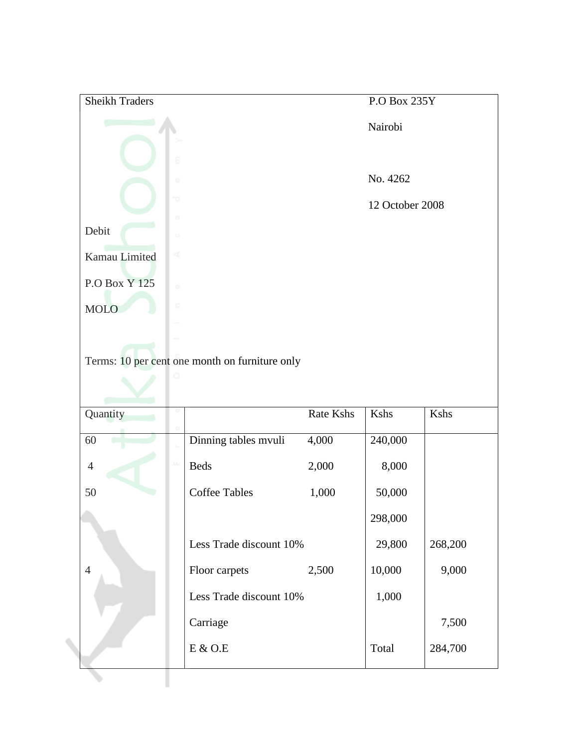Sheikh Traders

P.O Box 235Y

Nairobi

No. 4262

12 October 2008

Debit

Kamau Limited

P.O Box Y 125

MOLO

Terms: 10 per cent one month on furniture only

| Quantity | | Rate Kshs | Kshs | Kshs |
|---|---|---|---|---|
| 60 | Dinning tables mvuli | 4,000 | 240,000 | |
| 4 | Beds | 2,000 | 8,000 | |
| 50 | Coffee Tables | 1,000 | 50,000 | |
| | | | 298,000 | |
| | Less Trade discount 10% | | 29,800 | 268,200 |
| 4 | Floor carpets | 2,500 | 10,000 | 9,000 |
| | Less Trade discount 10% | | 1,000 | |
| | Carriage | | | 7,500 |
| | E & O.E | | Total | 284,700 |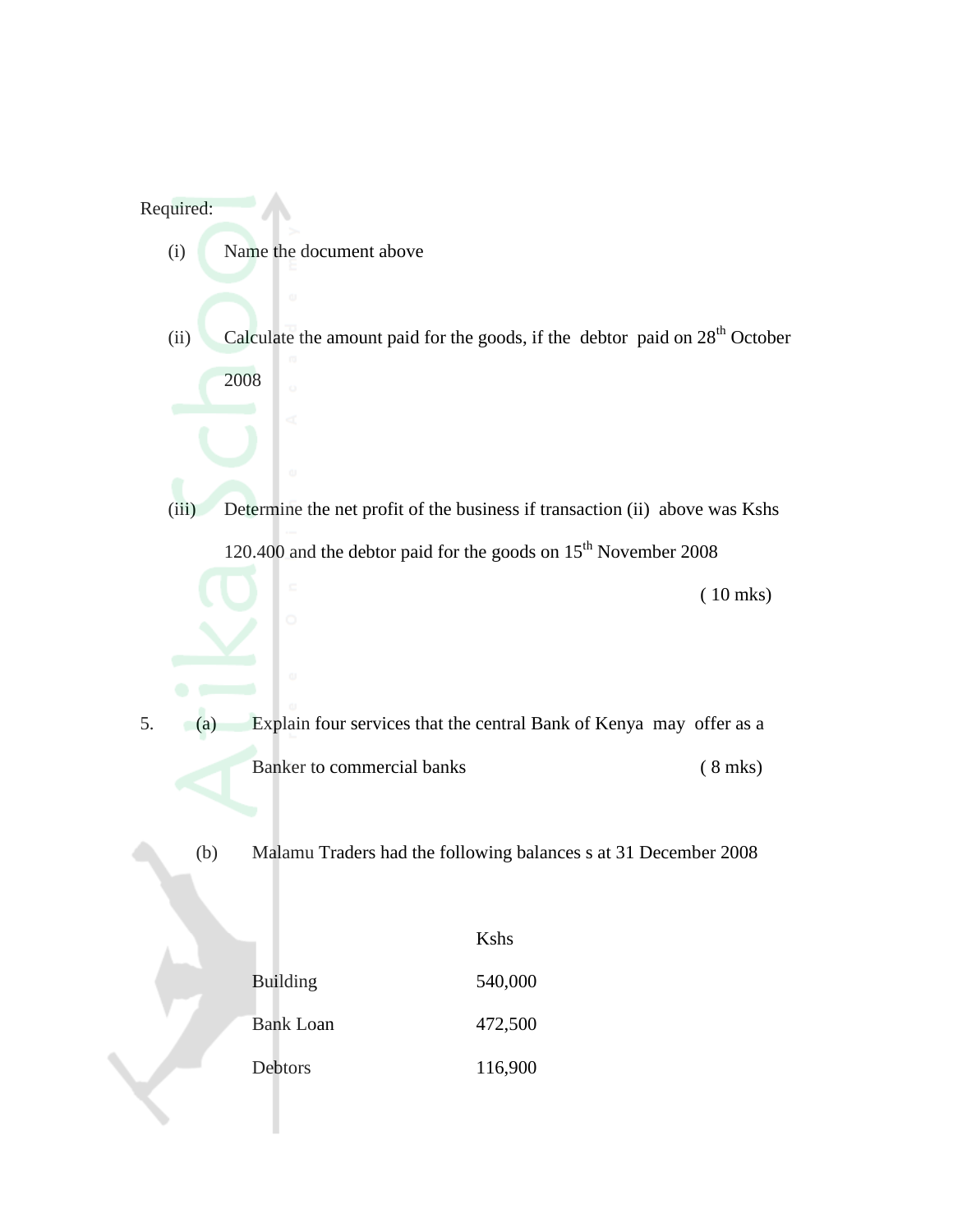Required:

(i) Name the document above

(ii) Calculate the amount paid for the goods, if the debtor paid on 28th October 2008

(iii) Determine the net profit of the business if transaction (ii) above was Kshs 120.400 and the debtor paid for the goods on 15th November 2008

( 10 mks)

5. (a) Explain four services that the central Bank of Kenya may offer as a Banker to commercial banks ( 8 mks)

(b) Malamu Traders had the following balances s at 31 December 2008

| | Kshs |
|---|---|
| Building | 540,000 |
| Bank Loan | 472,500 |
| Debtors | 116,900 |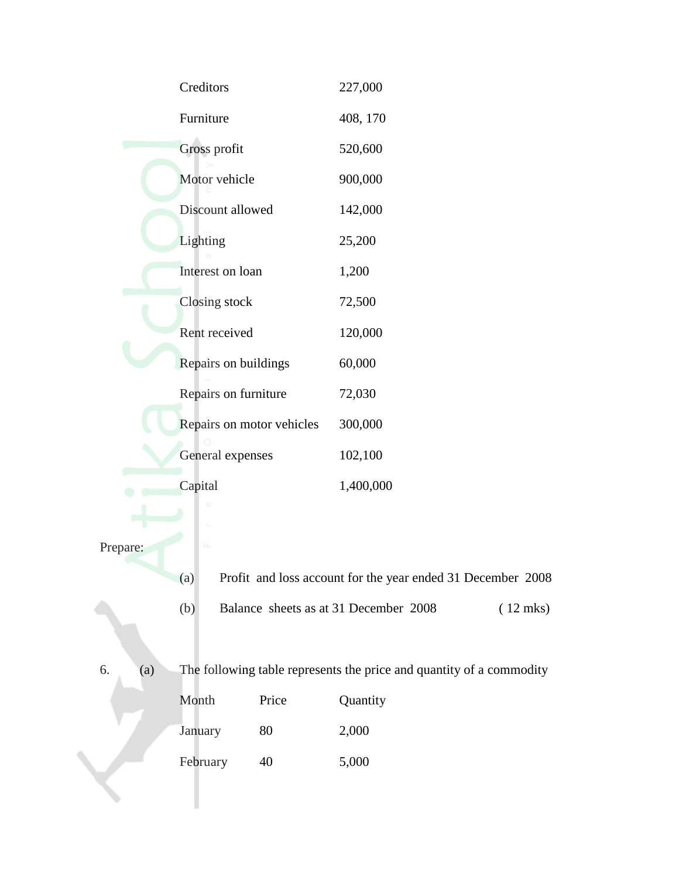| | |
|---|---|
| Creditors | 227,000 |
| Furniture | 408, 170 |
| Gross profit | 520,600 |
| Motor vehicle | 900,000 |
| Discount allowed | 142,000 |
| Lighting | 25,200 |
| Interest on loan | 1,200 |
| Closing stock | 72,500 |
| Rent received | 120,000 |
| Repairs on buildings | 60,000 |
| Repairs on furniture | 72,030 |
| Repairs on motor vehicles | 300,000 |
| General expenses | 102,100 |
| Capital | 1,400,000 |

Prepare:

(a) Profit and loss account for the year ended 31 December 2008

(b) Balance sheets as at 31 December 2008 ( 12 mks)

6. (a) The following table represents the price and quantity of a commodity

| Month | Price | Quantity |
|---|---|---|
| January | 80 | 2,000 |
| February | 40 | 5,000 |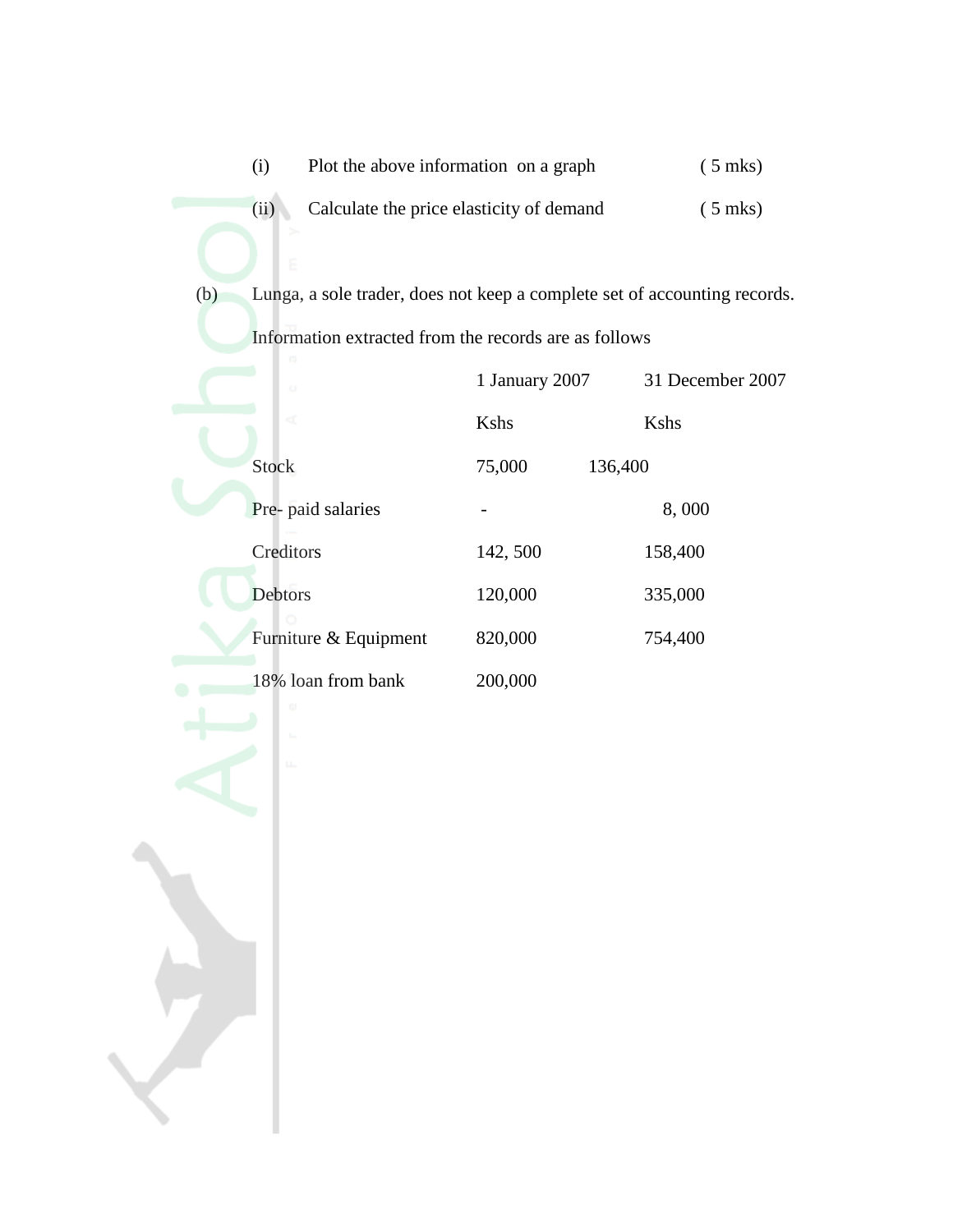(i) Plot the above information on a graph ( 5 mks)

(ii) Calculate the price elasticity of demand ( 5 mks)

(b) Lunga, a sole trader, does not keep a complete set of accounting records.

Information extracted from the records are as follows

| | 1 January 2007 | 31 December 2007 |
|---|---|---|
| | Kshs | Kshs |
| Stock | 75,000 | 136,400 |
| Pre- paid salaries | - | 8, 000 |
| Creditors | 142, 500 | 158,400 |
| Debtors | 120,000 | 335,000 |
| Furniture & Equipment | 820,000 | 754,400 |
| 18% loan from bank | 200,000 | |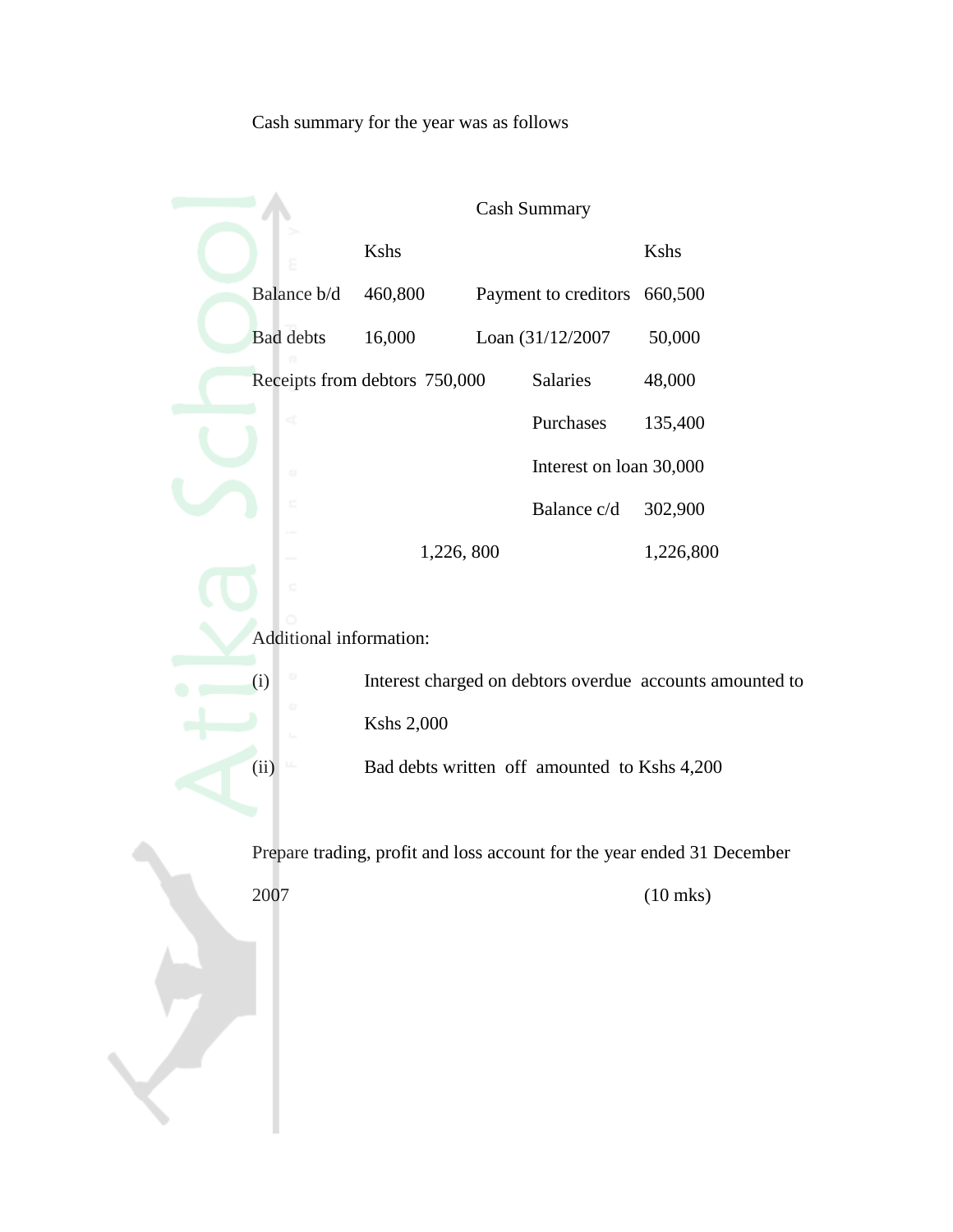Cash summary for the year was as follows

Cash Summary

| | Kshs | | Kshs |
|---|---|---|---|
| Balance b/d | 460,800 | Payment to creditors | 660,500 |
| Bad debts | 16,000 | Loan (31/12/2007 | 50,000 |
| Receipts from debtors | 750,000 | Salaries | 48,000 |
| | | Purchases | 135,400 |
| | | Interest on loan | 30,000 |
| | | Balance c/d | 302,900 |
| | 1,226, 800 | | 1,226,800 |

Additional information:

(i) Interest charged on debtors overdue accounts amounted to Kshs 2,000

(ii) Bad debts written off amounted to Kshs 4,200

Prepare trading, profit and loss account for the year ended 31 December 2007 (10 mks)